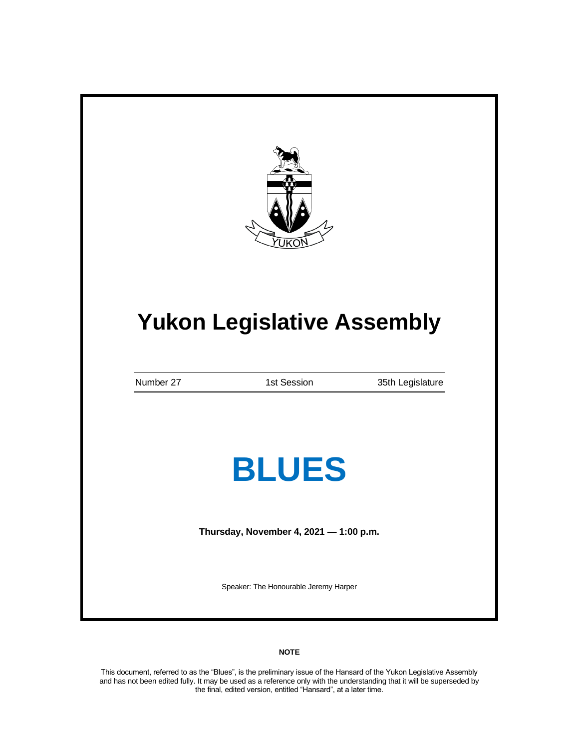# Yukon Legislative Assembly

| Number 27 | 1st Session | 35th Legislature |
| --- | --- | --- |

# BLUES

**Thursday, November 4, 2021 — 1:00 p.m.**

Speaker: The Honourable Jeremy Harper

**NOTE**

This document, referred to as the "Blues", is the preliminary issue of the Hansard of the Yukon Legislative Assembly and has not been edited fully. It may be used as a reference only with the understanding that it will be superseded by the final, edited version, entitled "Hansard", at a later time.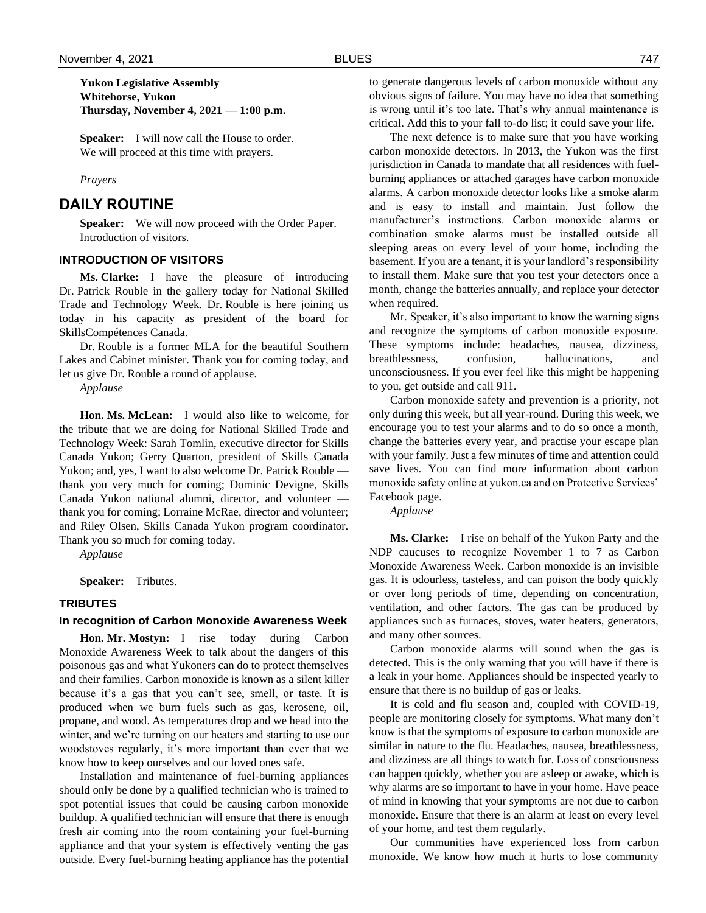**Yukon Legislative Assembly**
**Whitehorse, Yukon**
**Thursday, November 4, 2021 — 1:00 p.m.**

**Speaker:** I will now call the House to order. We will proceed at this time with prayers.

*Prayers*

# DAILY ROUTINE

**Speaker:** We will now proceed with the Order Paper. Introduction of visitors.

## INTRODUCTION OF VISITORS

**Ms. Clarke:** I have the pleasure of introducing Dr. Patrick Rouble in the gallery today for National Skilled Trade and Technology Week. Dr. Rouble is here joining us today in his capacity as president of the board for SkillsCompétences Canada.

Dr. Rouble is a former MLA for the beautiful Southern Lakes and Cabinet minister. Thank you for coming today, and let us give Dr. Rouble a round of applause.

*Applause*

**Hon. Ms. McLean:** I would also like to welcome, for the tribute that we are doing for National Skilled Trade and Technology Week: Sarah Tomlin, executive director for Skills Canada Yukon; Gerry Quarton, president of Skills Canada Yukon; and, yes, I want to also welcome Dr. Patrick Rouble — thank you very much for coming; Dominic Devigne, Skills Canada Yukon national alumni, director, and volunteer — thank you for coming; Lorraine McRae, director and volunteer; and Riley Olsen, Skills Canada Yukon program coordinator. Thank you so much for coming today.

*Applause*

**Speaker:** Tributes.

## TRIBUTES

### In recognition of Carbon Monoxide Awareness Week

**Hon. Mr. Mostyn:** I rise today during Carbon Monoxide Awareness Week to talk about the dangers of this poisonous gas and what Yukoners can do to protect themselves and their families. Carbon monoxide is known as a silent killer because it's a gas that you can't see, smell, or taste. It is produced when we burn fuels such as gas, kerosene, oil, propane, and wood. As temperatures drop and we head into the winter, and we're turning on our heaters and starting to use our woodstoves regularly, it's more important than ever that we know how to keep ourselves and our loved ones safe.

Installation and maintenance of fuel-burning appliances should only be done by a qualified technician who is trained to spot potential issues that could be causing carbon monoxide buildup. A qualified technician will ensure that there is enough fresh air coming into the room containing your fuel-burning appliance and that your system is effectively venting the gas outside. Every fuel-burning heating appliance has the potential to generate dangerous levels of carbon monoxide without any obvious signs of failure. You may have no idea that something is wrong until it's too late. That's why annual maintenance is critical. Add this to your fall to-do list; it could save your life.

The next defence is to make sure that you have working carbon monoxide detectors. In 2013, the Yukon was the first jurisdiction in Canada to mandate that all residences with fuel-burning appliances or attached garages have carbon monoxide alarms. A carbon monoxide detector looks like a smoke alarm and is easy to install and maintain. Just follow the manufacturer's instructions. Carbon monoxide alarms or combination smoke alarms must be installed outside all sleeping areas on every level of your home, including the basement. If you are a tenant, it is your landlord's responsibility to install them. Make sure that you test your detectors once a month, change the batteries annually, and replace your detector when required.

Mr. Speaker, it's also important to know the warning signs and recognize the symptoms of carbon monoxide exposure. These symptoms include: headaches, nausea, dizziness, breathlessness, confusion, hallucinations, and unconsciousness. If you ever feel like this might be happening to you, get outside and call 911.

Carbon monoxide safety and prevention is a priority, not only during this week, but all year-round. During this week, we encourage you to test your alarms and to do so once a month, change the batteries every year, and practise your escape plan with your family. Just a few minutes of time and attention could save lives. You can find more information about carbon monoxide safety online at yukon.ca and on Protective Services' Facebook page.

*Applause*

**Ms. Clarke:** I rise on behalf of the Yukon Party and the NDP caucuses to recognize November 1 to 7 as Carbon Monoxide Awareness Week. Carbon monoxide is an invisible gas. It is odourless, tasteless, and can poison the body quickly or over long periods of time, depending on concentration, ventilation, and other factors. The gas can be produced by appliances such as furnaces, stoves, water heaters, generators, and many other sources.

Carbon monoxide alarms will sound when the gas is detected. This is the only warning that you will have if there is a leak in your home. Appliances should be inspected yearly to ensure that there is no buildup of gas or leaks.

It is cold and flu season and, coupled with COVID-19, people are monitoring closely for symptoms. What many don't know is that the symptoms of exposure to carbon monoxide are similar in nature to the flu. Headaches, nausea, breathlessness, and dizziness are all things to watch for. Loss of consciousness can happen quickly, whether you are asleep or awake, which is why alarms are so important to have in your home. Have peace of mind in knowing that your symptoms are not due to carbon monoxide. Ensure that there is an alarm at least on every level of your home, and test them regularly.

Our communities have experienced loss from carbon monoxide. We know how much it hurts to lose community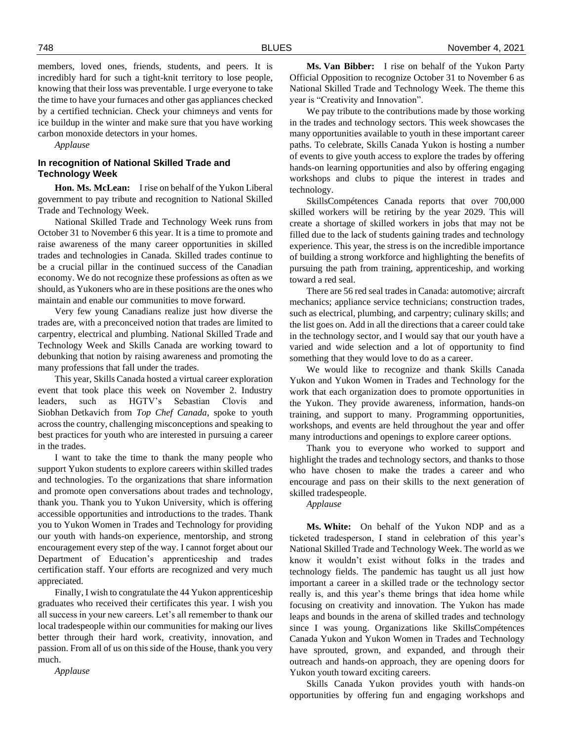members, loved ones, friends, students, and peers. It is incredibly hard for such a tight-knit territory to lose people, knowing that their loss was preventable. I urge everyone to take the time to have your furnaces and other gas appliances checked by a certified technician. Check your chimneys and vents for ice buildup in the winter and make sure that you have working carbon monoxide detectors in your homes.

*Applause*

### In recognition of National Skilled Trade and Technology Week

**Hon. Ms. McLean:** I rise on behalf of the Yukon Liberal government to pay tribute and recognition to National Skilled Trade and Technology Week.

National Skilled Trade and Technology Week runs from October 31 to November 6 this year. It is a time to promote and raise awareness of the many career opportunities in skilled trades and technologies in Canada. Skilled trades continue to be a crucial pillar in the continued success of the Canadian economy. We do not recognize these professions as often as we should, as Yukoners who are in these positions are the ones who maintain and enable our communities to move forward.

Very few young Canadians realize just how diverse the trades are, with a preconceived notion that trades are limited to carpentry, electrical and plumbing. National Skilled Trade and Technology Week and Skills Canada are working toward to debunking that notion by raising awareness and promoting the many professions that fall under the trades.

This year, Skills Canada hosted a virtual career exploration event that took place this week on November 2. Industry leaders, such as HGTV's Sebastian Clovis and Siobhan Detkavich from *Top Chef Canada*, spoke to youth across the country, challenging misconceptions and speaking to best practices for youth who are interested in pursuing a career in the trades.

I want to take the time to thank the many people who support Yukon students to explore careers within skilled trades and technologies. To the organizations that share information and promote open conversations about trades and technology, thank you. Thank you to Yukon University, which is offering accessible opportunities and introductions to the trades. Thank you to Yukon Women in Trades and Technology for providing our youth with hands-on experience, mentorship, and strong encouragement every step of the way. I cannot forget about our Department of Education's apprenticeship and trades certification staff. Your efforts are recognized and very much appreciated.

Finally, I wish to congratulate the 44 Yukon apprenticeship graduates who received their certificates this year. I wish you all success in your new careers. Let's all remember to thank our local tradespeople within our communities for making our lives better through their hard work, creativity, innovation, and passion. From all of us on this side of the House, thank you very much.

*Applause*

**Ms. Van Bibber:** I rise on behalf of the Yukon Party Official Opposition to recognize October 31 to November 6 as National Skilled Trade and Technology Week. The theme this year is "Creativity and Innovation".

We pay tribute to the contributions made by those working in the trades and technology sectors. This week showcases the many opportunities available to youth in these important career paths. To celebrate, Skills Canada Yukon is hosting a number of events to give youth access to explore the trades by offering hands-on learning opportunities and also by offering engaging workshops and clubs to pique the interest in trades and technology.

SkillsCompétences Canada reports that over 700,000 skilled workers will be retiring by the year 2029. This will create a shortage of skilled workers in jobs that may not be filled due to the lack of students gaining trades and technology experience. This year, the stress is on the incredible importance of building a strong workforce and highlighting the benefits of pursuing the path from training, apprenticeship, and working toward a red seal.

There are 56 red seal trades in Canada: automotive; aircraft mechanics; appliance service technicians; construction trades, such as electrical, plumbing, and carpentry; culinary skills; and the list goes on. Add in all the directions that a career could take in the technology sector, and I would say that our youth have a varied and wide selection and a lot of opportunity to find something that they would love to do as a career.

We would like to recognize and thank Skills Canada Yukon and Yukon Women in Trades and Technology for the work that each organization does to promote opportunities in the Yukon. They provide awareness, information, hands-on training, and support to many. Programming opportunities, workshops, and events are held throughout the year and offer many introductions and openings to explore career options.

Thank you to everyone who worked to support and highlight the trades and technology sectors, and thanks to those who have chosen to make the trades a career and who encourage and pass on their skills to the next generation of skilled tradespeople.

*Applause*

**Ms. White:** On behalf of the Yukon NDP and as a ticketed tradesperson, I stand in celebration of this year's National Skilled Trade and Technology Week. The world as we know it wouldn't exist without folks in the trades and technology fields. The pandemic has taught us all just how important a career in a skilled trade or the technology sector really is, and this year's theme brings that idea home while focusing on creativity and innovation. The Yukon has made leaps and bounds in the arena of skilled trades and technology since I was young. Organizations like SkillsCompétences Canada Yukon and Yukon Women in Trades and Technology have sprouted, grown, and expanded, and through their outreach and hands-on approach, they are opening doors for Yukon youth toward exciting careers.

Skills Canada Yukon provides youth with hands-on opportunities by offering fun and engaging workshops and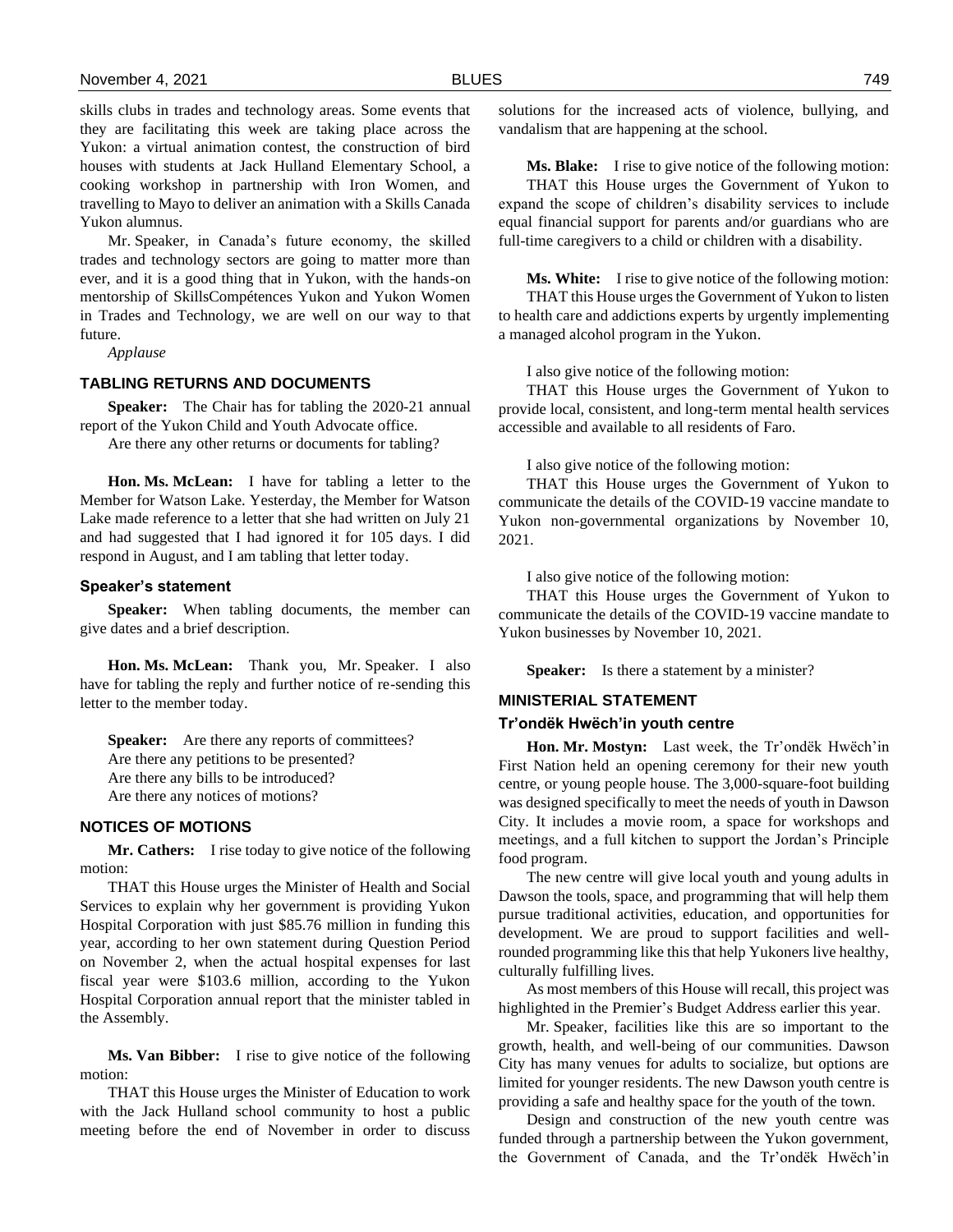skills clubs in trades and technology areas. Some events that they are facilitating this week are taking place across the Yukon: a virtual animation contest, the construction of bird houses with students at Jack Hulland Elementary School, a cooking workshop in partnership with Iron Women, and travelling to Mayo to deliver an animation with a Skills Canada Yukon alumnus.

Mr. Speaker, in Canada's future economy, the skilled trades and technology sectors are going to matter more than ever, and it is a good thing that in Yukon, with the hands-on mentorship of SkillsCompétences Yukon and Yukon Women in Trades and Technology, we are well on our way to that future.

*Applause*

## TABLING RETURNS AND DOCUMENTS

**Speaker:** The Chair has for tabling the 2020-21 annual report of the Yukon Child and Youth Advocate office.

Are there any other returns or documents for tabling?

**Hon. Ms. McLean:** I have for tabling a letter to the Member for Watson Lake. Yesterday, the Member for Watson Lake made reference to a letter that she had written on July 21 and had suggested that I had ignored it for 105 days. I did respond in August, and I am tabling that letter today.

### Speaker's statement

**Speaker:** When tabling documents, the member can give dates and a brief description.

**Hon. Ms. McLean:** Thank you, Mr. Speaker. I also have for tabling the reply and further notice of re-sending this letter to the member today.

**Speaker:** Are there any reports of committees?

Are there any petitions to be presented?

Are there any bills to be introduced?

Are there any notices of motions?

## NOTICES OF MOTIONS

**Mr. Cathers:** I rise today to give notice of the following motion:

THAT this House urges the Minister of Health and Social Services to explain why her government is providing Yukon Hospital Corporation with just $85.76 million in funding this year, according to her own statement during Question Period on November 2, when the actual hospital expenses for last fiscal year were $103.6 million, according to the Yukon Hospital Corporation annual report that the minister tabled in the Assembly.

**Ms. Van Bibber:** I rise to give notice of the following motion:

THAT this House urges the Minister of Education to work with the Jack Hulland school community to host a public meeting before the end of November in order to discuss solutions for the increased acts of violence, bullying, and vandalism that are happening at the school.

**Ms. Blake:** I rise to give notice of the following motion:

THAT this House urges the Government of Yukon to expand the scope of children's disability services to include equal financial support for parents and/or guardians who are full-time caregivers to a child or children with a disability.

**Ms. White:** I rise to give notice of the following motion:

THAT this House urges the Government of Yukon to listen to health care and addictions experts by urgently implementing a managed alcohol program in the Yukon.

I also give notice of the following motion:

THAT this House urges the Government of Yukon to provide local, consistent, and long-term mental health services accessible and available to all residents of Faro.

I also give notice of the following motion:

THAT this House urges the Government of Yukon to communicate the details of the COVID-19 vaccine mandate to Yukon non-governmental organizations by November 10, 2021.

I also give notice of the following motion:

THAT this House urges the Government of Yukon to communicate the details of the COVID-19 vaccine mandate to Yukon businesses by November 10, 2021.

**Speaker:** Is there a statement by a minister?

## MINISTERIAL STATEMENT

### Tr'ondëk Hwëch'in youth centre

**Hon. Mr. Mostyn:** Last week, the Tr'ondëk Hwëch'in First Nation held an opening ceremony for their new youth centre, or young people house. The 3,000-square-foot building was designed specifically to meet the needs of youth in Dawson City. It includes a movie room, a space for workshops and meetings, and a full kitchen to support the Jordan's Principle food program.

The new centre will give local youth and young adults in Dawson the tools, space, and programming that will help them pursue traditional activities, education, and opportunities for development. We are proud to support facilities and well-rounded programming like this that help Yukoners live healthy, culturally fulfilling lives.

As most members of this House will recall, this project was highlighted in the Premier's Budget Address earlier this year.

Mr. Speaker, facilities like this are so important to the growth, health, and well-being of our communities. Dawson City has many venues for adults to socialize, but options are limited for younger residents. The new Dawson youth centre is providing a safe and healthy space for the youth of the town.

Design and construction of the new youth centre was funded through a partnership between the Yukon government, the Government of Canada, and the Tr'ondëk Hwëch'in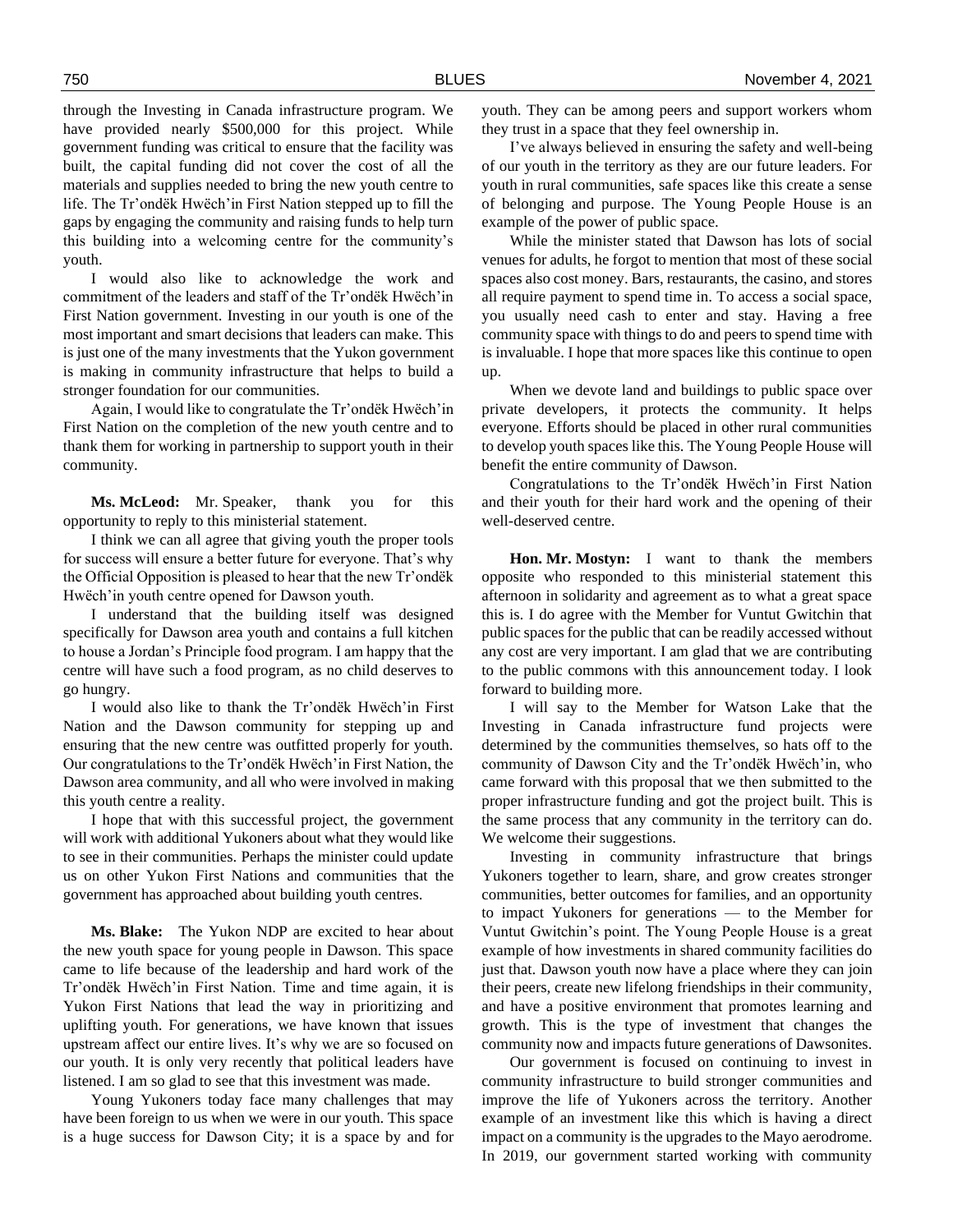through the Investing in Canada infrastructure program. We have provided nearly $500,000 for this project. While government funding was critical to ensure that the facility was built, the capital funding did not cover the cost of all the materials and supplies needed to bring the new youth centre to life. The Tr'ondëk Hwëch'in First Nation stepped up to fill the gaps by engaging the community and raising funds to help turn this building into a welcoming centre for the community's youth.

I would also like to acknowledge the work and commitment of the leaders and staff of the Tr'ondëk Hwëch'in First Nation government. Investing in our youth is one of the most important and smart decisions that leaders can make. This is just one of the many investments that the Yukon government is making in community infrastructure that helps to build a stronger foundation for our communities.

Again, I would like to congratulate the Tr'ondëk Hwëch'in First Nation on the completion of the new youth centre and to thank them for working in partnership to support youth in their community.

**Ms. McLeod:** Mr. Speaker, thank you for this opportunity to reply to this ministerial statement.

I think we can all agree that giving youth the proper tools for success will ensure a better future for everyone. That's why the Official Opposition is pleased to hear that the new Tr'ondëk Hwëch'in youth centre opened for Dawson youth.

I understand that the building itself was designed specifically for Dawson area youth and contains a full kitchen to house a Jordan's Principle food program. I am happy that the centre will have such a food program, as no child deserves to go hungry.

I would also like to thank the Tr'ondëk Hwëch'in First Nation and the Dawson community for stepping up and ensuring that the new centre was outfitted properly for youth. Our congratulations to the Tr'ondëk Hwëch'in First Nation, the Dawson area community, and all who were involved in making this youth centre a reality.

I hope that with this successful project, the government will work with additional Yukoners about what they would like to see in their communities. Perhaps the minister could update us on other Yukon First Nations and communities that the government has approached about building youth centres.

**Ms. Blake:** The Yukon NDP are excited to hear about the new youth space for young people in Dawson. This space came to life because of the leadership and hard work of the Tr'ondëk Hwëch'in First Nation. Time and time again, it is Yukon First Nations that lead the way in prioritizing and uplifting youth. For generations, we have known that issues upstream affect our entire lives. It's why we are so focused on our youth. It is only very recently that political leaders have listened. I am so glad to see that this investment was made.

Young Yukoners today face many challenges that may have been foreign to us when we were in our youth. This space is a huge success for Dawson City; it is a space by and for youth. They can be among peers and support workers whom they trust in a space that they feel ownership in.

I've always believed in ensuring the safety and well-being of our youth in the territory as they are our future leaders. For youth in rural communities, safe spaces like this create a sense of belonging and purpose. The Young People House is an example of the power of public space.

While the minister stated that Dawson has lots of social venues for adults, he forgot to mention that most of these social spaces also cost money. Bars, restaurants, the casino, and stores all require payment to spend time in. To access a social space, you usually need cash to enter and stay. Having a free community space with things to do and peers to spend time with is invaluable. I hope that more spaces like this continue to open up.

When we devote land and buildings to public space over private developers, it protects the community. It helps everyone. Efforts should be placed in other rural communities to develop youth spaces like this. The Young People House will benefit the entire community of Dawson.

Congratulations to the Tr'ondëk Hwëch'in First Nation and their youth for their hard work and the opening of their well-deserved centre.

**Hon. Mr. Mostyn:** I want to thank the members opposite who responded to this ministerial statement this afternoon in solidarity and agreement as to what a great space this is. I do agree with the Member for Vuntut Gwitchin that public spaces for the public that can be readily accessed without any cost are very important. I am glad that we are contributing to the public commons with this announcement today. I look forward to building more.

I will say to the Member for Watson Lake that the Investing in Canada infrastructure fund projects were determined by the communities themselves, so hats off to the community of Dawson City and the Tr'ondëk Hwëch'in, who came forward with this proposal that we then submitted to the proper infrastructure funding and got the project built. This is the same process that any community in the territory can do. We welcome their suggestions.

Investing in community infrastructure that brings Yukoners together to learn, share, and grow creates stronger communities, better outcomes for families, and an opportunity to impact Yukoners for generations — to the Member for Vuntut Gwitchin's point. The Young People House is a great example of how investments in shared community facilities do just that. Dawson youth now have a place where they can join their peers, create new lifelong friendships in their community, and have a positive environment that promotes learning and growth. This is the type of investment that changes the community now and impacts future generations of Dawsonites.

Our government is focused on continuing to invest in community infrastructure to build stronger communities and improve the life of Yukoners across the territory. Another example of an investment like this which is having a direct impact on a community is the upgrades to the Mayo aerodrome. In 2019, our government started working with community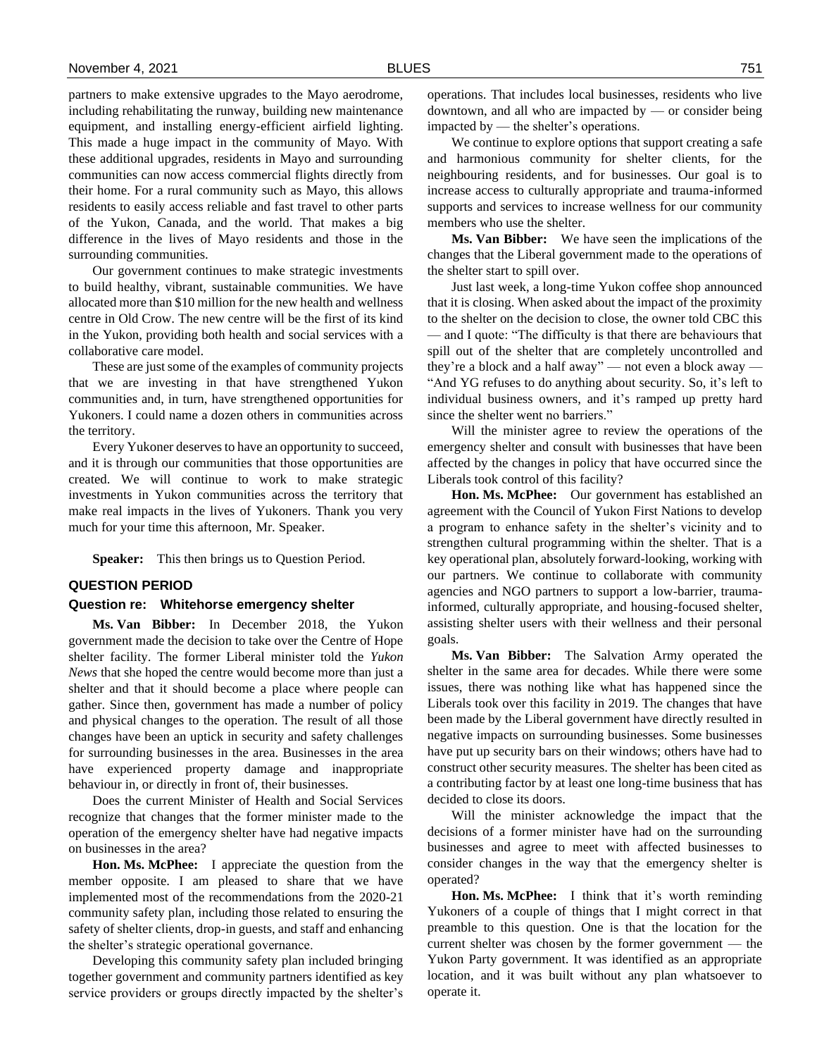partners to make extensive upgrades to the Mayo aerodrome, including rehabilitating the runway, building new maintenance equipment, and installing energy-efficient airfield lighting. This made a huge impact in the community of Mayo. With these additional upgrades, residents in Mayo and surrounding communities can now access commercial flights directly from their home. For a rural community such as Mayo, this allows residents to easily access reliable and fast travel to other parts of the Yukon, Canada, and the world. That makes a big difference in the lives of Mayo residents and those in the surrounding communities.

Our government continues to make strategic investments to build healthy, vibrant, sustainable communities. We have allocated more than $10 million for the new health and wellness centre in Old Crow. The new centre will be the first of its kind in the Yukon, providing both health and social services with a collaborative care model.

These are just some of the examples of community projects that we are investing in that have strengthened Yukon communities and, in turn, have strengthened opportunities for Yukoners. I could name a dozen others in communities across the territory.

Every Yukoner deserves to have an opportunity to succeed, and it is through our communities that those opportunities are created. We will continue to work to make strategic investments in Yukon communities across the territory that make real impacts in the lives of Yukoners. Thank you very much for your time this afternoon, Mr. Speaker.

**Speaker:** This then brings us to Question Period.

## QUESTION PERIOD

### Question re: Whitehorse emergency shelter

**Ms. Van Bibber:** In December 2018, the Yukon government made the decision to take over the Centre of Hope shelter facility. The former Liberal minister told the *Yukon News* that she hoped the centre would become more than just a shelter and that it should become a place where people can gather. Since then, government has made a number of policy and physical changes to the operation. The result of all those changes have been an uptick in security and safety challenges for surrounding businesses in the area. Businesses in the area have experienced property damage and inappropriate behaviour in, or directly in front of, their businesses.

Does the current Minister of Health and Social Services recognize that changes that the former minister made to the operation of the emergency shelter have had negative impacts on businesses in the area?

**Hon. Ms. McPhee:** I appreciate the question from the member opposite. I am pleased to share that we have implemented most of the recommendations from the 2020-21 community safety plan, including those related to ensuring the safety of shelter clients, drop-in guests, and staff and enhancing the shelter's strategic operational governance.

Developing this community safety plan included bringing together government and community partners identified as key service providers or groups directly impacted by the shelter's operations. That includes local businesses, residents who live downtown, and all who are impacted by — or consider being impacted by — the shelter's operations.

We continue to explore options that support creating a safe and harmonious community for shelter clients, for the neighbouring residents, and for businesses. Our goal is to increase access to culturally appropriate and trauma-informed supports and services to increase wellness for our community members who use the shelter.

**Ms. Van Bibber:** We have seen the implications of the changes that the Liberal government made to the operations of the shelter start to spill over.

Just last week, a long-time Yukon coffee shop announced that it is closing. When asked about the impact of the proximity to the shelter on the decision to close, the owner told CBC this — and I quote: "The difficulty is that there are behaviours that spill out of the shelter that are completely uncontrolled and they're a block and a half away" — not even a block away — "And YG refuses to do anything about security. So, it's left to individual business owners, and it's ramped up pretty hard since the shelter went no barriers."

Will the minister agree to review the operations of the emergency shelter and consult with businesses that have been affected by the changes in policy that have occurred since the Liberals took control of this facility?

**Hon. Ms. McPhee:** Our government has established an agreement with the Council of Yukon First Nations to develop a program to enhance safety in the shelter's vicinity and to strengthen cultural programming within the shelter. That is a key operational plan, absolutely forward-looking, working with our partners. We continue to collaborate with community agencies and NGO partners to support a low-barrier, trauma-informed, culturally appropriate, and housing-focused shelter, assisting shelter users with their wellness and their personal goals.

**Ms. Van Bibber:** The Salvation Army operated the shelter in the same area for decades. While there were some issues, there was nothing like what has happened since the Liberals took over this facility in 2019. The changes that have been made by the Liberal government have directly resulted in negative impacts on surrounding businesses. Some businesses have put up security bars on their windows; others have had to construct other security measures. The shelter has been cited as a contributing factor by at least one long-time business that has decided to close its doors.

Will the minister acknowledge the impact that the decisions of a former minister have had on the surrounding businesses and agree to meet with affected businesses to consider changes in the way that the emergency shelter is operated?

**Hon. Ms. McPhee:** I think that it's worth reminding Yukoners of a couple of things that I might correct in that preamble to this question. One is that the location for the current shelter was chosen by the former government — the Yukon Party government. It was identified as an appropriate location, and it was built without any plan whatsoever to operate it.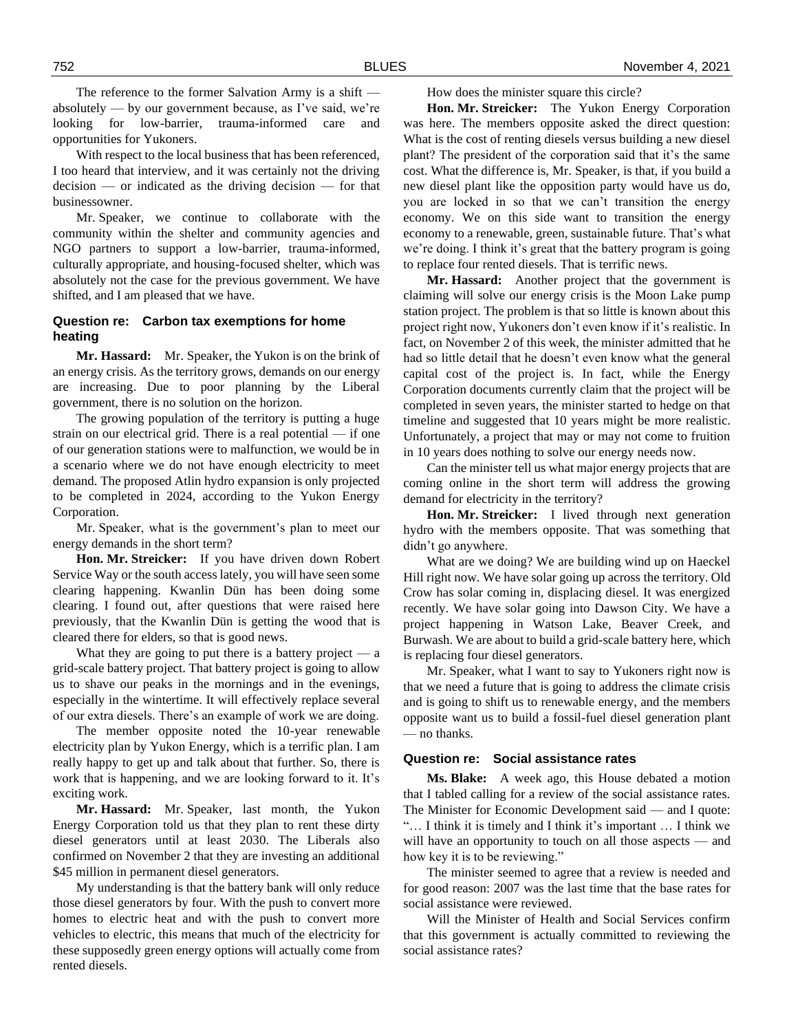The reference to the former Salvation Army is a shift — absolutely — by our government because, as I've said, we're looking for low-barrier, trauma-informed care and opportunities for Yukoners.

With respect to the local business that has been referenced, I too heard that interview, and it was certainly not the driving decision — or indicated as the driving decision — for that businessowner.

Mr. Speaker, we continue to collaborate with the community within the shelter and community agencies and NGO partners to support a low-barrier, trauma-informed, culturally appropriate, and housing-focused shelter, which was absolutely not the case for the previous government. We have shifted, and I am pleased that we have.

### Question re: Carbon tax exemptions for home heating

**Mr. Hassard:** Mr. Speaker, the Yukon is on the brink of an energy crisis. As the territory grows, demands on our energy are increasing. Due to poor planning by the Liberal government, there is no solution on the horizon.

The growing population of the territory is putting a huge strain on our electrical grid. There is a real potential — if one of our generation stations were to malfunction, we would be in a scenario where we do not have enough electricity to meet demand. The proposed Atlin hydro expansion is only projected to be completed in 2024, according to the Yukon Energy Corporation.

Mr. Speaker, what is the government's plan to meet our energy demands in the short term?

**Hon. Mr. Streicker:** If you have driven down Robert Service Way or the south access lately, you will have seen some clearing happening. Kwanlin Dün has been doing some clearing. I found out, after questions that were raised here previously, that the Kwanlin Dün is getting the wood that is cleared there for elders, so that is good news.

What they are going to put there is a battery project — a grid-scale battery project. That battery project is going to allow us to shave our peaks in the mornings and in the evenings, especially in the wintertime. It will effectively replace several of our extra diesels. There's an example of work we are doing.

The member opposite noted the 10-year renewable electricity plan by Yukon Energy, which is a terrific plan. I am really happy to get up and talk about that further. So, there is work that is happening, and we are looking forward to it. It's exciting work.

**Mr. Hassard:** Mr. Speaker, last month, the Yukon Energy Corporation told us that they plan to rent these dirty diesel generators until at least 2030. The Liberals also confirmed on November 2 that they are investing an additional $45 million in permanent diesel generators.

My understanding is that the battery bank will only reduce those diesel generators by four. With the push to convert more homes to electric heat and with the push to convert more vehicles to electric, this means that much of the electricity for these supposedly green energy options will actually come from rented diesels.

How does the minister square this circle?

**Hon. Mr. Streicker:** The Yukon Energy Corporation was here. The members opposite asked the direct question: What is the cost of renting diesels versus building a new diesel plant? The president of the corporation said that it's the same cost. What the difference is, Mr. Speaker, is that, if you build a new diesel plant like the opposition party would have us do, you are locked in so that we can't transition the energy economy. We on this side want to transition the energy economy to a renewable, green, sustainable future. That's what we're doing. I think it's great that the battery program is going to replace four rented diesels. That is terrific news.

**Mr. Hassard:** Another project that the government is claiming will solve our energy crisis is the Moon Lake pump station project. The problem is that so little is known about this project right now, Yukoners don't even know if it's realistic. In fact, on November 2 of this week, the minister admitted that he had so little detail that he doesn't even know what the general capital cost of the project is. In fact, while the Energy Corporation documents currently claim that the project will be completed in seven years, the minister started to hedge on that timeline and suggested that 10 years might be more realistic. Unfortunately, a project that may or may not come to fruition in 10 years does nothing to solve our energy needs now.

Can the minister tell us what major energy projects that are coming online in the short term will address the growing demand for electricity in the territory?

**Hon. Mr. Streicker:** I lived through next generation hydro with the members opposite. That was something that didn't go anywhere.

What are we doing? We are building wind up on Haeckel Hill right now. We have solar going up across the territory. Old Crow has solar coming in, displacing diesel. It was energized recently. We have solar going into Dawson City. We have a project happening in Watson Lake, Beaver Creek, and Burwash. We are about to build a grid-scale battery here, which is replacing four diesel generators.

Mr. Speaker, what I want to say to Yukoners right now is that we need a future that is going to address the climate crisis and is going to shift us to renewable energy, and the members opposite want us to build a fossil-fuel diesel generation plant — no thanks.

### Question re: Social assistance rates

**Ms. Blake:** A week ago, this House debated a motion that I tabled calling for a review of the social assistance rates. The Minister for Economic Development said — and I quote: "… I think it is timely and I think it's important … I think we will have an opportunity to touch on all those aspects — and how key it is to be reviewing."

The minister seemed to agree that a review is needed and for good reason: 2007 was the last time that the base rates for social assistance were reviewed.

Will the Minister of Health and Social Services confirm that this government is actually committed to reviewing the social assistance rates?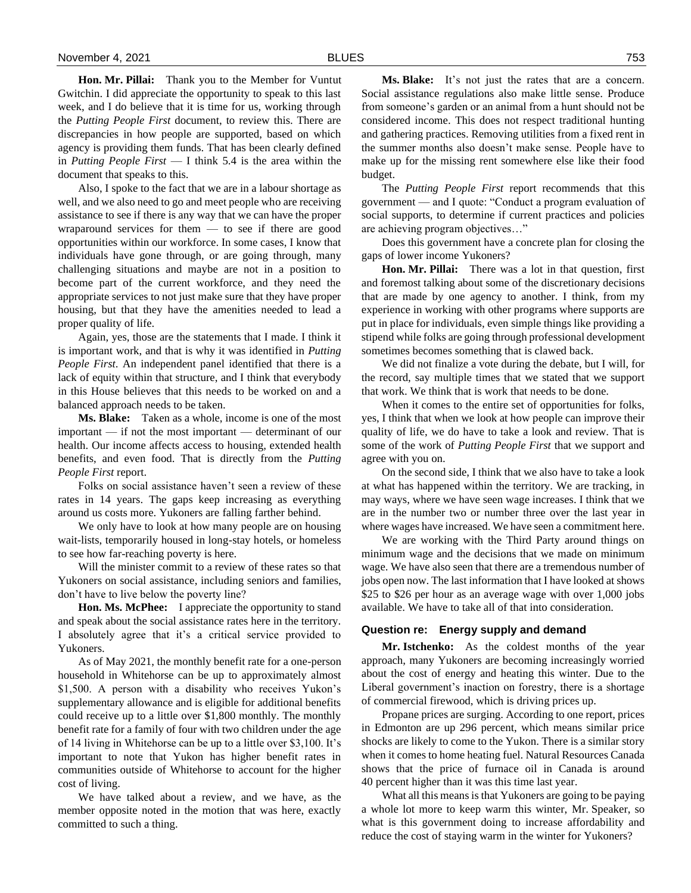**Hon. Mr. Pillai:** Thank you to the Member for Vuntut Gwitchin. I did appreciate the opportunity to speak to this last week, and I do believe that it is time for us, working through the *Putting People First* document, to review this. There are discrepancies in how people are supported, based on which agency is providing them funds. That has been clearly defined in *Putting People First* — I think 5.4 is the area within the document that speaks to this.

Also, I spoke to the fact that we are in a labour shortage as well, and we also need to go and meet people who are receiving assistance to see if there is any way that we can have the proper wraparound services for them — to see if there are good opportunities within our workforce. In some cases, I know that individuals have gone through, or are going through, many challenging situations and maybe are not in a position to become part of the current workforce, and they need the appropriate services to not just make sure that they have proper housing, but that they have the amenities needed to lead a proper quality of life.

Again, yes, those are the statements that I made. I think it is important work, and that is why it was identified in *Putting People First*. An independent panel identified that there is a lack of equity within that structure, and I think that everybody in this House believes that this needs to be worked on and a balanced approach needs to be taken.

**Ms. Blake:** Taken as a whole, income is one of the most important — if not the most important — determinant of our health. Our income affects access to housing, extended health benefits, and even food. That is directly from the *Putting People First* report.

Folks on social assistance haven't seen a review of these rates in 14 years. The gaps keep increasing as everything around us costs more. Yukoners are falling farther behind.

We only have to look at how many people are on housing wait-lists, temporarily housed in long-stay hotels, or homeless to see how far-reaching poverty is here.

Will the minister commit to a review of these rates so that Yukoners on social assistance, including seniors and families, don't have to live below the poverty line?

**Hon. Ms. McPhee:** I appreciate the opportunity to stand and speak about the social assistance rates here in the territory. I absolutely agree that it's a critical service provided to Yukoners.

As of May 2021, the monthly benefit rate for a one-person household in Whitehorse can be up to approximately almost $1,500. A person with a disability who receives Yukon's supplementary allowance and is eligible for additional benefits could receive up to a little over $1,800 monthly. The monthly benefit rate for a family of four with two children under the age of 14 living in Whitehorse can be up to a little over $3,100. It's important to note that Yukon has higher benefit rates in communities outside of Whitehorse to account for the higher cost of living.

We have talked about a review, and we have, as the member opposite noted in the motion that was here, exactly committed to such a thing.

**Ms. Blake:** It's not just the rates that are a concern. Social assistance regulations also make little sense. Produce from someone's garden or an animal from a hunt should not be considered income. This does not respect traditional hunting and gathering practices. Removing utilities from a fixed rent in the summer months also doesn't make sense. People have to make up for the missing rent somewhere else like their food budget.

The *Putting People First* report recommends that this government — and I quote: "Conduct a program evaluation of social supports, to determine if current practices and policies are achieving program objectives…"

Does this government have a concrete plan for closing the gaps of lower income Yukoners?

**Hon. Mr. Pillai:** There was a lot in that question, first and foremost talking about some of the discretionary decisions that are made by one agency to another. I think, from my experience in working with other programs where supports are put in place for individuals, even simple things like providing a stipend while folks are going through professional development sometimes becomes something that is clawed back.

We did not finalize a vote during the debate, but I will, for the record, say multiple times that we stated that we support that work. We think that is work that needs to be done.

When it comes to the entire set of opportunities for folks, yes, I think that when we look at how people can improve their quality of life, we do have to take a look and review. That is some of the work of *Putting People First* that we support and agree with you on.

On the second side, I think that we also have to take a look at what has happened within the territory. We are tracking, in may ways, where we have seen wage increases. I think that we are in the number two or number three over the last year in where wages have increased. We have seen a commitment here.

We are working with the Third Party around things on minimum wage and the decisions that we made on minimum wage. We have also seen that there are a tremendous number of jobs open now. The last information that I have looked at shows $25 to $26 per hour as an average wage with over 1,000 jobs available. We have to take all of that into consideration.

### Question re: Energy supply and demand

**Mr. Istchenko:** As the coldest months of the year approach, many Yukoners are becoming increasingly worried about the cost of energy and heating this winter. Due to the Liberal government's inaction on forestry, there is a shortage of commercial firewood, which is driving prices up.

Propane prices are surging. According to one report, prices in Edmonton are up 296 percent, which means similar price shocks are likely to come to the Yukon. There is a similar story when it comes to home heating fuel. Natural Resources Canada shows that the price of furnace oil in Canada is around 40 percent higher than it was this time last year.

What all this means is that Yukoners are going to be paying a whole lot more to keep warm this winter, Mr. Speaker, so what is this government doing to increase affordability and reduce the cost of staying warm in the winter for Yukoners?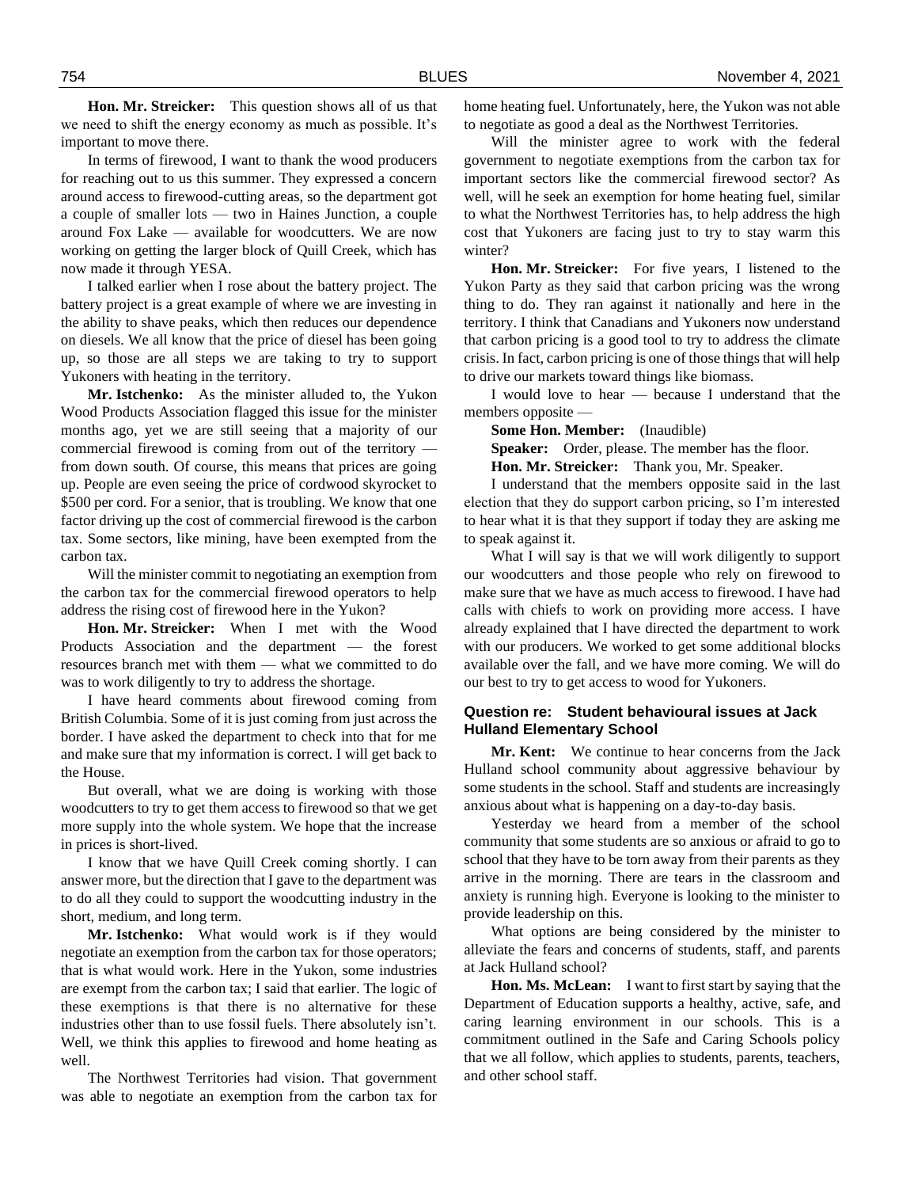**Hon. Mr. Streicker:** This question shows all of us that we need to shift the energy economy as much as possible. It's important to move there.

In terms of firewood, I want to thank the wood producers for reaching out to us this summer. They expressed a concern around access to firewood-cutting areas, so the department got a couple of smaller lots — two in Haines Junction, a couple around Fox Lake — available for woodcutters. We are now working on getting the larger block of Quill Creek, which has now made it through YESA.

I talked earlier when I rose about the battery project. The battery project is a great example of where we are investing in the ability to shave peaks, which then reduces our dependence on diesels. We all know that the price of diesel has been going up, so those are all steps we are taking to try to support Yukoners with heating in the territory.

**Mr. Istchenko:** As the minister alluded to, the Yukon Wood Products Association flagged this issue for the minister months ago, yet we are still seeing that a majority of our commercial firewood is coming from out of the territory — from down south. Of course, this means that prices are going up. People are even seeing the price of cordwood skyrocket to $500 per cord. For a senior, that is troubling. We know that one factor driving up the cost of commercial firewood is the carbon tax. Some sectors, like mining, have been exempted from the carbon tax.

Will the minister commit to negotiating an exemption from the carbon tax for the commercial firewood operators to help address the rising cost of firewood here in the Yukon?

**Hon. Mr. Streicker:** When I met with the Wood Products Association and the department — the forest resources branch met with them — what we committed to do was to work diligently to try to address the shortage.

I have heard comments about firewood coming from British Columbia. Some of it is just coming from just across the border. I have asked the department to check into that for me and make sure that my information is correct. I will get back to the House.

But overall, what we are doing is working with those woodcutters to try to get them access to firewood so that we get more supply into the whole system. We hope that the increase in prices is short-lived.

I know that we have Quill Creek coming shortly. I can answer more, but the direction that I gave to the department was to do all they could to support the woodcutting industry in the short, medium, and long term.

**Mr. Istchenko:** What would work is if they would negotiate an exemption from the carbon tax for those operators; that is what would work. Here in the Yukon, some industries are exempt from the carbon tax; I said that earlier. The logic of these exemptions is that there is no alternative for these industries other than to use fossil fuels. There absolutely isn't. Well, we think this applies to firewood and home heating as well.

The Northwest Territories had vision. That government was able to negotiate an exemption from the carbon tax for home heating fuel. Unfortunately, here, the Yukon was not able to negotiate as good a deal as the Northwest Territories.

Will the minister agree to work with the federal government to negotiate exemptions from the carbon tax for important sectors like the commercial firewood sector? As well, will he seek an exemption for home heating fuel, similar to what the Northwest Territories has, to help address the high cost that Yukoners are facing just to try to stay warm this winter?

**Hon. Mr. Streicker:** For five years, I listened to the Yukon Party as they said that carbon pricing was the wrong thing to do. They ran against it nationally and here in the territory. I think that Canadians and Yukoners now understand that carbon pricing is a good tool to try to address the climate crisis. In fact, carbon pricing is one of those things that will help to drive our markets toward things like biomass.

I would love to hear — because I understand that the members opposite —

**Some Hon. Member:** (Inaudible)

**Speaker:** Order, please. The member has the floor.

**Hon. Mr. Streicker:** Thank you, Mr. Speaker.

I understand that the members opposite said in the last election that they do support carbon pricing, so I'm interested to hear what it is that they support if today they are asking me to speak against it.

What I will say is that we will work diligently to support our woodcutters and those people who rely on firewood to make sure that we have as much access to firewood. I have had calls with chiefs to work on providing more access. I have already explained that I have directed the department to work with our producers. We worked to get some additional blocks available over the fall, and we have more coming. We will do our best to try to get access to wood for Yukoners.

### Question re: Student behavioural issues at Jack Hulland Elementary School

**Mr. Kent:** We continue to hear concerns from the Jack Hulland school community about aggressive behaviour by some students in the school. Staff and students are increasingly anxious about what is happening on a day-to-day basis.

Yesterday we heard from a member of the school community that some students are so anxious or afraid to go to school that they have to be torn away from their parents as they arrive in the morning. There are tears in the classroom and anxiety is running high. Everyone is looking to the minister to provide leadership on this.

What options are being considered by the minister to alleviate the fears and concerns of students, staff, and parents at Jack Hulland school?

**Hon. Ms. McLean:** I want to first start by saying that the Department of Education supports a healthy, active, safe, and caring learning environment in our schools. This is a commitment outlined in the Safe and Caring Schools policy that we all follow, which applies to students, parents, teachers, and other school staff.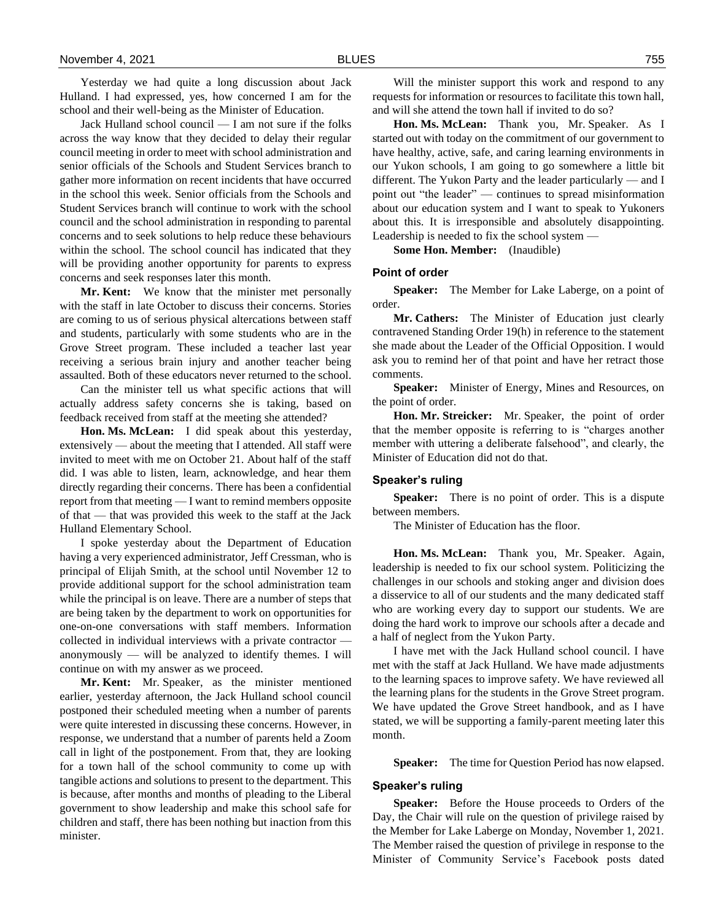Yesterday we had quite a long discussion about Jack Hulland. I had expressed, yes, how concerned I am for the school and their well-being as the Minister of Education.

Jack Hulland school council — I am not sure if the folks across the way know that they decided to delay their regular council meeting in order to meet with school administration and senior officials of the Schools and Student Services branch to gather more information on recent incidents that have occurred in the school this week. Senior officials from the Schools and Student Services branch will continue to work with the school council and the school administration in responding to parental concerns and to seek solutions to help reduce these behaviours within the school. The school council has indicated that they will be providing another opportunity for parents to express concerns and seek responses later this month.

**Mr. Kent:** We know that the minister met personally with the staff in late October to discuss their concerns. Stories are coming to us of serious physical altercations between staff and students, particularly with some students who are in the Grove Street program. These included a teacher last year receiving a serious brain injury and another teacher being assaulted. Both of these educators never returned to the school.

Can the minister tell us what specific actions that will actually address safety concerns she is taking, based on feedback received from staff at the meeting she attended?

**Hon. Ms. McLean:** I did speak about this yesterday, extensively — about the meeting that I attended. All staff were invited to meet with me on October 21. About half of the staff did. I was able to listen, learn, acknowledge, and hear them directly regarding their concerns. There has been a confidential report from that meeting — I want to remind members opposite of that — that was provided this week to the staff at the Jack Hulland Elementary School.

I spoke yesterday about the Department of Education having a very experienced administrator, Jeff Cressman, who is principal of Elijah Smith, at the school until November 12 to provide additional support for the school administration team while the principal is on leave. There are a number of steps that are being taken by the department to work on opportunities for one-on-one conversations with staff members. Information collected in individual interviews with a private contractor — anonymously — will be analyzed to identify themes. I will continue on with my answer as we proceed.

**Mr. Kent:** Mr. Speaker, as the minister mentioned earlier, yesterday afternoon, the Jack Hulland school council postponed their scheduled meeting when a number of parents were quite interested in discussing these concerns. However, in response, we understand that a number of parents held a Zoom call in light of the postponement. From that, they are looking for a town hall of the school community to come up with tangible actions and solutions to present to the department. This is because, after months and months of pleading to the Liberal government to show leadership and make this school safe for children and staff, there has been nothing but inaction from this minister.

Will the minister support this work and respond to any requests for information or resources to facilitate this town hall, and will she attend the town hall if invited to do so?

**Hon. Ms. McLean:** Thank you, Mr. Speaker. As I started out with today on the commitment of our government to have healthy, active, safe, and caring learning environments in our Yukon schools, I am going to go somewhere a little bit different. The Yukon Party and the leader particularly — and I point out "the leader" — continues to spread misinformation about our education system and I want to speak to Yukoners about this. It is irresponsible and absolutely disappointing. Leadership is needed to fix the school system —

**Some Hon. Member:** (Inaudible)

### Point of order

**Speaker:** The Member for Lake Laberge, on a point of order.

**Mr. Cathers:** The Minister of Education just clearly contravened Standing Order 19(h) in reference to the statement she made about the Leader of the Official Opposition. I would ask you to remind her of that point and have her retract those comments.

**Speaker:** Minister of Energy, Mines and Resources, on the point of order.

**Hon. Mr. Streicker:** Mr. Speaker, the point of order that the member opposite is referring to is "charges another member with uttering a deliberate falsehood", and clearly, the Minister of Education did not do that.

### Speaker's ruling

**Speaker:** There is no point of order. This is a dispute between members.

The Minister of Education has the floor.

**Hon. Ms. McLean:** Thank you, Mr. Speaker. Again, leadership is needed to fix our school system. Politicizing the challenges in our schools and stoking anger and division does a disservice to all of our students and the many dedicated staff who are working every day to support our students. We are doing the hard work to improve our schools after a decade and a half of neglect from the Yukon Party.

I have met with the Jack Hulland school council. I have met with the staff at Jack Hulland. We have made adjustments to the learning spaces to improve safety. We have reviewed all the learning plans for the students in the Grove Street program. We have updated the Grove Street handbook, and as I have stated, we will be supporting a family-parent meeting later this month.

**Speaker:** The time for Question Period has now elapsed.

### Speaker's ruling

**Speaker:** Before the House proceeds to Orders of the Day, the Chair will rule on the question of privilege raised by the Member for Lake Laberge on Monday, November 1, 2021. The Member raised the question of privilege in response to the Minister of Community Service's Facebook posts dated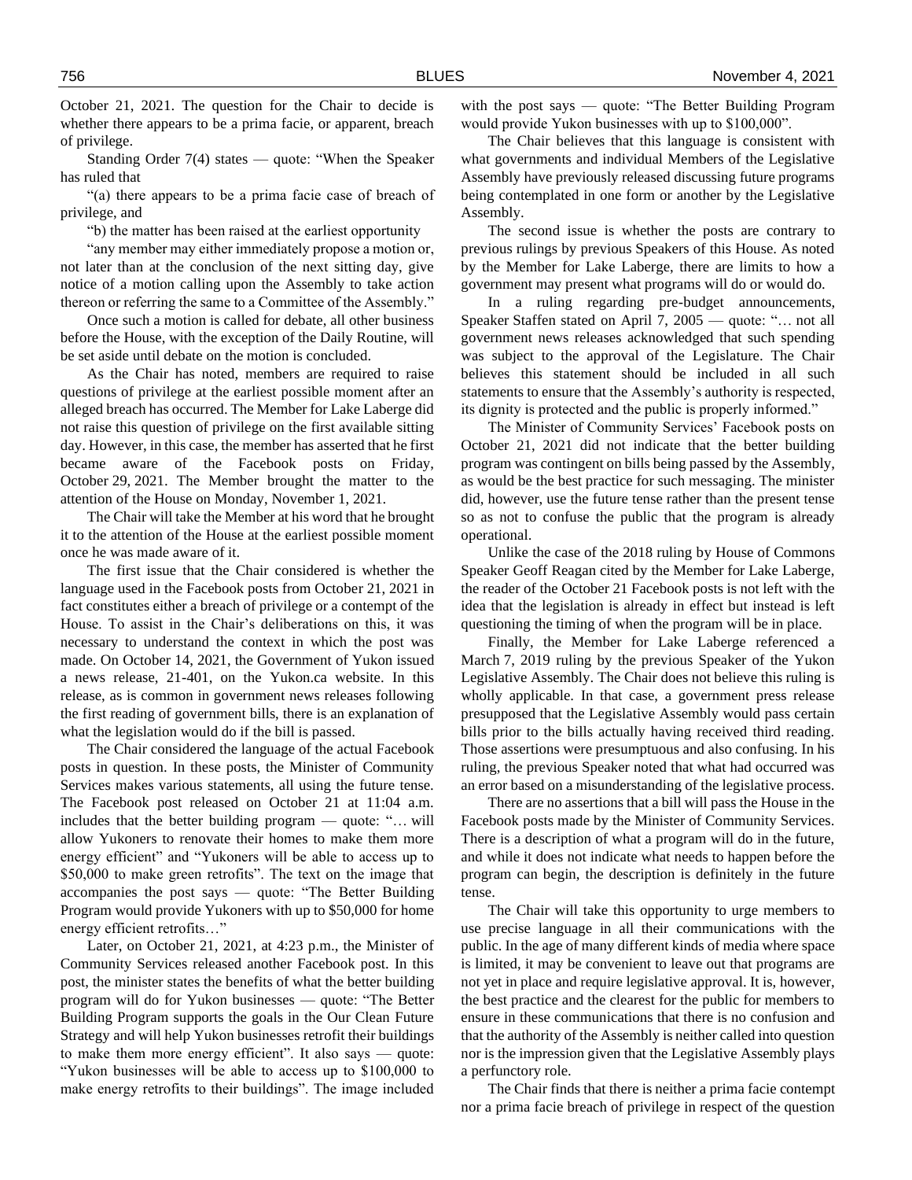October 21, 2021. The question for the Chair to decide is whether there appears to be a prima facie, or apparent, breach of privilege.

Standing Order 7(4) states — quote: "When the Speaker has ruled that

"(a) there appears to be a prima facie case of breach of privilege, and

"b) the matter has been raised at the earliest opportunity

"any member may either immediately propose a motion or, not later than at the conclusion of the next sitting day, give notice of a motion calling upon the Assembly to take action thereon or referring the same to a Committee of the Assembly."

Once such a motion is called for debate, all other business before the House, with the exception of the Daily Routine, will be set aside until debate on the motion is concluded.

As the Chair has noted, members are required to raise questions of privilege at the earliest possible moment after an alleged breach has occurred. The Member for Lake Laberge did not raise this question of privilege on the first available sitting day. However, in this case, the member has asserted that he first became aware of the Facebook posts on Friday, October 29, 2021. The Member brought the matter to the attention of the House on Monday, November 1, 2021.

The Chair will take the Member at his word that he brought it to the attention of the House at the earliest possible moment once he was made aware of it.

The first issue that the Chair considered is whether the language used in the Facebook posts from October 21, 2021 in fact constitutes either a breach of privilege or a contempt of the House. To assist in the Chair's deliberations on this, it was necessary to understand the context in which the post was made. On October 14, 2021, the Government of Yukon issued a news release, 21-401, on the Yukon.ca website. In this release, as is common in government news releases following the first reading of government bills, there is an explanation of what the legislation would do if the bill is passed.

The Chair considered the language of the actual Facebook posts in question. In these posts, the Minister of Community Services makes various statements, all using the future tense. The Facebook post released on October 21 at 11:04 a.m. includes that the better building program — quote: "… will allow Yukoners to renovate their homes to make them more energy efficient" and "Yukoners will be able to access up to $50,000 to make green retrofits". The text on the image that accompanies the post says — quote: "The Better Building Program would provide Yukoners with up to $50,000 for home energy efficient retrofits…"

Later, on October 21, 2021, at 4:23 p.m., the Minister of Community Services released another Facebook post. In this post, the minister states the benefits of what the better building program will do for Yukon businesses — quote: "The Better Building Program supports the goals in the Our Clean Future Strategy and will help Yukon businesses retrofit their buildings to make them more energy efficient". It also says — quote: "Yukon businesses will be able to access up to $100,000 to make energy retrofits to their buildings". The image included with the post says — quote: "The Better Building Program would provide Yukon businesses with up to $100,000".

The Chair believes that this language is consistent with what governments and individual Members of the Legislative Assembly have previously released discussing future programs being contemplated in one form or another by the Legislative Assembly.

The second issue is whether the posts are contrary to previous rulings by previous Speakers of this House. As noted by the Member for Lake Laberge, there are limits to how a government may present what programs will do or would do.

In a ruling regarding pre-budget announcements, Speaker Staffen stated on April 7, 2005 — quote: "… not all government news releases acknowledged that such spending was subject to the approval of the Legislature. The Chair believes this statement should be included in all such statements to ensure that the Assembly's authority is respected, its dignity is protected and the public is properly informed."

The Minister of Community Services' Facebook posts on October 21, 2021 did not indicate that the better building program was contingent on bills being passed by the Assembly, as would be the best practice for such messaging. The minister did, however, use the future tense rather than the present tense so as not to confuse the public that the program is already operational.

Unlike the case of the 2018 ruling by House of Commons Speaker Geoff Reagan cited by the Member for Lake Laberge, the reader of the October 21 Facebook posts is not left with the idea that the legislation is already in effect but instead is left questioning the timing of when the program will be in place.

Finally, the Member for Lake Laberge referenced a March 7, 2019 ruling by the previous Speaker of the Yukon Legislative Assembly. The Chair does not believe this ruling is wholly applicable. In that case, a government press release presupposed that the Legislative Assembly would pass certain bills prior to the bills actually having received third reading. Those assertions were presumptuous and also confusing. In his ruling, the previous Speaker noted that what had occurred was an error based on a misunderstanding of the legislative process.

There are no assertions that a bill will pass the House in the Facebook posts made by the Minister of Community Services. There is a description of what a program will do in the future, and while it does not indicate what needs to happen before the program can begin, the description is definitely in the future tense.

The Chair will take this opportunity to urge members to use precise language in all their communications with the public. In the age of many different kinds of media where space is limited, it may be convenient to leave out that programs are not yet in place and require legislative approval. It is, however, the best practice and the clearest for the public for members to ensure in these communications that there is no confusion and that the authority of the Assembly is neither called into question nor is the impression given that the Legislative Assembly plays a perfunctory role.

The Chair finds that there is neither a prima facie contempt nor a prima facie breach of privilege in respect of the question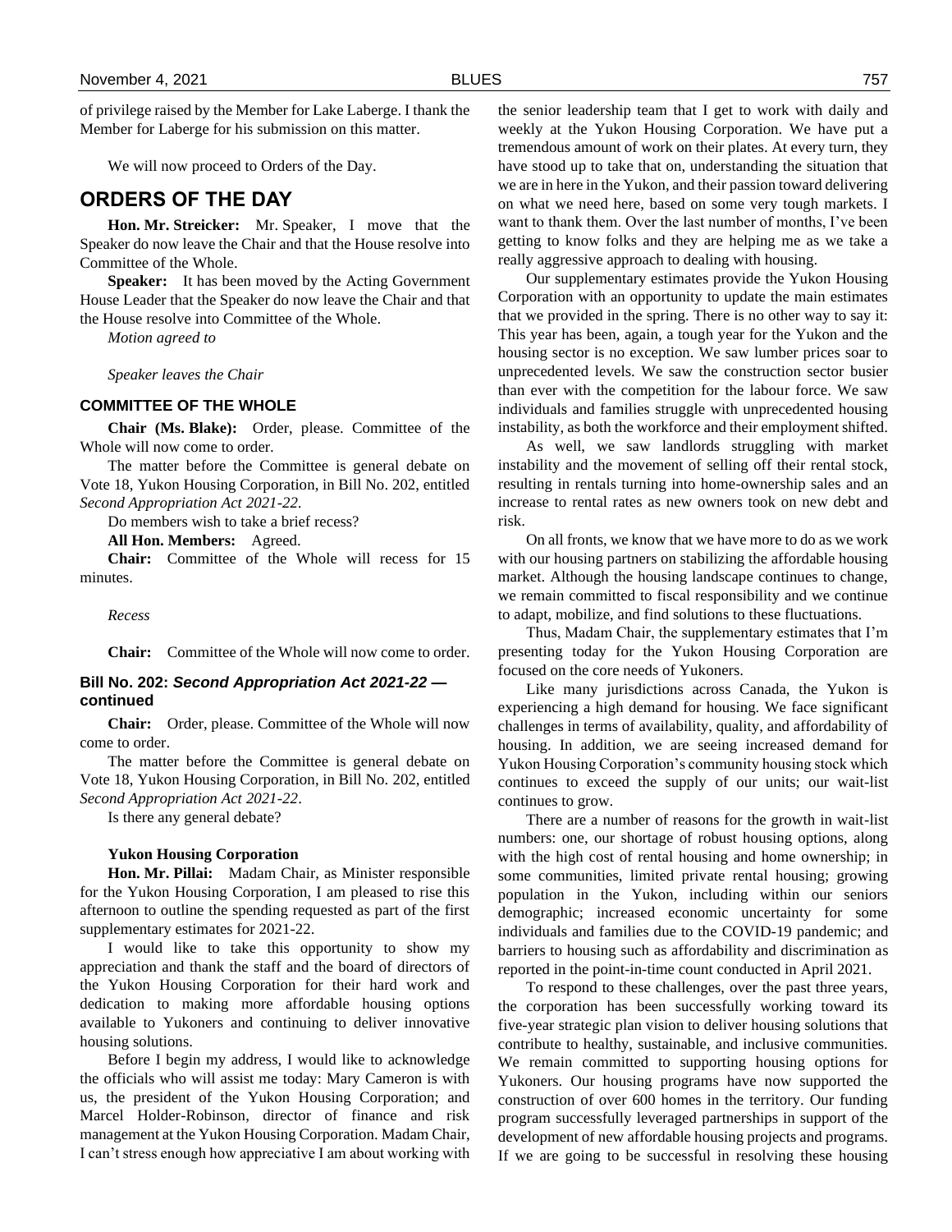of privilege raised by the Member for Lake Laberge. I thank the Member for Laberge for his submission on this matter.

We will now proceed to Orders of the Day.

# ORDERS OF THE DAY

**Hon. Mr. Streicker:** Mr. Speaker, I move that the Speaker do now leave the Chair and that the House resolve into Committee of the Whole.

**Speaker:** It has been moved by the Acting Government House Leader that the Speaker do now leave the Chair and that the House resolve into Committee of the Whole.

*Motion agreed to*

*Speaker leaves the Chair*

### COMMITTEE OF THE WHOLE

**Chair (Ms. Blake):** Order, please. Committee of the Whole will now come to order.

The matter before the Committee is general debate on Vote 18, Yukon Housing Corporation, in Bill No. 202, entitled *Second Appropriation Act 2021-22*.

Do members wish to take a brief recess?

**All Hon. Members:** Agreed.

**Chair:** Committee of the Whole will recess for 15 minutes.

*Recess*

**Chair:** Committee of the Whole will now come to order.

### Bill No. 202: *Second Appropriation Act 2021-22* — continued

**Chair:** Order, please. Committee of the Whole will now come to order.

The matter before the Committee is general debate on Vote 18, Yukon Housing Corporation, in Bill No. 202, entitled *Second Appropriation Act 2021-22*.

Is there any general debate?

**Yukon Housing Corporation**

**Hon. Mr. Pillai:** Madam Chair, as Minister responsible for the Yukon Housing Corporation, I am pleased to rise this afternoon to outline the spending requested as part of the first supplementary estimates for 2021-22.

I would like to take this opportunity to show my appreciation and thank the staff and the board of directors of the Yukon Housing Corporation for their hard work and dedication to making more affordable housing options available to Yukoners and continuing to deliver innovative housing solutions.

Before I begin my address, I would like to acknowledge the officials who will assist me today: Mary Cameron is with us, the president of the Yukon Housing Corporation; and Marcel Holder-Robinson, director of finance and risk management at the Yukon Housing Corporation. Madam Chair, I can't stress enough how appreciative I am about working with the senior leadership team that I get to work with daily and weekly at the Yukon Housing Corporation. We have put a tremendous amount of work on their plates. At every turn, they have stood up to take that on, understanding the situation that we are in here in the Yukon, and their passion toward delivering on what we need here, based on some very tough markets. I want to thank them. Over the last number of months, I've been getting to know folks and they are helping me as we take a really aggressive approach to dealing with housing.

Our supplementary estimates provide the Yukon Housing Corporation with an opportunity to update the main estimates that we provided in the spring. There is no other way to say it: This year has been, again, a tough year for the Yukon and the housing sector is no exception. We saw lumber prices soar to unprecedented levels. We saw the construction sector busier than ever with the competition for the labour force. We saw individuals and families struggle with unprecedented housing instability, as both the workforce and their employment shifted.

As well, we saw landlords struggling with market instability and the movement of selling off their rental stock, resulting in rentals turning into home-ownership sales and an increase to rental rates as new owners took on new debt and risk.

On all fronts, we know that we have more to do as we work with our housing partners on stabilizing the affordable housing market. Although the housing landscape continues to change, we remain committed to fiscal responsibility and we continue to adapt, mobilize, and find solutions to these fluctuations.

Thus, Madam Chair, the supplementary estimates that I'm presenting today for the Yukon Housing Corporation are focused on the core needs of Yukoners.

Like many jurisdictions across Canada, the Yukon is experiencing a high demand for housing. We face significant challenges in terms of availability, quality, and affordability of housing. In addition, we are seeing increased demand for Yukon Housing Corporation's community housing stock which continues to exceed the supply of our units; our wait-list continues to grow.

There are a number of reasons for the growth in wait-list numbers: one, our shortage of robust housing options, along with the high cost of rental housing and home ownership; in some communities, limited private rental housing; growing population in the Yukon, including within our seniors demographic; increased economic uncertainty for some individuals and families due to the COVID-19 pandemic; and barriers to housing such as affordability and discrimination as reported in the point-in-time count conducted in April 2021.

To respond to these challenges, over the past three years, the corporation has been successfully working toward its five-year strategic plan vision to deliver housing solutions that contribute to healthy, sustainable, and inclusive communities. We remain committed to supporting housing options for Yukoners. Our housing programs have now supported the construction of over 600 homes in the territory. Our funding program successfully leveraged partnerships in support of the development of new affordable housing projects and programs. If we are going to be successful in resolving these housing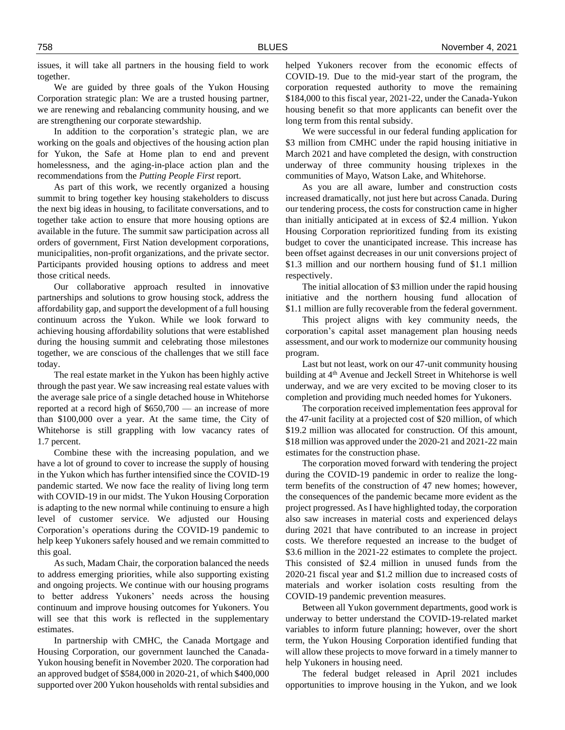issues, it will take all partners in the housing field to work together.

We are guided by three goals of the Yukon Housing Corporation strategic plan: We are a trusted housing partner, we are renewing and rebalancing community housing, and we are strengthening our corporate stewardship.

In addition to the corporation's strategic plan, we are working on the goals and objectives of the housing action plan for Yukon, the Safe at Home plan to end and prevent homelessness, and the aging-in-place action plan and the recommendations from the *Putting People First* report.

As part of this work, we recently organized a housing summit to bring together key housing stakeholders to discuss the next big ideas in housing, to facilitate conversations, and to together take action to ensure that more housing options are available in the future. The summit saw participation across all orders of government, First Nation development corporations, municipalities, non-profit organizations, and the private sector. Participants provided housing options to address and meet those critical needs.

Our collaborative approach resulted in innovative partnerships and solutions to grow housing stock, address the affordability gap, and support the development of a full housing continuum across the Yukon. While we look forward to achieving housing affordability solutions that were established during the housing summit and celebrating those milestones together, we are conscious of the challenges that we still face today.

The real estate market in the Yukon has been highly active through the past year. We saw increasing real estate values with the average sale price of a single detached house in Whitehorse reported at a record high of $650,700 — an increase of more than $100,000 over a year. At the same time, the City of Whitehorse is still grappling with low vacancy rates of 1.7 percent.

Combine these with the increasing population, and we have a lot of ground to cover to increase the supply of housing in the Yukon which has further intensified since the COVID-19 pandemic started. We now face the reality of living long term with COVID-19 in our midst. The Yukon Housing Corporation is adapting to the new normal while continuing to ensure a high level of customer service. We adjusted our Housing Corporation's operations during the COVID-19 pandemic to help keep Yukoners safely housed and we remain committed to this goal.

As such, Madam Chair, the corporation balanced the needs to address emerging priorities, while also supporting existing and ongoing projects. We continue with our housing programs to better address Yukoners' needs across the housing continuum and improve housing outcomes for Yukoners. You will see that this work is reflected in the supplementary estimates.

In partnership with CMHC, the Canada Mortgage and Housing Corporation, our government launched the Canada-Yukon housing benefit in November 2020. The corporation had an approved budget of $584,000 in 2020-21, of which $400,000 supported over 200 Yukon households with rental subsidies and helped Yukoners recover from the economic effects of COVID-19. Due to the mid-year start of the program, the corporation requested authority to move the remaining $184,000 to this fiscal year, 2021-22, under the Canada-Yukon housing benefit so that more applicants can benefit over the long term from this rental subsidy.

We were successful in our federal funding application for $3 million from CMHC under the rapid housing initiative in March 2021 and have completed the design, with construction underway of three community housing triplexes in the communities of Mayo, Watson Lake, and Whitehorse.

As you are all aware, lumber and construction costs increased dramatically, not just here but across Canada. During our tendering process, the costs for construction came in higher than initially anticipated at in excess of $2.4 million. Yukon Housing Corporation reprioritized funding from its existing budget to cover the unanticipated increase. This increase has been offset against decreases in our unit conversions project of $1.3 million and our northern housing fund of $1.1 million respectively.

The initial allocation of $3 million under the rapid housing initiative and the northern housing fund allocation of $1.1 million are fully recoverable from the federal government.

This project aligns with key community needs, the corporation's capital asset management plan housing needs assessment, and our work to modernize our community housing program.

Last but not least, work on our 47-unit community housing building at 4th Avenue and Jeckell Street in Whitehorse is well underway, and we are very excited to be moving closer to its completion and providing much needed homes for Yukoners.

The corporation received implementation fees approval for the 47-unit facility at a projected cost of $20 million, of which $19.2 million was allocated for construction. Of this amount, $18 million was approved under the 2020-21 and 2021-22 main estimates for the construction phase.

The corporation moved forward with tendering the project during the COVID-19 pandemic in order to realize the long-term benefits of the construction of 47 new homes; however, the consequences of the pandemic became more evident as the project progressed. As I have highlighted today, the corporation also saw increases in material costs and experienced delays during 2021 that have contributed to an increase in project costs. We therefore requested an increase to the budget of $3.6 million in the 2021-22 estimates to complete the project. This consisted of $2.4 million in unused funds from the 2020-21 fiscal year and $1.2 million due to increased costs of materials and worker isolation costs resulting from the COVID-19 pandemic prevention measures.

Between all Yukon government departments, good work is underway to better understand the COVID-19-related market variables to inform future planning; however, over the short term, the Yukon Housing Corporation identified funding that will allow these projects to move forward in a timely manner to help Yukoners in housing need.

The federal budget released in April 2021 includes opportunities to improve housing in the Yukon, and we look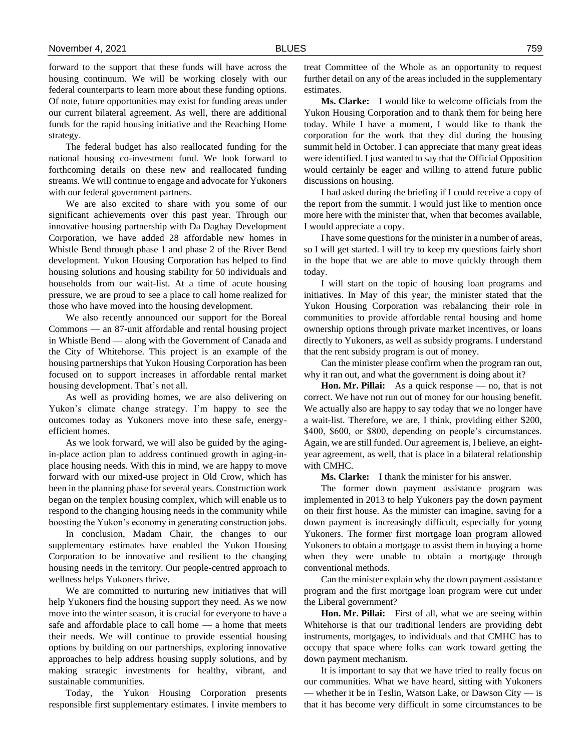forward to the support that these funds will have across the housing continuum. We will be working closely with our federal counterparts to learn more about these funding options. Of note, future opportunities may exist for funding areas under our current bilateral agreement. As well, there are additional funds for the rapid housing initiative and the Reaching Home strategy.

The federal budget has also reallocated funding for the national housing co-investment fund. We look forward to forthcoming details on these new and reallocated funding streams. We will continue to engage and advocate for Yukoners with our federal government partners.

We are also excited to share with you some of our significant achievements over this past year. Through our innovative housing partnership with Da Daghay Development Corporation, we have added 28 affordable new homes in Whistle Bend through phase 1 and phase 2 of the River Bend development. Yukon Housing Corporation has helped to find housing solutions and housing stability for 50 individuals and households from our wait-list. At a time of acute housing pressure, we are proud to see a place to call home realized for those who have moved into the housing development.

We also recently announced our support for the Boreal Commons — an 87-unit affordable and rental housing project in Whistle Bend — along with the Government of Canada and the City of Whitehorse. This project is an example of the housing partnerships that Yukon Housing Corporation has been focused on to support increases in affordable rental market housing development. That's not all.

As well as providing homes, we are also delivering on Yukon's climate change strategy. I'm happy to see the outcomes today as Yukoners move into these safe, energy-efficient homes.

As we look forward, we will also be guided by the aging-in-place action plan to address continued growth in aging-in-place housing needs. With this in mind, we are happy to move forward with our mixed-use project in Old Crow, which has been in the planning phase for several years. Construction work began on the tenplex housing complex, which will enable us to respond to the changing housing needs in the community while boosting the Yukon's economy in generating construction jobs.

In conclusion, Madam Chair, the changes to our supplementary estimates have enabled the Yukon Housing Corporation to be innovative and resilient to the changing housing needs in the territory. Our people-centred approach to wellness helps Yukoners thrive.

We are committed to nurturing new initiatives that will help Yukoners find the housing support they need. As we now move into the winter season, it is crucial for everyone to have a safe and affordable place to call home — a home that meets their needs. We will continue to provide essential housing options by building on our partnerships, exploring innovative approaches to help address housing supply solutions, and by making strategic investments for healthy, vibrant, and sustainable communities.

Today, the Yukon Housing Corporation presents responsible first supplementary estimates. I invite members to treat Committee of the Whole as an opportunity to request further detail on any of the areas included in the supplementary estimates.

**Ms. Clarke:** I would like to welcome officials from the Yukon Housing Corporation and to thank them for being here today. While I have a moment, I would like to thank the corporation for the work that they did during the housing summit held in October. I can appreciate that many great ideas were identified. I just wanted to say that the Official Opposition would certainly be eager and willing to attend future public discussions on housing.

I had asked during the briefing if I could receive a copy of the report from the summit. I would just like to mention once more here with the minister that, when that becomes available, I would appreciate a copy.

I have some questions for the minister in a number of areas, so I will get started. I will try to keep my questions fairly short in the hope that we are able to move quickly through them today.

I will start on the topic of housing loan programs and initiatives. In May of this year, the minister stated that the Yukon Housing Corporation was rebalancing their role in communities to provide affordable rental housing and home ownership options through private market incentives, or loans directly to Yukoners, as well as subsidy programs. I understand that the rent subsidy program is out of money.

Can the minister please confirm when the program ran out, why it ran out, and what the government is doing about it?

**Hon. Mr. Pillai:** As a quick response — no, that is not correct. We have not run out of money for our housing benefit. We actually also are happy to say today that we no longer have a wait-list. Therefore, we are, I think, providing either $200, $400, $600, or $800, depending on people's circumstances. Again, we are still funded. Our agreement is, I believe, an eight-year agreement, as well, that is place in a bilateral relationship with CMHC.

**Ms. Clarke:** I thank the minister for his answer.

The former down payment assistance program was implemented in 2013 to help Yukoners pay the down payment on their first house. As the minister can imagine, saving for a down payment is increasingly difficult, especially for young Yukoners. The former first mortgage loan program allowed Yukoners to obtain a mortgage to assist them in buying a home when they were unable to obtain a mortgage through conventional methods.

Can the minister explain why the down payment assistance program and the first mortgage loan program were cut under the Liberal government?

**Hon. Mr. Pillai:** First of all, what we are seeing within Whitehorse is that our traditional lenders are providing debt instruments, mortgages, to individuals and that CMHC has to occupy that space where folks can work toward getting the down payment mechanism.

It is important to say that we have tried to really focus on our communities. What we have heard, sitting with Yukoners — whether it be in Teslin, Watson Lake, or Dawson City — is that it has become very difficult in some circumstances to be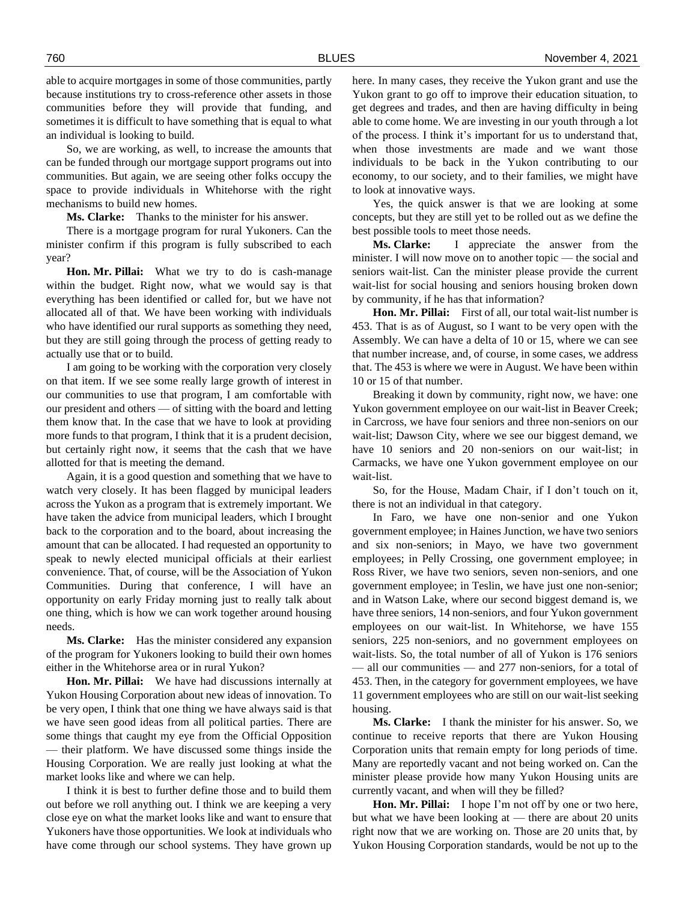able to acquire mortgages in some of those communities, partly because institutions try to cross-reference other assets in those communities before they will provide that funding, and sometimes it is difficult to have something that is equal to what an individual is looking to build.

So, we are working, as well, to increase the amounts that can be funded through our mortgage support programs out into communities. But again, we are seeing other folks occupy the space to provide individuals in Whitehorse with the right mechanisms to build new homes.

**Ms. Clarke:** Thanks to the minister for his answer.

There is a mortgage program for rural Yukoners. Can the minister confirm if this program is fully subscribed to each year?

**Hon. Mr. Pillai:** What we try to do is cash-manage within the budget. Right now, what we would say is that everything has been identified or called for, but we have not allocated all of that. We have been working with individuals who have identified our rural supports as something they need, but they are still going through the process of getting ready to actually use that or to build.

I am going to be working with the corporation very closely on that item. If we see some really large growth of interest in our communities to use that program, I am comfortable with our president and others — of sitting with the board and letting them know that. In the case that we have to look at providing more funds to that program, I think that it is a prudent decision, but certainly right now, it seems that the cash that we have allotted for that is meeting the demand.

Again, it is a good question and something that we have to watch very closely. It has been flagged by municipal leaders across the Yukon as a program that is extremely important. We have taken the advice from municipal leaders, which I brought back to the corporation and to the board, about increasing the amount that can be allocated. I had requested an opportunity to speak to newly elected municipal officials at their earliest convenience. That, of course, will be the Association of Yukon Communities. During that conference, I will have an opportunity on early Friday morning just to really talk about one thing, which is how we can work together around housing needs.

**Ms. Clarke:** Has the minister considered any expansion of the program for Yukoners looking to build their own homes either in the Whitehorse area or in rural Yukon?

**Hon. Mr. Pillai:** We have had discussions internally at Yukon Housing Corporation about new ideas of innovation. To be very open, I think that one thing we have always said is that we have seen good ideas from all political parties. There are some things that caught my eye from the Official Opposition — their platform. We have discussed some things inside the Housing Corporation. We are really just looking at what the market looks like and where we can help.

I think it is best to further define those and to build them out before we roll anything out. I think we are keeping a very close eye on what the market looks like and want to ensure that Yukoners have those opportunities. We look at individuals who have come through our school systems. They have grown up here. In many cases, they receive the Yukon grant and use the Yukon grant to go off to improve their education situation, to get degrees and trades, and then are having difficulty in being able to come home. We are investing in our youth through a lot of the process. I think it's important for us to understand that, when those investments are made and we want those individuals to be back in the Yukon contributing to our economy, to our society, and to their families, we might have to look at innovative ways.

Yes, the quick answer is that we are looking at some concepts, but they are still yet to be rolled out as we define the best possible tools to meet those needs.

**Ms. Clarke:** I appreciate the answer from the minister. I will now move on to another topic — the social and seniors wait-list. Can the minister please provide the current wait-list for social housing and seniors housing broken down by community, if he has that information?

**Hon. Mr. Pillai:** First of all, our total wait-list number is 453. That is as of August, so I want to be very open with the Assembly. We can have a delta of 10 or 15, where we can see that number increase, and, of course, in some cases, we address that. The 453 is where we were in August. We have been within 10 or 15 of that number.

Breaking it down by community, right now, we have: one Yukon government employee on our wait-list in Beaver Creek; in Carcross, we have four seniors and three non-seniors on our wait-list; Dawson City, where we see our biggest demand, we have 10 seniors and 20 non-seniors on our wait-list; in Carmacks, we have one Yukon government employee on our wait-list.

So, for the House, Madam Chair, if I don't touch on it, there is not an individual in that category.

In Faro, we have one non-senior and one Yukon government employee; in Haines Junction, we have two seniors and six non-seniors; in Mayo, we have two government employees; in Pelly Crossing, one government employee; in Ross River, we have two seniors, seven non-seniors, and one government employee; in Teslin, we have just one non-senior; and in Watson Lake, where our second biggest demand is, we have three seniors, 14 non-seniors, and four Yukon government employees on our wait-list. In Whitehorse, we have 155 seniors, 225 non-seniors, and no government employees on wait-lists. So, the total number of all of Yukon is 176 seniors — all our communities — and 277 non-seniors, for a total of 453. Then, in the category for government employees, we have 11 government employees who are still on our wait-list seeking housing.

**Ms. Clarke:** I thank the minister for his answer. So, we continue to receive reports that there are Yukon Housing Corporation units that remain empty for long periods of time. Many are reportedly vacant and not being worked on. Can the minister please provide how many Yukon Housing units are currently vacant, and when will they be filled?

**Hon. Mr. Pillai:** I hope I'm not off by one or two here, but what we have been looking at — there are about 20 units right now that we are working on. Those are 20 units that, by Yukon Housing Corporation standards, would be not up to the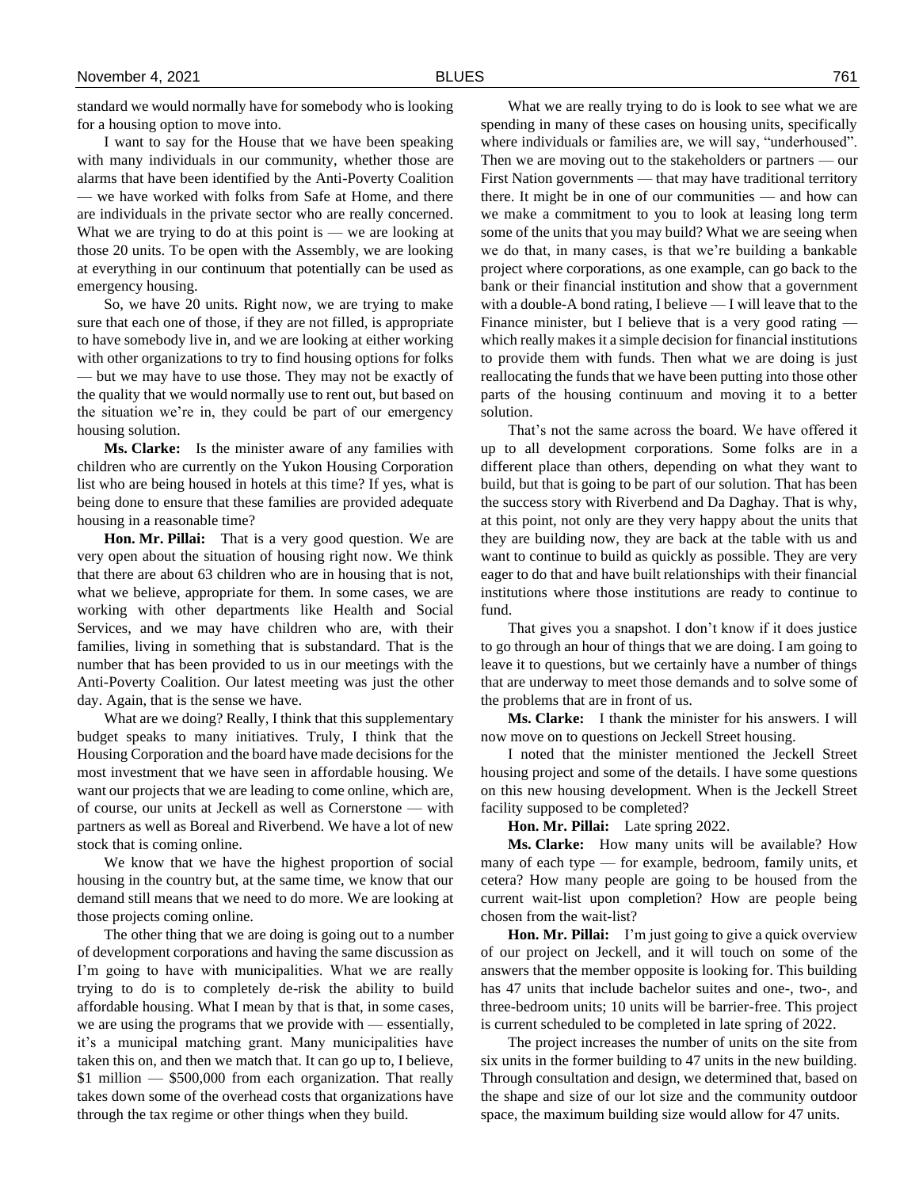standard we would normally have for somebody who is looking for a housing option to move into.

I want to say for the House that we have been speaking with many individuals in our community, whether those are alarms that have been identified by the Anti-Poverty Coalition — we have worked with folks from Safe at Home, and there are individuals in the private sector who are really concerned. What we are trying to do at this point is — we are looking at those 20 units. To be open with the Assembly, we are looking at everything in our continuum that potentially can be used as emergency housing.

So, we have 20 units. Right now, we are trying to make sure that each one of those, if they are not filled, is appropriate to have somebody live in, and we are looking at either working with other organizations to try to find housing options for folks — but we may have to use those. They may not be exactly of the quality that we would normally use to rent out, but based on the situation we're in, they could be part of our emergency housing solution.

**Ms. Clarke:** Is the minister aware of any families with children who are currently on the Yukon Housing Corporation list who are being housed in hotels at this time? If yes, what is being done to ensure that these families are provided adequate housing in a reasonable time?

**Hon. Mr. Pillai:** That is a very good question. We are very open about the situation of housing right now. We think that there are about 63 children who are in housing that is not, what we believe, appropriate for them. In some cases, we are working with other departments like Health and Social Services, and we may have children who are, with their families, living in something that is substandard. That is the number that has been provided to us in our meetings with the Anti-Poverty Coalition. Our latest meeting was just the other day. Again, that is the sense we have.

What are we doing? Really, I think that this supplementary budget speaks to many initiatives. Truly, I think that the Housing Corporation and the board have made decisions for the most investment that we have seen in affordable housing. We want our projects that we are leading to come online, which are, of course, our units at Jeckell as well as Cornerstone — with partners as well as Boreal and Riverbend. We have a lot of new stock that is coming online.

We know that we have the highest proportion of social housing in the country but, at the same time, we know that our demand still means that we need to do more. We are looking at those projects coming online.

The other thing that we are doing is going out to a number of development corporations and having the same discussion as I'm going to have with municipalities. What we are really trying to do is to completely de-risk the ability to build affordable housing. What I mean by that is that, in some cases, we are using the programs that we provide with — essentially, it's a municipal matching grant. Many municipalities have taken this on, and then we match that. It can go up to, I believe, \$1 million — \$500,000 from each organization. That really takes down some of the overhead costs that organizations have through the tax regime or other things when they build.

What we are really trying to do is look to see what we are spending in many of these cases on housing units, specifically where individuals or families are, we will say, "underhoused". Then we are moving out to the stakeholders or partners — our First Nation governments — that may have traditional territory there. It might be in one of our communities — and how can we make a commitment to you to look at leasing long term some of the units that you may build? What we are seeing when we do that, in many cases, is that we're building a bankable project where corporations, as one example, can go back to the bank or their financial institution and show that a government with a double-A bond rating, I believe — I will leave that to the Finance minister, but I believe that is a very good rating — which really makes it a simple decision for financial institutions to provide them with funds. Then what we are doing is just reallocating the funds that we have been putting into those other parts of the housing continuum and moving it to a better solution.

That's not the same across the board. We have offered it up to all development corporations. Some folks are in a different place than others, depending on what they want to build, but that is going to be part of our solution. That has been the success story with Riverbend and Da Daghay. That is why, at this point, not only are they very happy about the units that they are building now, they are back at the table with us and want to continue to build as quickly as possible. They are very eager to do that and have built relationships with their financial institutions where those institutions are ready to continue to fund.

That gives you a snapshot. I don't know if it does justice to go through an hour of things that we are doing. I am going to leave it to questions, but we certainly have a number of things that are underway to meet those demands and to solve some of the problems that are in front of us.

**Ms. Clarke:** I thank the minister for his answers. I will now move on to questions on Jeckell Street housing.

I noted that the minister mentioned the Jeckell Street housing project and some of the details. I have some questions on this new housing development. When is the Jeckell Street facility supposed to be completed?

**Hon. Mr. Pillai:** Late spring 2022.

**Ms. Clarke:** How many units will be available? How many of each type — for example, bedroom, family units, et cetera? How many people are going to be housed from the current wait-list upon completion? How are people being chosen from the wait-list?

**Hon. Mr. Pillai:** I'm just going to give a quick overview of our project on Jeckell, and it will touch on some of the answers that the member opposite is looking for. This building has 47 units that include bachelor suites and one-, two-, and three-bedroom units; 10 units will be barrier-free. This project is current scheduled to be completed in late spring of 2022.

The project increases the number of units on the site from six units in the former building to 47 units in the new building. Through consultation and design, we determined that, based on the shape and size of our lot size and the community outdoor space, the maximum building size would allow for 47 units.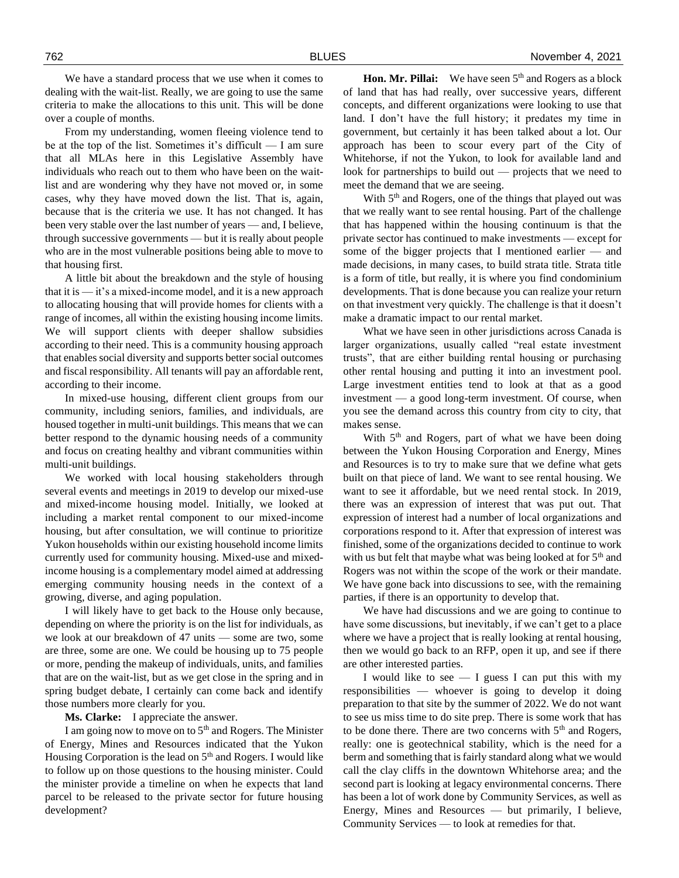We have a standard process that we use when it comes to dealing with the wait-list. Really, we are going to use the same criteria to make the allocations to this unit. This will be done over a couple of months.

From my understanding, women fleeing violence tend to be at the top of the list. Sometimes it's difficult — I am sure that all MLAs here in this Legislative Assembly have individuals who reach out to them who have been on the wait-list and are wondering why they have not moved or, in some cases, why they have moved down the list. That is, again, because that is the criteria we use. It has not changed. It has been very stable over the last number of years — and, I believe, through successive governments — but it is really about people who are in the most vulnerable positions being able to move to that housing first.

A little bit about the breakdown and the style of housing that it is — it's a mixed-income model, and it is a new approach to allocating housing that will provide homes for clients with a range of incomes, all within the existing housing income limits. We will support clients with deeper shallow subsidies according to their need. This is a community housing approach that enables social diversity and supports better social outcomes and fiscal responsibility. All tenants will pay an affordable rent, according to their income.

In mixed-use housing, different client groups from our community, including seniors, families, and individuals, are housed together in multi-unit buildings. This means that we can better respond to the dynamic housing needs of a community and focus on creating healthy and vibrant communities within multi-unit buildings.

We worked with local housing stakeholders through several events and meetings in 2019 to develop our mixed-use and mixed-income housing model. Initially, we looked at including a market rental component to our mixed-income housing, but after consultation, we will continue to prioritize Yukon households within our existing household income limits currently used for community housing. Mixed-use and mixed-income housing is a complementary model aimed at addressing emerging community housing needs in the context of a growing, diverse, and aging population.

I will likely have to get back to the House only because, depending on where the priority is on the list for individuals, as we look at our breakdown of 47 units — some are two, some are three, some are one. We could be housing up to 75 people or more, pending the makeup of individuals, units, and families that are on the wait-list, but as we get close in the spring and in spring budget debate, I certainly can come back and identify those numbers more clearly for you.

**Ms. Clarke:** I appreciate the answer.

I am going now to move on to 5th and Rogers. The Minister of Energy, Mines and Resources indicated that the Yukon Housing Corporation is the lead on 5th and Rogers. I would like to follow up on those questions to the housing minister. Could the minister provide a timeline on when he expects that land parcel to be released to the private sector for future housing development?

**Hon. Mr. Pillai:** We have seen 5th and Rogers as a block of land that has had really, over successive years, different concepts, and different organizations were looking to use that land. I don't have the full history; it predates my time in government, but certainly it has been talked about a lot. Our approach has been to scour every part of the City of Whitehorse, if not the Yukon, to look for available land and look for partnerships to build out — projects that we need to meet the demand that we are seeing.

With 5th and Rogers, one of the things that played out was that we really want to see rental housing. Part of the challenge that has happened within the housing continuum is that the private sector has continued to make investments — except for some of the bigger projects that I mentioned earlier — and made decisions, in many cases, to build strata title. Strata title is a form of title, but really, it is where you find condominium developments. That is done because you can realize your return on that investment very quickly. The challenge is that it doesn't make a dramatic impact to our rental market.

What we have seen in other jurisdictions across Canada is larger organizations, usually called "real estate investment trusts", that are either building rental housing or purchasing other rental housing and putting it into an investment pool. Large investment entities tend to look at that as a good investment — a good long-term investment. Of course, when you see the demand across this country from city to city, that makes sense.

With 5th and Rogers, part of what we have been doing between the Yukon Housing Corporation and Energy, Mines and Resources is to try to make sure that we define what gets built on that piece of land. We want to see rental housing. We want to see it affordable, but we need rental stock. In 2019, there was an expression of interest that was put out. That expression of interest had a number of local organizations and corporations respond to it. After that expression of interest was finished, some of the organizations decided to continue to work with us but felt that maybe what was being looked at for 5th and Rogers was not within the scope of the work or their mandate. We have gone back into discussions to see, with the remaining parties, if there is an opportunity to develop that.

We have had discussions and we are going to continue to have some discussions, but inevitably, if we can't get to a place where we have a project that is really looking at rental housing, then we would go back to an RFP, open it up, and see if there are other interested parties.

I would like to see — I guess I can put this with my responsibilities — whoever is going to develop it doing preparation to that site by the summer of 2022. We do not want to see us miss time to do site prep. There is some work that has to be done there. There are two concerns with 5th and Rogers, really: one is geotechnical stability, which is the need for a berm and something that is fairly standard along what we would call the clay cliffs in the downtown Whitehorse area; and the second part is looking at legacy environmental concerns. There has been a lot of work done by Community Services, as well as Energy, Mines and Resources — but primarily, I believe, Community Services — to look at remedies for that.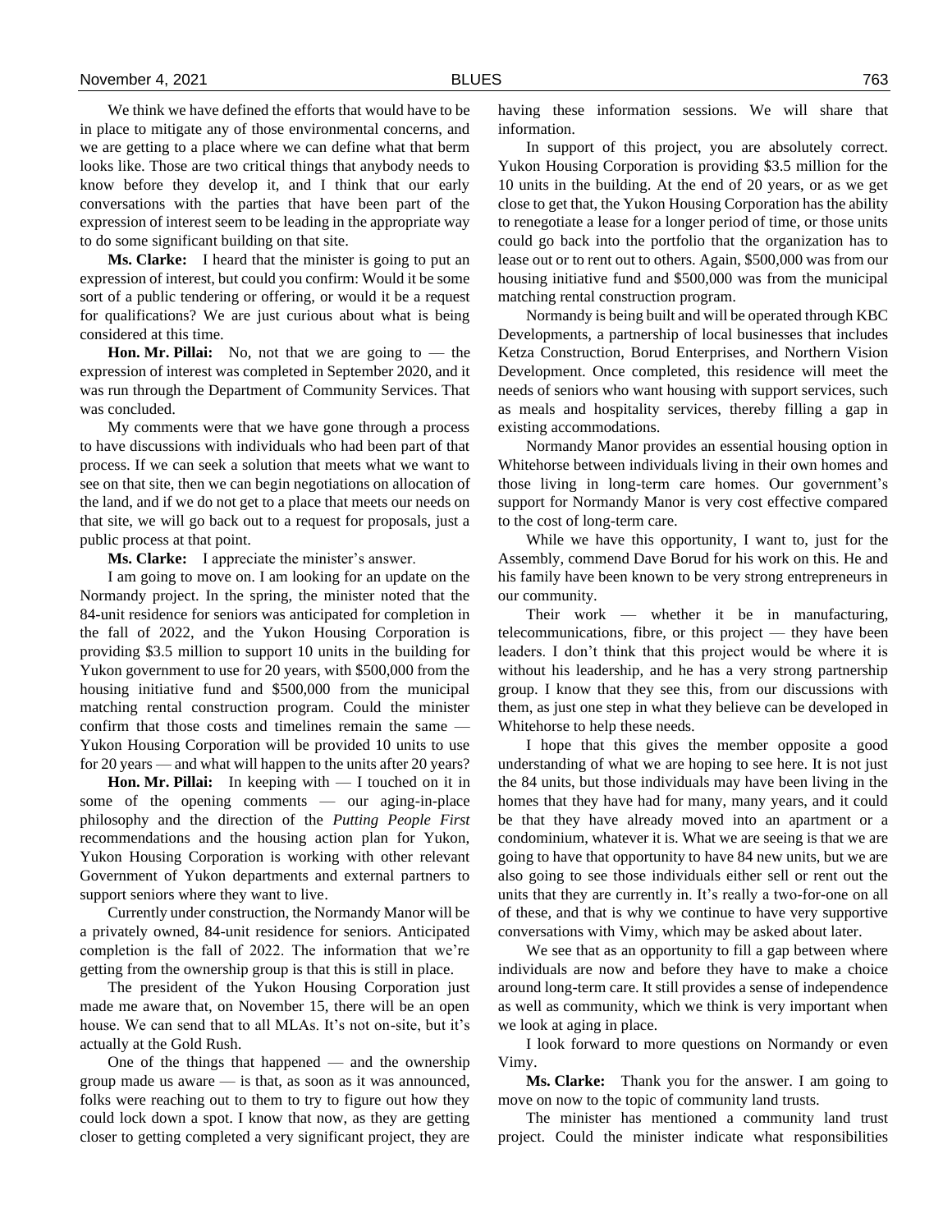We think we have defined the efforts that would have to be in place to mitigate any of those environmental concerns, and we are getting to a place where we can define what that berm looks like. Those are two critical things that anybody needs to know before they develop it, and I think that our early conversations with the parties that have been part of the expression of interest seem to be leading in the appropriate way to do some significant building on that site.

**Ms. Clarke:** I heard that the minister is going to put an expression of interest, but could you confirm: Would it be some sort of a public tendering or offering, or would it be a request for qualifications? We are just curious about what is being considered at this time.

**Hon. Mr. Pillai:** No, not that we are going to — the expression of interest was completed in September 2020, and it was run through the Department of Community Services. That was concluded.

My comments were that we have gone through a process to have discussions with individuals who had been part of that process. If we can seek a solution that meets what we want to see on that site, then we can begin negotiations on allocation of the land, and if we do not get to a place that meets our needs on that site, we will go back out to a request for proposals, just a public process at that point.

**Ms. Clarke:** I appreciate the minister's answer.

I am going to move on. I am looking for an update on the Normandy project. In the spring, the minister noted that the 84-unit residence for seniors was anticipated for completion in the fall of 2022, and the Yukon Housing Corporation is providing $3.5 million to support 10 units in the building for Yukon government to use for 20 years, with $500,000 from the housing initiative fund and $500,000 from the municipal matching rental construction program. Could the minister confirm that those costs and timelines remain the same — Yukon Housing Corporation will be provided 10 units to use for 20 years — and what will happen to the units after 20 years?

**Hon. Mr. Pillai:** In keeping with — I touched on it in some of the opening comments — our aging-in-place philosophy and the direction of the *Putting People First* recommendations and the housing action plan for Yukon, Yukon Housing Corporation is working with other relevant Government of Yukon departments and external partners to support seniors where they want to live.

Currently under construction, the Normandy Manor will be a privately owned, 84-unit residence for seniors. Anticipated completion is the fall of 2022. The information that we're getting from the ownership group is that this is still in place.

The president of the Yukon Housing Corporation just made me aware that, on November 15, there will be an open house. We can send that to all MLAs. It's not on-site, but it's actually at the Gold Rush.

One of the things that happened — and the ownership group made us aware — is that, as soon as it was announced, folks were reaching out to them to try to figure out how they could lock down a spot. I know that now, as they are getting closer to getting completed a very significant project, they are having these information sessions. We will share that information.

In support of this project, you are absolutely correct. Yukon Housing Corporation is providing $3.5 million for the 10 units in the building. At the end of 20 years, or as we get close to get that, the Yukon Housing Corporation has the ability to renegotiate a lease for a longer period of time, or those units could go back into the portfolio that the organization has to lease out or to rent out to others. Again, $500,000 was from our housing initiative fund and $500,000 was from the municipal matching rental construction program.

Normandy is being built and will be operated through KBC Developments, a partnership of local businesses that includes Ketza Construction, Borud Enterprises, and Northern Vision Development. Once completed, this residence will meet the needs of seniors who want housing with support services, such as meals and hospitality services, thereby filling a gap in existing accommodations.

Normandy Manor provides an essential housing option in Whitehorse between individuals living in their own homes and those living in long-term care homes. Our government's support for Normandy Manor is very cost effective compared to the cost of long-term care.

While we have this opportunity, I want to, just for the Assembly, commend Dave Borud for his work on this. He and his family have been known to be very strong entrepreneurs in our community.

Their work — whether it be in manufacturing, telecommunications, fibre, or this project — they have been leaders. I don't think that this project would be where it is without his leadership, and he has a very strong partnership group. I know that they see this, from our discussions with them, as just one step in what they believe can be developed in Whitehorse to help these needs.

I hope that this gives the member opposite a good understanding of what we are hoping to see here. It is not just the 84 units, but those individuals may have been living in the homes that they have had for many, many years, and it could be that they have already moved into an apartment or a condominium, whatever it is. What we are seeing is that we are going to have that opportunity to have 84 new units, but we are also going to see those individuals either sell or rent out the units that they are currently in. It's really a two-for-one on all of these, and that is why we continue to have very supportive conversations with Vimy, which may be asked about later.

We see that as an opportunity to fill a gap between where individuals are now and before they have to make a choice around long-term care. It still provides a sense of independence as well as community, which we think is very important when we look at aging in place.

I look forward to more questions on Normandy or even Vimy.

**Ms. Clarke:** Thank you for the answer. I am going to move on now to the topic of community land trusts.

The minister has mentioned a community land trust project. Could the minister indicate what responsibilities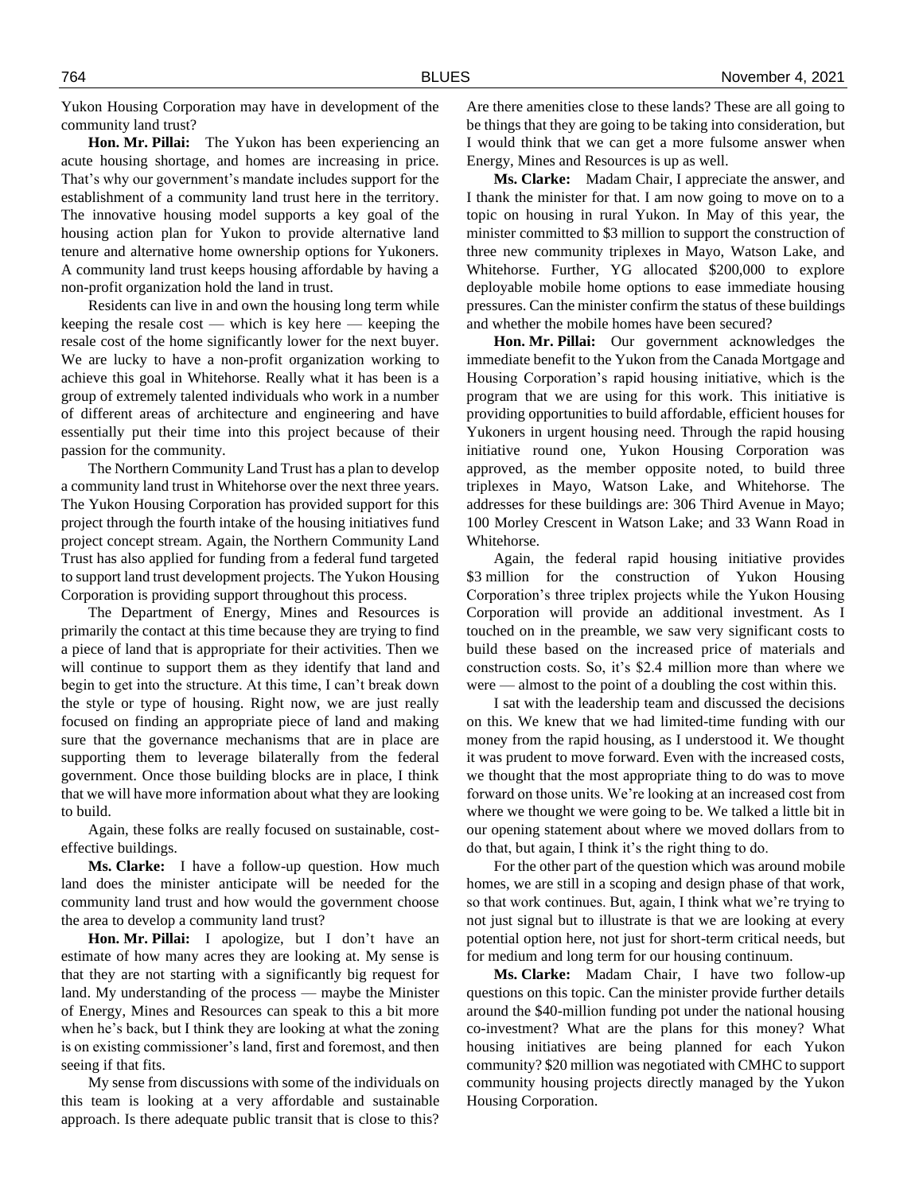Yukon Housing Corporation may have in development of the community land trust?

**Hon. Mr. Pillai:** The Yukon has been experiencing an acute housing shortage, and homes are increasing in price. That's why our government's mandate includes support for the establishment of a community land trust here in the territory. The innovative housing model supports a key goal of the housing action plan for Yukon to provide alternative land tenure and alternative home ownership options for Yukoners. A community land trust keeps housing affordable by having a non-profit organization hold the land in trust.

Residents can live in and own the housing long term while keeping the resale cost — which is key here — keeping the resale cost of the home significantly lower for the next buyer. We are lucky to have a non-profit organization working to achieve this goal in Whitehorse. Really what it has been is a group of extremely talented individuals who work in a number of different areas of architecture and engineering and have essentially put their time into this project because of their passion for the community.

The Northern Community Land Trust has a plan to develop a community land trust in Whitehorse over the next three years. The Yukon Housing Corporation has provided support for this project through the fourth intake of the housing initiatives fund project concept stream. Again, the Northern Community Land Trust has also applied for funding from a federal fund targeted to support land trust development projects. The Yukon Housing Corporation is providing support throughout this process.

The Department of Energy, Mines and Resources is primarily the contact at this time because they are trying to find a piece of land that is appropriate for their activities. Then we will continue to support them as they identify that land and begin to get into the structure. At this time, I can't break down the style or type of housing. Right now, we are just really focused on finding an appropriate piece of land and making sure that the governance mechanisms that are in place are supporting them to leverage bilaterally from the federal government. Once those building blocks are in place, I think that we will have more information about what they are looking to build.

Again, these folks are really focused on sustainable, cost-effective buildings.

**Ms. Clarke:** I have a follow-up question. How much land does the minister anticipate will be needed for the community land trust and how would the government choose the area to develop a community land trust?

**Hon. Mr. Pillai:** I apologize, but I don't have an estimate of how many acres they are looking at. My sense is that they are not starting with a significantly big request for land. My understanding of the process — maybe the Minister of Energy, Mines and Resources can speak to this a bit more when he's back, but I think they are looking at what the zoning is on existing commissioner's land, first and foremost, and then seeing if that fits.

My sense from discussions with some of the individuals on this team is looking at a very affordable and sustainable approach. Is there adequate public transit that is close to this? Are there amenities close to these lands? These are all going to be things that they are going to be taking into consideration, but I would think that we can get a more fulsome answer when Energy, Mines and Resources is up as well.

**Ms. Clarke:** Madam Chair, I appreciate the answer, and I thank the minister for that. I am now going to move on to a topic on housing in rural Yukon. In May of this year, the minister committed to $3 million to support the construction of three new community triplexes in Mayo, Watson Lake, and Whitehorse. Further, YG allocated $200,000 to explore deployable mobile home options to ease immediate housing pressures. Can the minister confirm the status of these buildings and whether the mobile homes have been secured?

**Hon. Mr. Pillai:** Our government acknowledges the immediate benefit to the Yukon from the Canada Mortgage and Housing Corporation's rapid housing initiative, which is the program that we are using for this work. This initiative is providing opportunities to build affordable, efficient houses for Yukoners in urgent housing need. Through the rapid housing initiative round one, Yukon Housing Corporation was approved, as the member opposite noted, to build three triplexes in Mayo, Watson Lake, and Whitehorse. The addresses for these buildings are: 306 Third Avenue in Mayo; 100 Morley Crescent in Watson Lake; and 33 Wann Road in Whitehorse.

Again, the federal rapid housing initiative provides $3 million for the construction of Yukon Housing Corporation's three triplex projects while the Yukon Housing Corporation will provide an additional investment. As I touched on in the preamble, we saw very significant costs to build these based on the increased price of materials and construction costs. So, it's $2.4 million more than where we were — almost to the point of a doubling the cost within this.

I sat with the leadership team and discussed the decisions on this. We knew that we had limited-time funding with our money from the rapid housing, as I understood it. We thought it was prudent to move forward. Even with the increased costs, we thought that the most appropriate thing to do was to move forward on those units. We're looking at an increased cost from where we thought we were going to be. We talked a little bit in our opening statement about where we moved dollars from to do that, but again, I think it's the right thing to do.

For the other part of the question which was around mobile homes, we are still in a scoping and design phase of that work, so that work continues. But, again, I think what we're trying to not just signal but to illustrate is that we are looking at every potential option here, not just for short-term critical needs, but for medium and long term for our housing continuum.

**Ms. Clarke:** Madam Chair, I have two follow-up questions on this topic. Can the minister provide further details around the $40-million funding pot under the national housing co-investment? What are the plans for this money? What housing initiatives are being planned for each Yukon community? $20 million was negotiated with CMHC to support community housing projects directly managed by the Yukon Housing Corporation.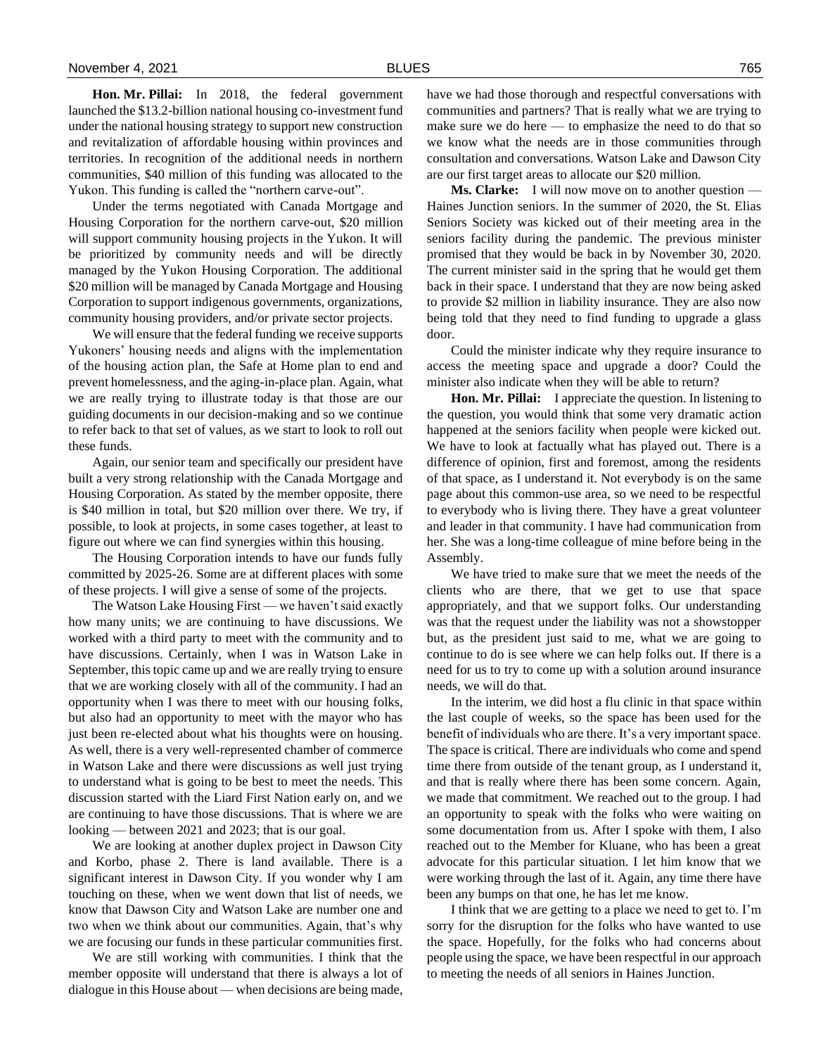**Hon. Mr. Pillai:** In 2018, the federal government launched the $13.2-billion national housing co-investment fund under the national housing strategy to support new construction and revitalization of affordable housing within provinces and territories. In recognition of the additional needs in northern communities, $40 million of this funding was allocated to the Yukon. This funding is called the "northern carve-out".

Under the terms negotiated with Canada Mortgage and Housing Corporation for the northern carve-out, $20 million will support community housing projects in the Yukon. It will be prioritized by community needs and will be directly managed by the Yukon Housing Corporation. The additional $20 million will be managed by Canada Mortgage and Housing Corporation to support indigenous governments, organizations, community housing providers, and/or private sector projects.

We will ensure that the federal funding we receive supports Yukoners' housing needs and aligns with the implementation of the housing action plan, the Safe at Home plan to end and prevent homelessness, and the aging-in-place plan. Again, what we are really trying to illustrate today is that those are our guiding documents in our decision-making and so we continue to refer back to that set of values, as we start to look to roll out these funds.

Again, our senior team and specifically our president have built a very strong relationship with the Canada Mortgage and Housing Corporation. As stated by the member opposite, there is $40 million in total, but $20 million over there. We try, if possible, to look at projects, in some cases together, at least to figure out where we can find synergies within this housing.

The Housing Corporation intends to have our funds fully committed by 2025-26. Some are at different places with some of these projects. I will give a sense of some of the projects.

The Watson Lake Housing First — we haven't said exactly how many units; we are continuing to have discussions. We worked with a third party to meet with the community and to have discussions. Certainly, when I was in Watson Lake in September, this topic came up and we are really trying to ensure that we are working closely with all of the community. I had an opportunity when I was there to meet with our housing folks, but also had an opportunity to meet with the mayor who has just been re-elected about what his thoughts were on housing. As well, there is a very well-represented chamber of commerce in Watson Lake and there were discussions as well just trying to understand what is going to be best to meet the needs. This discussion started with the Liard First Nation early on, and we are continuing to have those discussions. That is where we are looking — between 2021 and 2023; that is our goal.

We are looking at another duplex project in Dawson City and Korbo, phase 2. There is land available. There is a significant interest in Dawson City. If you wonder why I am touching on these, when we went down that list of needs, we know that Dawson City and Watson Lake are number one and two when we think about our communities. Again, that's why we are focusing our funds in these particular communities first.

We are still working with communities. I think that the member opposite will understand that there is always a lot of dialogue in this House about — when decisions are being made, have we had those thorough and respectful conversations with communities and partners? That is really what we are trying to make sure we do here — to emphasize the need to do that so we know what the needs are in those communities through consultation and conversations. Watson Lake and Dawson City are our first target areas to allocate our $20 million.

**Ms. Clarke:** I will now move on to another question — Haines Junction seniors. In the summer of 2020, the St. Elias Seniors Society was kicked out of their meeting area in the seniors facility during the pandemic. The previous minister promised that they would be back in by November 30, 2020. The current minister said in the spring that he would get them back in their space. I understand that they are now being asked to provide $2 million in liability insurance. They are also now being told that they need to find funding to upgrade a glass door.

Could the minister indicate why they require insurance to access the meeting space and upgrade a door? Could the minister also indicate when they will be able to return?

**Hon. Mr. Pillai:** I appreciate the question. In listening to the question, you would think that some very dramatic action happened at the seniors facility when people were kicked out. We have to look at factually what has played out. There is a difference of opinion, first and foremost, among the residents of that space, as I understand it. Not everybody is on the same page about this common-use area, so we need to be respectful to everybody who is living there. They have a great volunteer and leader in that community. I have had communication from her. She was a long-time colleague of mine before being in the Assembly.

We have tried to make sure that we meet the needs of the clients who are there, that we get to use that space appropriately, and that we support folks. Our understanding was that the request under the liability was not a showstopper but, as the president just said to me, what we are going to continue to do is see where we can help folks out. If there is a need for us to try to come up with a solution around insurance needs, we will do that.

In the interim, we did host a flu clinic in that space within the last couple of weeks, so the space has been used for the benefit of individuals who are there. It's a very important space. The space is critical. There are individuals who come and spend time there from outside of the tenant group, as I understand it, and that is really where there has been some concern. Again, we made that commitment. We reached out to the group. I had an opportunity to speak with the folks who were waiting on some documentation from us. After I spoke with them, I also reached out to the Member for Kluane, who has been a great advocate for this particular situation. I let him know that we were working through the last of it. Again, any time there have been any bumps on that one, he has let me know.

I think that we are getting to a place we need to get to. I'm sorry for the disruption for the folks who have wanted to use the space. Hopefully, for the folks who had concerns about people using the space, we have been respectful in our approach to meeting the needs of all seniors in Haines Junction.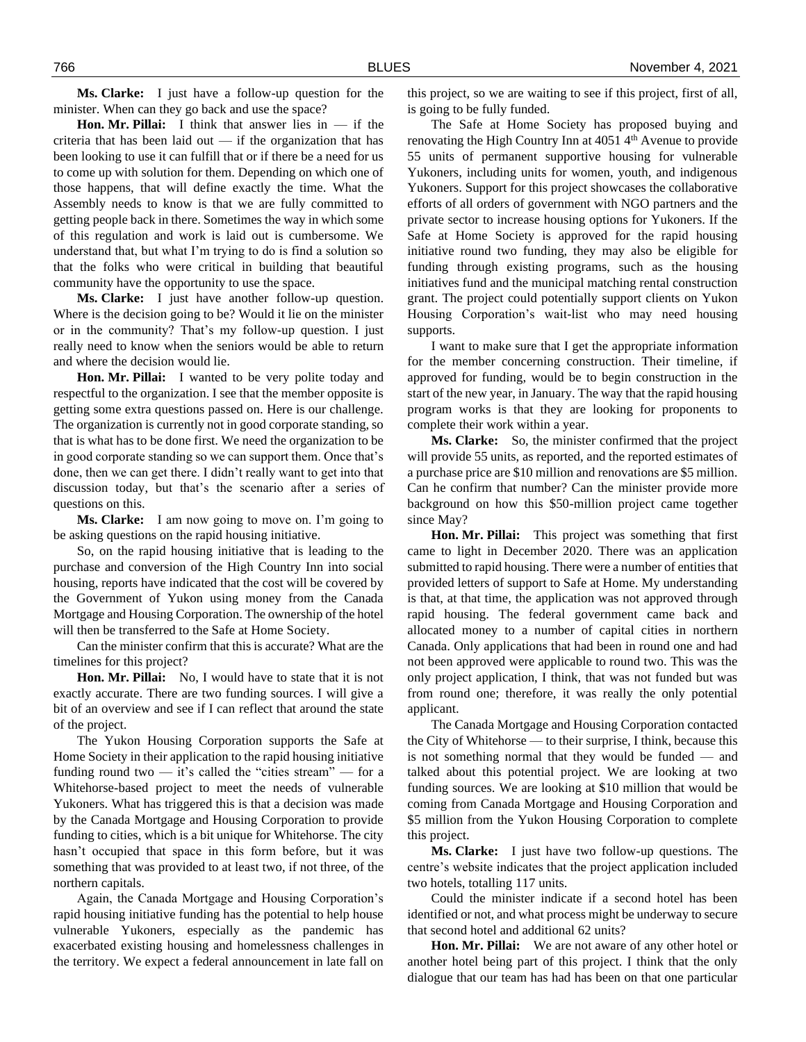**Ms. Clarke:** I just have a follow-up question for the minister. When can they go back and use the space?

**Hon. Mr. Pillai:** I think that answer lies in — if the criteria that has been laid out — if the organization that has been looking to use it can fulfill that or if there be a need for us to come up with solution for them. Depending on which one of those happens, that will define exactly the time. What the Assembly needs to know is that we are fully committed to getting people back in there. Sometimes the way in which some of this regulation and work is laid out is cumbersome. We understand that, but what I'm trying to do is find a solution so that the folks who were critical in building that beautiful community have the opportunity to use the space.

**Ms. Clarke:** I just have another follow-up question. Where is the decision going to be? Would it lie on the minister or in the community? That's my follow-up question. I just really need to know when the seniors would be able to return and where the decision would lie.

**Hon. Mr. Pillai:** I wanted to be very polite today and respectful to the organization. I see that the member opposite is getting some extra questions passed on. Here is our challenge. The organization is currently not in good corporate standing, so that is what has to be done first. We need the organization to be in good corporate standing so we can support them. Once that's done, then we can get there. I didn't really want to get into that discussion today, but that's the scenario after a series of questions on this.

**Ms. Clarke:** I am now going to move on. I'm going to be asking questions on the rapid housing initiative.

So, on the rapid housing initiative that is leading to the purchase and conversion of the High Country Inn into social housing, reports have indicated that the cost will be covered by the Government of Yukon using money from the Canada Mortgage and Housing Corporation. The ownership of the hotel will then be transferred to the Safe at Home Society.

Can the minister confirm that this is accurate? What are the timelines for this project?

**Hon. Mr. Pillai:** No, I would have to state that it is not exactly accurate. There are two funding sources. I will give a bit of an overview and see if I can reflect that around the state of the project.

The Yukon Housing Corporation supports the Safe at Home Society in their application to the rapid housing initiative funding round two — it's called the "cities stream" — for a Whitehorse-based project to meet the needs of vulnerable Yukoners. What has triggered this is that a decision was made by the Canada Mortgage and Housing Corporation to provide funding to cities, which is a bit unique for Whitehorse. The city hasn't occupied that space in this form before, but it was something that was provided to at least two, if not three, of the northern capitals.

Again, the Canada Mortgage and Housing Corporation's rapid housing initiative funding has the potential to help house vulnerable Yukoners, especially as the pandemic has exacerbated existing housing and homelessness challenges in the territory. We expect a federal announcement in late fall on this project, so we are waiting to see if this project, first of all, is going to be fully funded.

The Safe at Home Society has proposed buying and renovating the High Country Inn at 4051 4th Avenue to provide 55 units of permanent supportive housing for vulnerable Yukoners, including units for women, youth, and indigenous Yukoners. Support for this project showcases the collaborative efforts of all orders of government with NGO partners and the private sector to increase housing options for Yukoners. If the Safe at Home Society is approved for the rapid housing initiative round two funding, they may also be eligible for funding through existing programs, such as the housing initiatives fund and the municipal matching rental construction grant. The project could potentially support clients on Yukon Housing Corporation's wait-list who may need housing supports.

I want to make sure that I get the appropriate information for the member concerning construction. Their timeline, if approved for funding, would be to begin construction in the start of the new year, in January. The way that the rapid housing program works is that they are looking for proponents to complete their work within a year.

**Ms. Clarke:** So, the minister confirmed that the project will provide 55 units, as reported, and the reported estimates of a purchase price are $10 million and renovations are $5 million. Can he confirm that number? Can the minister provide more background on how this $50-million project came together since May?

**Hon. Mr. Pillai:** This project was something that first came to light in December 2020. There was an application submitted to rapid housing. There were a number of entities that provided letters of support to Safe at Home. My understanding is that, at that time, the application was not approved through rapid housing. The federal government came back and allocated money to a number of capital cities in northern Canada. Only applications that had been in round one and had not been approved were applicable to round two. This was the only project application, I think, that was not funded but was from round one; therefore, it was really the only potential applicant.

The Canada Mortgage and Housing Corporation contacted the City of Whitehorse — to their surprise, I think, because this is not something normal that they would be funded — and talked about this potential project. We are looking at two funding sources. We are looking at $10 million that would be coming from Canada Mortgage and Housing Corporation and $5 million from the Yukon Housing Corporation to complete this project.

**Ms. Clarke:** I just have two follow-up questions. The centre's website indicates that the project application included two hotels, totalling 117 units.

Could the minister indicate if a second hotel has been identified or not, and what process might be underway to secure that second hotel and additional 62 units?

**Hon. Mr. Pillai:** We are not aware of any other hotel or another hotel being part of this project. I think that the only dialogue that our team has had has been on that one particular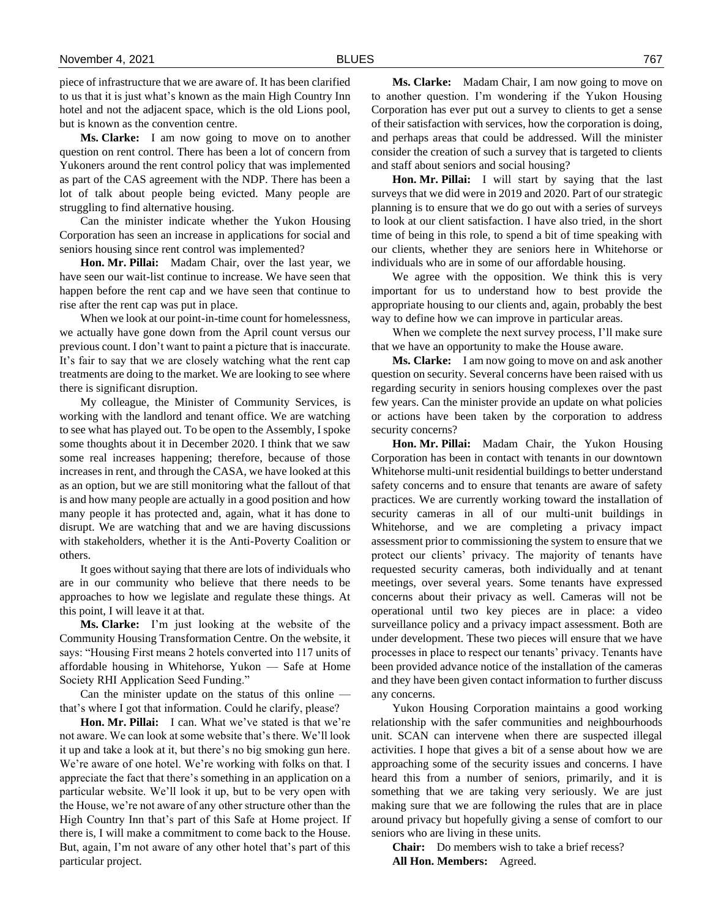piece of infrastructure that we are aware of. It has been clarified to us that it is just what's known as the main High Country Inn hotel and not the adjacent space, which is the old Lions pool, but is known as the convention centre.

**Ms. Clarke:** I am now going to move on to another question on rent control. There has been a lot of concern from Yukoners around the rent control policy that was implemented as part of the CAS agreement with the NDP. There has been a lot of talk about people being evicted. Many people are struggling to find alternative housing.

Can the minister indicate whether the Yukon Housing Corporation has seen an increase in applications for social and seniors housing since rent control was implemented?

**Hon. Mr. Pillai:** Madam Chair, over the last year, we have seen our wait-list continue to increase. We have seen that happen before the rent cap and we have seen that continue to rise after the rent cap was put in place.

When we look at our point-in-time count for homelessness, we actually have gone down from the April count versus our previous count. I don't want to paint a picture that is inaccurate. It's fair to say that we are closely watching what the rent cap treatments are doing to the market. We are looking to see where there is significant disruption.

My colleague, the Minister of Community Services, is working with the landlord and tenant office. We are watching to see what has played out. To be open to the Assembly, I spoke some thoughts about it in December 2020. I think that we saw some real increases happening; therefore, because of those increases in rent, and through the CASA, we have looked at this as an option, but we are still monitoring what the fallout of that is and how many people are actually in a good position and how many people it has protected and, again, what it has done to disrupt. We are watching that and we are having discussions with stakeholders, whether it is the Anti-Poverty Coalition or others.

It goes without saying that there are lots of individuals who are in our community who believe that there needs to be approaches to how we legislate and regulate these things. At this point, I will leave it at that.

**Ms. Clarke:** I'm just looking at the website of the Community Housing Transformation Centre. On the website, it says: "Housing First means 2 hotels converted into 117 units of affordable housing in Whitehorse, Yukon — Safe at Home Society RHI Application Seed Funding."

Can the minister update on the status of this online — that's where I got that information. Could he clarify, please?

**Hon. Mr. Pillai:** I can. What we've stated is that we're not aware. We can look at some website that's there. We'll look it up and take a look at it, but there's no big smoking gun here. We're aware of one hotel. We're working with folks on that. I appreciate the fact that there's something in an application on a particular website. We'll look it up, but to be very open with the House, we're not aware of any other structure other than the High Country Inn that's part of this Safe at Home project. If there is, I will make a commitment to come back to the House. But, again, I'm not aware of any other hotel that's part of this particular project.

**Ms. Clarke:** Madam Chair, I am now going to move on to another question. I'm wondering if the Yukon Housing Corporation has ever put out a survey to clients to get a sense of their satisfaction with services, how the corporation is doing, and perhaps areas that could be addressed. Will the minister consider the creation of such a survey that is targeted to clients and staff about seniors and social housing?

**Hon. Mr. Pillai:** I will start by saying that the last surveys that we did were in 2019 and 2020. Part of our strategic planning is to ensure that we do go out with a series of surveys to look at our client satisfaction. I have also tried, in the short time of being in this role, to spend a bit of time speaking with our clients, whether they are seniors here in Whitehorse or individuals who are in some of our affordable housing.

We agree with the opposition. We think this is very important for us to understand how to best provide the appropriate housing to our clients and, again, probably the best way to define how we can improve in particular areas.

When we complete the next survey process, I'll make sure that we have an opportunity to make the House aware.

**Ms. Clarke:** I am now going to move on and ask another question on security. Several concerns have been raised with us regarding security in seniors housing complexes over the past few years. Can the minister provide an update on what policies or actions have been taken by the corporation to address security concerns?

**Hon. Mr. Pillai:** Madam Chair, the Yukon Housing Corporation has been in contact with tenants in our downtown Whitehorse multi-unit residential buildings to better understand safety concerns and to ensure that tenants are aware of safety practices. We are currently working toward the installation of security cameras in all of our multi-unit buildings in Whitehorse, and we are completing a privacy impact assessment prior to commissioning the system to ensure that we protect our clients' privacy. The majority of tenants have requested security cameras, both individually and at tenant meetings, over several years. Some tenants have expressed concerns about their privacy as well. Cameras will not be operational until two key pieces are in place: a video surveillance policy and a privacy impact assessment. Both are under development. These two pieces will ensure that we have processes in place to respect our tenants' privacy. Tenants have been provided advance notice of the installation of the cameras and they have been given contact information to further discuss any concerns.

Yukon Housing Corporation maintains a good working relationship with the safer communities and neighbourhoods unit. SCAN can intervene when there are suspected illegal activities. I hope that gives a bit of a sense about how we are approaching some of the security issues and concerns. I have heard this from a number of seniors, primarily, and it is something that we are taking very seriously. We are just making sure that we are following the rules that are in place around privacy but hopefully giving a sense of comfort to our seniors who are living in these units.

**Chair:** Do members wish to take a brief recess?

**All Hon. Members:** Agreed.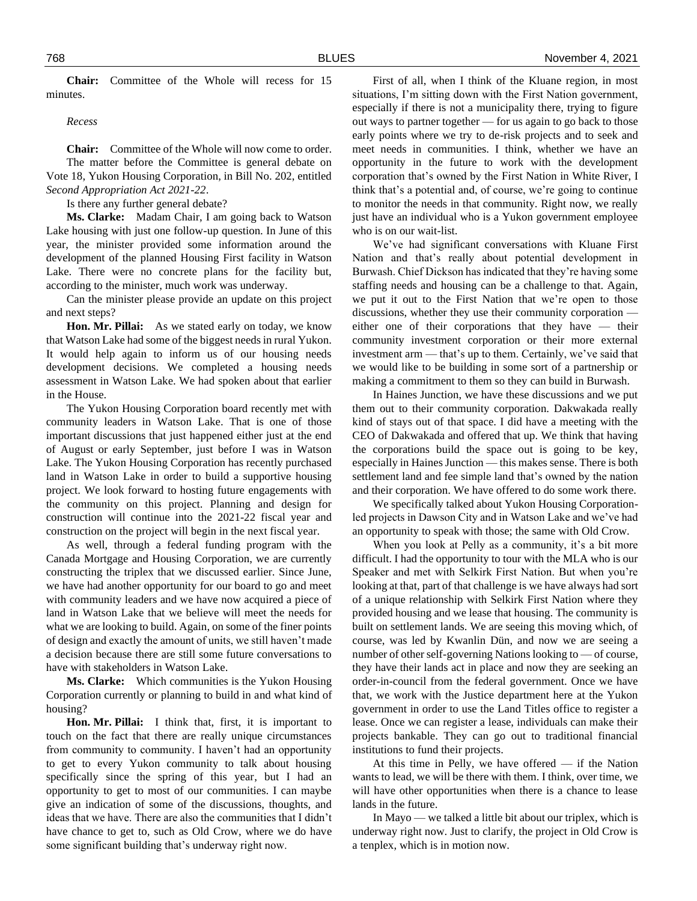**Chair:** Committee of the Whole will recess for 15 minutes.

*Recess*

**Chair:** Committee of the Whole will now come to order.

The matter before the Committee is general debate on Vote 18, Yukon Housing Corporation, in Bill No. 202, entitled *Second Appropriation Act 2021-22*.

Is there any further general debate?

**Ms. Clarke:** Madam Chair, I am going back to Watson Lake housing with just one follow-up question. In June of this year, the minister provided some information around the development of the planned Housing First facility in Watson Lake. There were no concrete plans for the facility but, according to the minister, much work was underway.

Can the minister please provide an update on this project and next steps?

**Hon. Mr. Pillai:** As we stated early on today, we know that Watson Lake had some of the biggest needs in rural Yukon. It would help again to inform us of our housing needs development decisions. We completed a housing needs assessment in Watson Lake. We had spoken about that earlier in the House.

The Yukon Housing Corporation board recently met with community leaders in Watson Lake. That is one of those important discussions that just happened either just at the end of August or early September, just before I was in Watson Lake. The Yukon Housing Corporation has recently purchased land in Watson Lake in order to build a supportive housing project. We look forward to hosting future engagements with the community on this project. Planning and design for construction will continue into the 2021-22 fiscal year and construction on the project will begin in the next fiscal year.

As well, through a federal funding program with the Canada Mortgage and Housing Corporation, we are currently constructing the triplex that we discussed earlier. Since June, we have had another opportunity for our board to go and meet with community leaders and we have now acquired a piece of land in Watson Lake that we believe will meet the needs for what we are looking to build. Again, on some of the finer points of design and exactly the amount of units, we still haven't made a decision because there are still some future conversations to have with stakeholders in Watson Lake.

**Ms. Clarke:** Which communities is the Yukon Housing Corporation currently or planning to build in and what kind of housing?

**Hon. Mr. Pillai:** I think that, first, it is important to touch on the fact that there are really unique circumstances from community to community. I haven't had an opportunity to get to every Yukon community to talk about housing specifically since the spring of this year, but I had an opportunity to get to most of our communities. I can maybe give an indication of some of the discussions, thoughts, and ideas that we have. There are also the communities that I didn't have chance to get to, such as Old Crow, where we do have some significant building that's underway right now.

First of all, when I think of the Kluane region, in most situations, I'm sitting down with the First Nation government, especially if there is not a municipality there, trying to figure out ways to partner together — for us again to go back to those early points where we try to de-risk projects and to seek and meet needs in communities. I think, whether we have an opportunity in the future to work with the development corporation that's owned by the First Nation in White River, I think that's a potential and, of course, we're going to continue to monitor the needs in that community. Right now, we really just have an individual who is a Yukon government employee who is on our wait-list.

We've had significant conversations with Kluane First Nation and that's really about potential development in Burwash. Chief Dickson has indicated that they're having some staffing needs and housing can be a challenge to that. Again, we put it out to the First Nation that we're open to those discussions, whether they use their community corporation — either one of their corporations that they have — their community investment corporation or their more external investment arm — that's up to them. Certainly, we've said that we would like to be building in some sort of a partnership or making a commitment to them so they can build in Burwash.

In Haines Junction, we have these discussions and we put them out to their community corporation. Dakwakada really kind of stays out of that space. I did have a meeting with the CEO of Dakwakada and offered that up. We think that having the corporations build the space out is going to be key, especially in Haines Junction — this makes sense. There is both settlement land and fee simple land that's owned by the nation and their corporation. We have offered to do some work there.

We specifically talked about Yukon Housing Corporation-led projects in Dawson City and in Watson Lake and we've had an opportunity to speak with those; the same with Old Crow.

When you look at Pelly as a community, it's a bit more difficult. I had the opportunity to tour with the MLA who is our Speaker and met with Selkirk First Nation. But when you're looking at that, part of that challenge is we have always had sort of a unique relationship with Selkirk First Nation where they provided housing and we lease that housing. The community is built on settlement lands. We are seeing this moving which, of course, was led by Kwanlin Dün, and now we are seeing a number of other self-governing Nations looking to — of course, they have their lands act in place and now they are seeking an order-in-council from the federal government. Once we have that, we work with the Justice department here at the Yukon government in order to use the Land Titles office to register a lease. Once we can register a lease, individuals can make their projects bankable. They can go out to traditional financial institutions to fund their projects.

At this time in Pelly, we have offered — if the Nation wants to lead, we will be there with them. I think, over time, we will have other opportunities when there is a chance to lease lands in the future.

In Mayo — we talked a little bit about our triplex, which is underway right now. Just to clarify, the project in Old Crow is a tenplex, which is in motion now.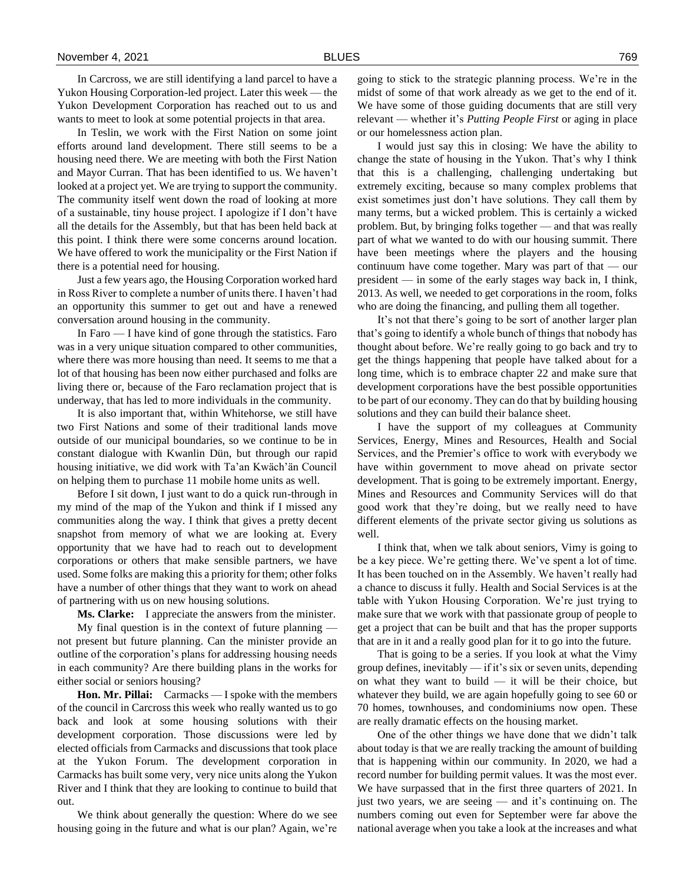In Carcross, we are still identifying a land parcel to have a Yukon Housing Corporation-led project. Later this week — the Yukon Development Corporation has reached out to us and wants to meet to look at some potential projects in that area.

In Teslin, we work with the First Nation on some joint efforts around land development. There still seems to be a housing need there. We are meeting with both the First Nation and Mayor Curran. That has been identified to us. We haven't looked at a project yet. We are trying to support the community. The community itself went down the road of looking at more of a sustainable, tiny house project. I apologize if I don't have all the details for the Assembly, but that has been held back at this point. I think there were some concerns around location. We have offered to work the municipality or the First Nation if there is a potential need for housing.

Just a few years ago, the Housing Corporation worked hard in Ross River to complete a number of units there. I haven't had an opportunity this summer to get out and have a renewed conversation around housing in the community.

In Faro — I have kind of gone through the statistics. Faro was in a very unique situation compared to other communities, where there was more housing than need. It seems to me that a lot of that housing has been now either purchased and folks are living there or, because of the Faro reclamation project that is underway, that has led to more individuals in the community.

It is also important that, within Whitehorse, we still have two First Nations and some of their traditional lands move outside of our municipal boundaries, so we continue to be in constant dialogue with Kwanlin Dün, but through our rapid housing initiative, we did work with Ta'an Kwäch'än Council on helping them to purchase 11 mobile home units as well.

Before I sit down, I just want to do a quick run-through in my mind of the map of the Yukon and think if I missed any communities along the way. I think that gives a pretty decent snapshot from memory of what we are looking at. Every opportunity that we have had to reach out to development corporations or others that make sensible partners, we have used. Some folks are making this a priority for them; other folks have a number of other things that they want to work on ahead of partnering with us on new housing solutions.

**Ms. Clarke:** I appreciate the answers from the minister.

My final question is in the context of future planning — not present but future planning. Can the minister provide an outline of the corporation's plans for addressing housing needs in each community? Are there building plans in the works for either social or seniors housing?

**Hon. Mr. Pillai:** Carmacks — I spoke with the members of the council in Carcross this week who really wanted us to go back and look at some housing solutions with their development corporation. Those discussions were led by elected officials from Carmacks and discussions that took place at the Yukon Forum. The development corporation in Carmacks has built some very, very nice units along the Yukon River and I think that they are looking to continue to build that out.

We think about generally the question: Where do we see housing going in the future and what is our plan? Again, we're going to stick to the strategic planning process. We're in the midst of some of that work already as we get to the end of it. We have some of those guiding documents that are still very relevant — whether it's *Putting People First* or aging in place or our homelessness action plan.

I would just say this in closing: We have the ability to change the state of housing in the Yukon. That's why I think that this is a challenging, challenging undertaking but extremely exciting, because so many complex problems that exist sometimes just don't have solutions. They call them by many terms, but a wicked problem. This is certainly a wicked problem. But, by bringing folks together — and that was really part of what we wanted to do with our housing summit. There have been meetings where the players and the housing continuum have come together. Mary was part of that — our president — in some of the early stages way back in, I think, 2013. As well, we needed to get corporations in the room, folks who are doing the financing, and pulling them all together.

It's not that there's going to be sort of another larger plan that's going to identify a whole bunch of things that nobody has thought about before. We're really going to go back and try to get the things happening that people have talked about for a long time, which is to embrace chapter 22 and make sure that development corporations have the best possible opportunities to be part of our economy. They can do that by building housing solutions and they can build their balance sheet.

I have the support of my colleagues at Community Services, Energy, Mines and Resources, Health and Social Services, and the Premier's office to work with everybody we have within government to move ahead on private sector development. That is going to be extremely important. Energy, Mines and Resources and Community Services will do that good work that they're doing, but we really need to have different elements of the private sector giving us solutions as well.

I think that, when we talk about seniors, Vimy is going to be a key piece. We're getting there. We've spent a lot of time. It has been touched on in the Assembly. We haven't really had a chance to discuss it fully. Health and Social Services is at the table with Yukon Housing Corporation. We're just trying to make sure that we work with that passionate group of people to get a project that can be built and that has the proper supports that are in it and a really good plan for it to go into the future.

That is going to be a series. If you look at what the Vimy group defines, inevitably — if it's six or seven units, depending on what they want to build — it will be their choice, but whatever they build, we are again hopefully going to see 60 or 70 homes, townhouses, and condominiums now open. These are really dramatic effects on the housing market.

One of the other things we have done that we didn't talk about today is that we are really tracking the amount of building that is happening within our community. In 2020, we had a record number for building permit values. It was the most ever. We have surpassed that in the first three quarters of 2021. In just two years, we are seeing — and it's continuing on. The numbers coming out even for September were far above the national average when you take a look at the increases and what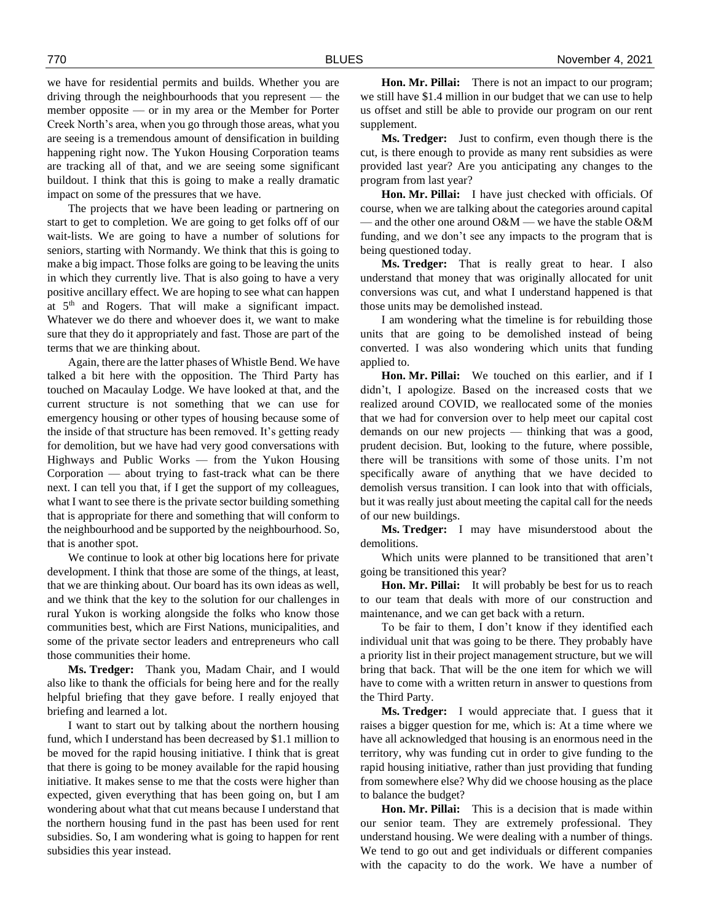we have for residential permits and builds. Whether you are driving through the neighbourhoods that you represent — the member opposite — or in my area or the Member for Porter Creek North's area, when you go through those areas, what you are seeing is a tremendous amount of densification in building happening right now. The Yukon Housing Corporation teams are tracking all of that, and we are seeing some significant buildout. I think that this is going to make a really dramatic impact on some of the pressures that we have.

The projects that we have been leading or partnering on start to get to completion. We are going to get folks off of our wait-lists. We are going to have a number of solutions for seniors, starting with Normandy. We think that this is going to make a big impact. Those folks are going to be leaving the units in which they currently live. That is also going to have a very positive ancillary effect. We are hoping to see what can happen at 5th and Rogers. That will make a significant impact. Whatever we do there and whoever does it, we want to make sure that they do it appropriately and fast. Those are part of the terms that we are thinking about.

Again, there are the latter phases of Whistle Bend. We have talked a bit here with the opposition. The Third Party has touched on Macaulay Lodge. We have looked at that, and the current structure is not something that we can use for emergency housing or other types of housing because some of the inside of that structure has been removed. It's getting ready for demolition, but we have had very good conversations with Highways and Public Works — from the Yukon Housing Corporation — about trying to fast-track what can be there next. I can tell you that, if I get the support of my colleagues, what I want to see there is the private sector building something that is appropriate for there and something that will conform to the neighbourhood and be supported by the neighbourhood. So, that is another spot.

We continue to look at other big locations here for private development. I think that those are some of the things, at least, that we are thinking about. Our board has its own ideas as well, and we think that the key to the solution for our challenges in rural Yukon is working alongside the folks who know those communities best, which are First Nations, municipalities, and some of the private sector leaders and entrepreneurs who call those communities their home.

**Ms. Tredger:** Thank you, Madam Chair, and I would also like to thank the officials for being here and for the really helpful briefing that they gave before. I really enjoyed that briefing and learned a lot.

I want to start out by talking about the northern housing fund, which I understand has been decreased by $1.1 million to be moved for the rapid housing initiative. I think that is great that there is going to be money available for the rapid housing initiative. It makes sense to me that the costs were higher than expected, given everything that has been going on, but I am wondering about what that cut means because I understand that the northern housing fund in the past has been used for rent subsidies. So, I am wondering what is going to happen for rent subsidies this year instead.

**Hon. Mr. Pillai:** There is not an impact to our program; we still have $1.4 million in our budget that we can use to help us offset and still be able to provide our program on our rent supplement.

**Ms. Tredger:** Just to confirm, even though there is the cut, is there enough to provide as many rent subsidies as were provided last year? Are you anticipating any changes to the program from last year?

**Hon. Mr. Pillai:** I have just checked with officials. Of course, when we are talking about the categories around capital — and the other one around O&M — we have the stable O&M funding, and we don't see any impacts to the program that is being questioned today.

**Ms. Tredger:** That is really great to hear. I also understand that money that was originally allocated for unit conversions was cut, and what I understand happened is that those units may be demolished instead.

I am wondering what the timeline is for rebuilding those units that are going to be demolished instead of being converted. I was also wondering which units that funding applied to.

**Hon. Mr. Pillai:** We touched on this earlier, and if I didn't, I apologize. Based on the increased costs that we realized around COVID, we reallocated some of the monies that we had for conversion over to help meet our capital cost demands on our new projects — thinking that was a good, prudent decision. But, looking to the future, where possible, there will be transitions with some of those units. I'm not specifically aware of anything that we have decided to demolish versus transition. I can look into that with officials, but it was really just about meeting the capital call for the needs of our new buildings.

**Ms. Tredger:** I may have misunderstood about the demolitions.

Which units were planned to be transitioned that aren't going to be transitioned this year?

**Hon. Mr. Pillai:** It will probably be best for us to reach to our team that deals with more of our construction and maintenance, and we can get back with a return.

To be fair to them, I don't know if they identified each individual unit that was going to be there. They probably have a priority list in their project management structure, but we will bring that back. That will be the one item for which we will have to come with a written return in answer to questions from the Third Party.

**Ms. Tredger:** I would appreciate that. I guess that it raises a bigger question for me, which is: At a time where we have all acknowledged that housing is an enormous need in the territory, why was funding cut in order to give funding to the rapid housing initiative, rather than just providing that funding from somewhere else? Why did we choose housing as the place to balance the budget?

**Hon. Mr. Pillai:** This is a decision that is made within our senior team. They are extremely professional. They understand housing. We were dealing with a number of things. We tend to go out and get individuals or different companies with the capacity to do the work. We have a number of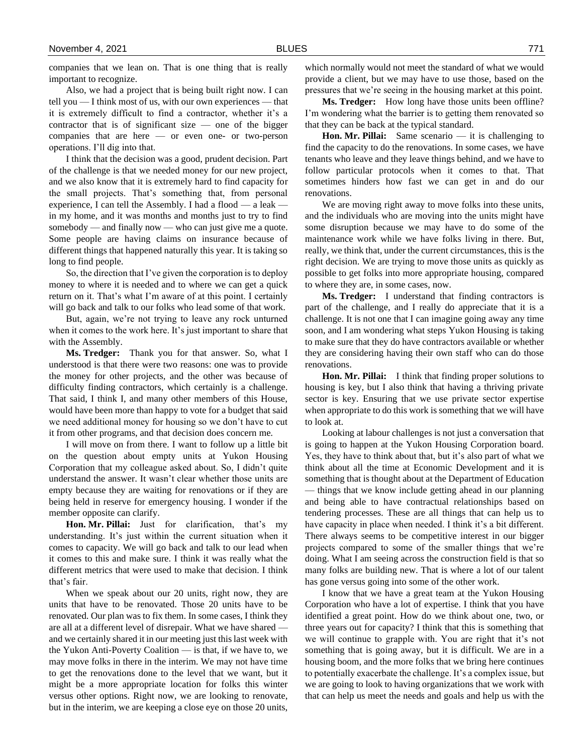companies that we lean on. That is one thing that is really important to recognize.

Also, we had a project that is being built right now. I can tell you — I think most of us, with our own experiences — that it is extremely difficult to find a contractor, whether it's a contractor that is of significant size — one of the bigger companies that are here — or even one- or two-person operations. I'll dig into that.

I think that the decision was a good, prudent decision. Part of the challenge is that we needed money for our new project, and we also know that it is extremely hard to find capacity for the small projects. That's something that, from personal experience, I can tell the Assembly. I had a flood — a leak — in my home, and it was months and months just to try to find somebody — and finally now — who can just give me a quote. Some people are having claims on insurance because of different things that happened naturally this year. It is taking so long to find people.

So, the direction that I've given the corporation is to deploy money to where it is needed and to where we can get a quick return on it. That's what I'm aware of at this point. I certainly will go back and talk to our folks who lead some of that work.

But, again, we're not trying to leave any rock unturned when it comes to the work here. It's just important to share that with the Assembly.

**Ms. Tredger:** Thank you for that answer. So, what I understood is that there were two reasons: one was to provide the money for other projects, and the other was because of difficulty finding contractors, which certainly is a challenge. That said, I think I, and many other members of this House, would have been more than happy to vote for a budget that said we need additional money for housing so we don't have to cut it from other programs, and that decision does concern me.

I will move on from there. I want to follow up a little bit on the question about empty units at Yukon Housing Corporation that my colleague asked about. So, I didn't quite understand the answer. It wasn't clear whether those units are empty because they are waiting for renovations or if they are being held in reserve for emergency housing. I wonder if the member opposite can clarify.

**Hon. Mr. Pillai:** Just for clarification, that's my understanding. It's just within the current situation when it comes to capacity. We will go back and talk to our lead when it comes to this and make sure. I think it was really what the different metrics that were used to make that decision. I think that's fair.

When we speak about our 20 units, right now, they are units that have to be renovated. Those 20 units have to be renovated. Our plan was to fix them. In some cases, I think they are all at a different level of disrepair. What we have shared — and we certainly shared it in our meeting just this last week with the Yukon Anti-Poverty Coalition — is that, if we have to, we may move folks in there in the interim. We may not have time to get the renovations done to the level that we want, but it might be a more appropriate location for folks this winter versus other options. Right now, we are looking to renovate, but in the interim, we are keeping a close eye on those 20 units, which normally would not meet the standard of what we would provide a client, but we may have to use those, based on the pressures that we're seeing in the housing market at this point.

**Ms. Tredger:** How long have those units been offline? I'm wondering what the barrier is to getting them renovated so that they can be back at the typical standard.

**Hon. Mr. Pillai:** Same scenario — it is challenging to find the capacity to do the renovations. In some cases, we have tenants who leave and they leave things behind, and we have to follow particular protocols when it comes to that. That sometimes hinders how fast we can get in and do our renovations.

We are moving right away to move folks into these units, and the individuals who are moving into the units might have some disruption because we may have to do some of the maintenance work while we have folks living in there. But, really, we think that, under the current circumstances, this is the right decision. We are trying to move those units as quickly as possible to get folks into more appropriate housing, compared to where they are, in some cases, now.

**Ms. Tredger:** I understand that finding contractors is part of the challenge, and I really do appreciate that it is a challenge. It is not one that I can imagine going away any time soon, and I am wondering what steps Yukon Housing is taking to make sure that they do have contractors available or whether they are considering having their own staff who can do those renovations.

**Hon. Mr. Pillai:** I think that finding proper solutions to housing is key, but I also think that having a thriving private sector is key. Ensuring that we use private sector expertise when appropriate to do this work is something that we will have to look at.

Looking at labour challenges is not just a conversation that is going to happen at the Yukon Housing Corporation board. Yes, they have to think about that, but it's also part of what we think about all the time at Economic Development and it is something that is thought about at the Department of Education — things that we know include getting ahead in our planning and being able to have contractual relationships based on tendering processes. These are all things that can help us to have capacity in place when needed. I think it's a bit different. There always seems to be competitive interest in our bigger projects compared to some of the smaller things that we're doing. What I am seeing across the construction field is that so many folks are building new. That is where a lot of our talent has gone versus going into some of the other work.

I know that we have a great team at the Yukon Housing Corporation who have a lot of expertise. I think that you have identified a great point. How do we think about one, two, or three years out for capacity? I think that this is something that we will continue to grapple with. You are right that it's not something that is going away, but it is difficult. We are in a housing boom, and the more folks that we bring here continues to potentially exacerbate the challenge. It's a complex issue, but we are going to look to having organizations that we work with that can help us meet the needs and goals and help us with the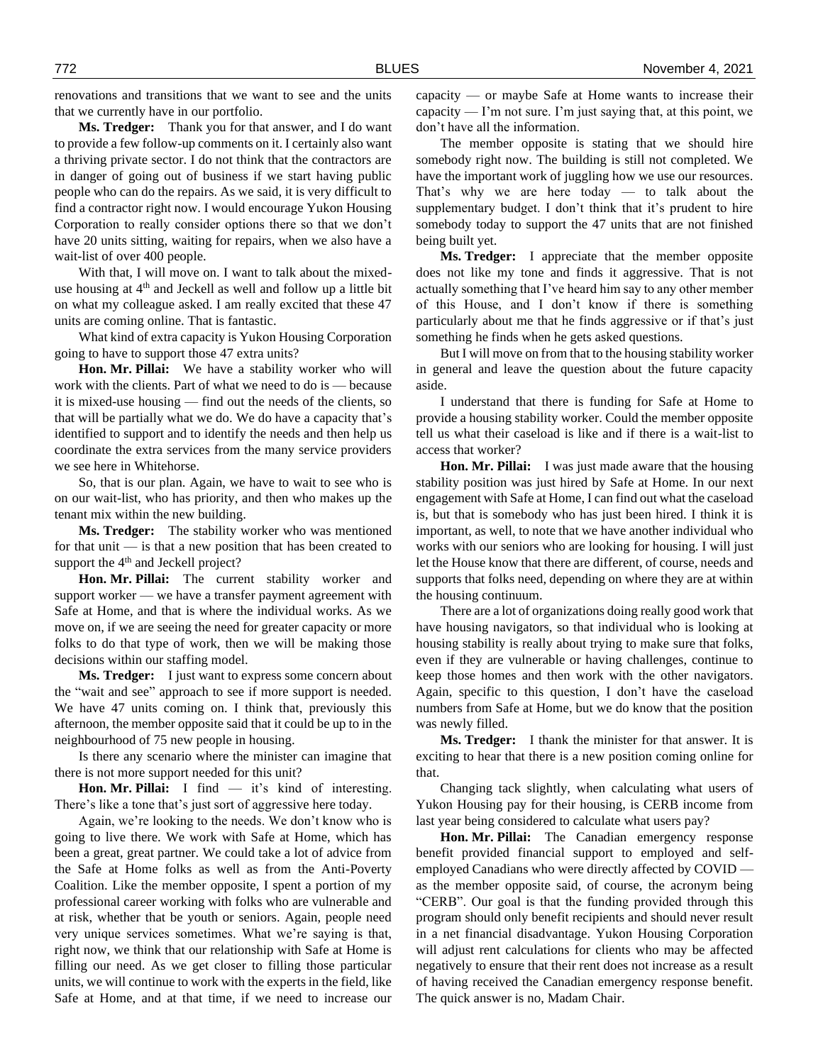renovations and transitions that we want to see and the units that we currently have in our portfolio.

**Ms. Tredger:** Thank you for that answer, and I do want to provide a few follow-up comments on it. I certainly also want a thriving private sector. I do not think that the contractors are in danger of going out of business if we start having public people who can do the repairs. As we said, it is very difficult to find a contractor right now. I would encourage Yukon Housing Corporation to really consider options there so that we don't have 20 units sitting, waiting for repairs, when we also have a wait-list of over 400 people.

With that, I will move on. I want to talk about the mixed-use housing at 4th and Jeckell as well and follow up a little bit on what my colleague asked. I am really excited that these 47 units are coming online. That is fantastic.

What kind of extra capacity is Yukon Housing Corporation going to have to support those 47 extra units?

**Hon. Mr. Pillai:** We have a stability worker who will work with the clients. Part of what we need to do is — because it is mixed-use housing — find out the needs of the clients, so that will be partially what we do. We do have a capacity that's identified to support and to identify the needs and then help us coordinate the extra services from the many service providers we see here in Whitehorse.

So, that is our plan. Again, we have to wait to see who is on our wait-list, who has priority, and then who makes up the tenant mix within the new building.

**Ms. Tredger:** The stability worker who was mentioned for that unit — is that a new position that has been created to support the 4th and Jeckell project?

**Hon. Mr. Pillai:** The current stability worker and support worker — we have a transfer payment agreement with Safe at Home, and that is where the individual works. As we move on, if we are seeing the need for greater capacity or more folks to do that type of work, then we will be making those decisions within our staffing model.

**Ms. Tredger:** I just want to express some concern about the "wait and see" approach to see if more support is needed. We have 47 units coming on. I think that, previously this afternoon, the member opposite said that it could be up to in the neighbourhood of 75 new people in housing.

Is there any scenario where the minister can imagine that there is not more support needed for this unit?

**Hon. Mr. Pillai:** I find — it's kind of interesting. There's like a tone that's just sort of aggressive here today.

Again, we're looking to the needs. We don't know who is going to live there. We work with Safe at Home, which has been a great, great partner. We could take a lot of advice from the Safe at Home folks as well as from the Anti-Poverty Coalition. Like the member opposite, I spent a portion of my professional career working with folks who are vulnerable and at risk, whether that be youth or seniors. Again, people need very unique services sometimes. What we're saying is that, right now, we think that our relationship with Safe at Home is filling our need. As we get closer to filling those particular units, we will continue to work with the experts in the field, like Safe at Home, and at that time, if we need to increase our capacity — or maybe Safe at Home wants to increase their capacity — I'm not sure. I'm just saying that, at this point, we don't have all the information.

The member opposite is stating that we should hire somebody right now. The building is still not completed. We have the important work of juggling how we use our resources. That's why we are here today — to talk about the supplementary budget. I don't think that it's prudent to hire somebody today to support the 47 units that are not finished being built yet.

**Ms. Tredger:** I appreciate that the member opposite does not like my tone and finds it aggressive. That is not actually something that I've heard him say to any other member of this House, and I don't know if there is something particularly about me that he finds aggressive or if that's just something he finds when he gets asked questions.

But I will move on from that to the housing stability worker in general and leave the question about the future capacity aside.

I understand that there is funding for Safe at Home to provide a housing stability worker. Could the member opposite tell us what their caseload is like and if there is a wait-list to access that worker?

**Hon. Mr. Pillai:** I was just made aware that the housing stability position was just hired by Safe at Home. In our next engagement with Safe at Home, I can find out what the caseload is, but that is somebody who has just been hired. I think it is important, as well, to note that we have another individual who works with our seniors who are looking for housing. I will just let the House know that there are different, of course, needs and supports that folks need, depending on where they are at within the housing continuum.

There are a lot of organizations doing really good work that have housing navigators, so that individual who is looking at housing stability is really about trying to make sure that folks, even if they are vulnerable or having challenges, continue to keep those homes and then work with the other navigators. Again, specific to this question, I don't have the caseload numbers from Safe at Home, but we do know that the position was newly filled.

**Ms. Tredger:** I thank the minister for that answer. It is exciting to hear that there is a new position coming online for that.

Changing tack slightly, when calculating what users of Yukon Housing pay for their housing, is CERB income from last year being considered to calculate what users pay?

**Hon. Mr. Pillai:** The Canadian emergency response benefit provided financial support to employed and self-employed Canadians who were directly affected by COVID — as the member opposite said, of course, the acronym being "CERB". Our goal is that the funding provided through this program should only benefit recipients and should never result in a net financial disadvantage. Yukon Housing Corporation will adjust rent calculations for clients who may be affected negatively to ensure that their rent does not increase as a result of having received the Canadian emergency response benefit. The quick answer is no, Madam Chair.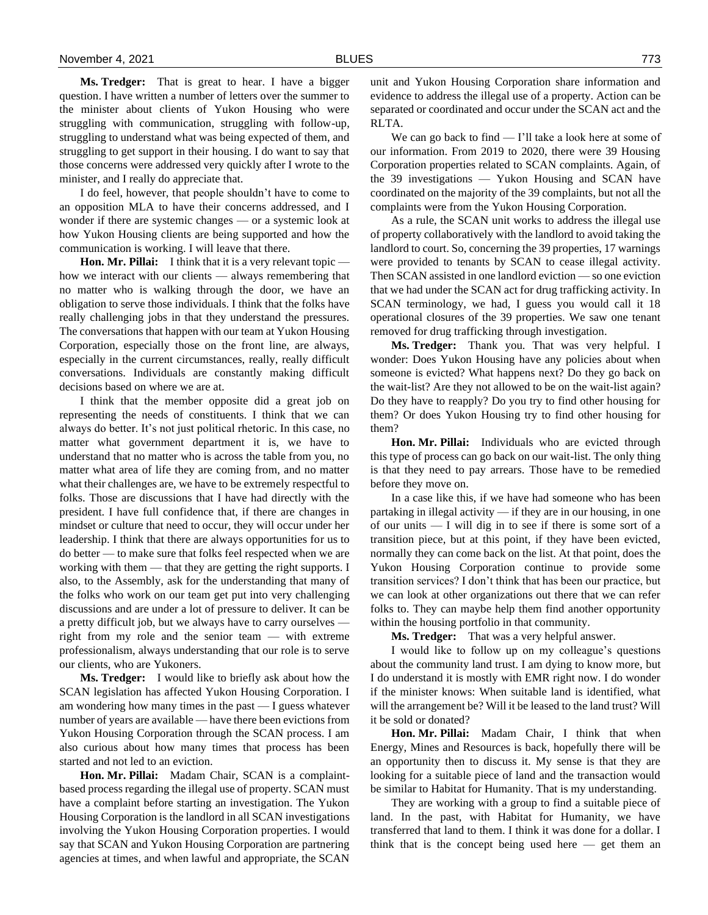**Ms. Tredger:** That is great to hear. I have a bigger question. I have written a number of letters over the summer to the minister about clients of Yukon Housing who were struggling with communication, struggling with follow-up, struggling to understand what was being expected of them, and struggling to get support in their housing. I do want to say that those concerns were addressed very quickly after I wrote to the minister, and I really do appreciate that.

I do feel, however, that people shouldn't have to come to an opposition MLA to have their concerns addressed, and I wonder if there are systemic changes — or a systemic look at how Yukon Housing clients are being supported and how the communication is working. I will leave that there.

**Hon. Mr. Pillai:** I think that it is a very relevant topic — how we interact with our clients — always remembering that no matter who is walking through the door, we have an obligation to serve those individuals. I think that the folks have really challenging jobs in that they understand the pressures. The conversations that happen with our team at Yukon Housing Corporation, especially those on the front line, are always, especially in the current circumstances, really, really difficult conversations. Individuals are constantly making difficult decisions based on where we are at.

I think that the member opposite did a great job on representing the needs of constituents. I think that we can always do better. It's not just political rhetoric. In this case, no matter what government department it is, we have to understand that no matter who is across the table from you, no matter what area of life they are coming from, and no matter what their challenges are, we have to be extremely respectful to folks. Those are discussions that I have had directly with the president. I have full confidence that, if there are changes in mindset or culture that need to occur, they will occur under her leadership. I think that there are always opportunities for us to do better — to make sure that folks feel respected when we are working with them — that they are getting the right supports. I also, to the Assembly, ask for the understanding that many of the folks who work on our team get put into very challenging discussions and are under a lot of pressure to deliver. It can be a pretty difficult job, but we always have to carry ourselves — right from my role and the senior team — with extreme professionalism, always understanding that our role is to serve our clients, who are Yukoners.

**Ms. Tredger:** I would like to briefly ask about how the SCAN legislation has affected Yukon Housing Corporation. I am wondering how many times in the past — I guess whatever number of years are available — have there been evictions from Yukon Housing Corporation through the SCAN process. I am also curious about how many times that process has been started and not led to an eviction.

**Hon. Mr. Pillai:** Madam Chair, SCAN is a complaint-based process regarding the illegal use of property. SCAN must have a complaint before starting an investigation. The Yukon Housing Corporation is the landlord in all SCAN investigations involving the Yukon Housing Corporation properties. I would say that SCAN and Yukon Housing Corporation are partnering agencies at times, and when lawful and appropriate, the SCAN unit and Yukon Housing Corporation share information and evidence to address the illegal use of a property. Action can be separated or coordinated and occur under the SCAN act and the RLTA.

We can go back to find — I'll take a look here at some of our information. From 2019 to 2020, there were 39 Housing Corporation properties related to SCAN complaints. Again, of the 39 investigations — Yukon Housing and SCAN have coordinated on the majority of the 39 complaints, but not all the complaints were from the Yukon Housing Corporation.

As a rule, the SCAN unit works to address the illegal use of property collaboratively with the landlord to avoid taking the landlord to court. So, concerning the 39 properties, 17 warnings were provided to tenants by SCAN to cease illegal activity. Then SCAN assisted in one landlord eviction — so one eviction that we had under the SCAN act for drug trafficking activity. In SCAN terminology, we had, I guess you would call it 18 operational closures of the 39 properties. We saw one tenant removed for drug trafficking through investigation.

**Ms. Tredger:** Thank you. That was very helpful. I wonder: Does Yukon Housing have any policies about when someone is evicted? What happens next? Do they go back on the wait-list? Are they not allowed to be on the wait-list again? Do they have to reapply? Do you try to find other housing for them? Or does Yukon Housing try to find other housing for them?

**Hon. Mr. Pillai:** Individuals who are evicted through this type of process can go back on our wait-list. The only thing is that they need to pay arrears. Those have to be remedied before they move on.

In a case like this, if we have had someone who has been partaking in illegal activity — if they are in our housing, in one of our units — I will dig in to see if there is some sort of a transition piece, but at this point, if they have been evicted, normally they can come back on the list. At that point, does the Yukon Housing Corporation continue to provide some transition services? I don't think that has been our practice, but we can look at other organizations out there that we can refer folks to. They can maybe help them find another opportunity within the housing portfolio in that community.

**Ms. Tredger:** That was a very helpful answer.

I would like to follow up on my colleague's questions about the community land trust. I am dying to know more, but I do understand it is mostly with EMR right now. I do wonder if the minister knows: When suitable land is identified, what will the arrangement be? Will it be leased to the land trust? Will it be sold or donated?

**Hon. Mr. Pillai:** Madam Chair, I think that when Energy, Mines and Resources is back, hopefully there will be an opportunity then to discuss it. My sense is that they are looking for a suitable piece of land and the transaction would be similar to Habitat for Humanity. That is my understanding.

They are working with a group to find a suitable piece of land. In the past, with Habitat for Humanity, we have transferred that land to them. I think it was done for a dollar. I think that is the concept being used here — get them an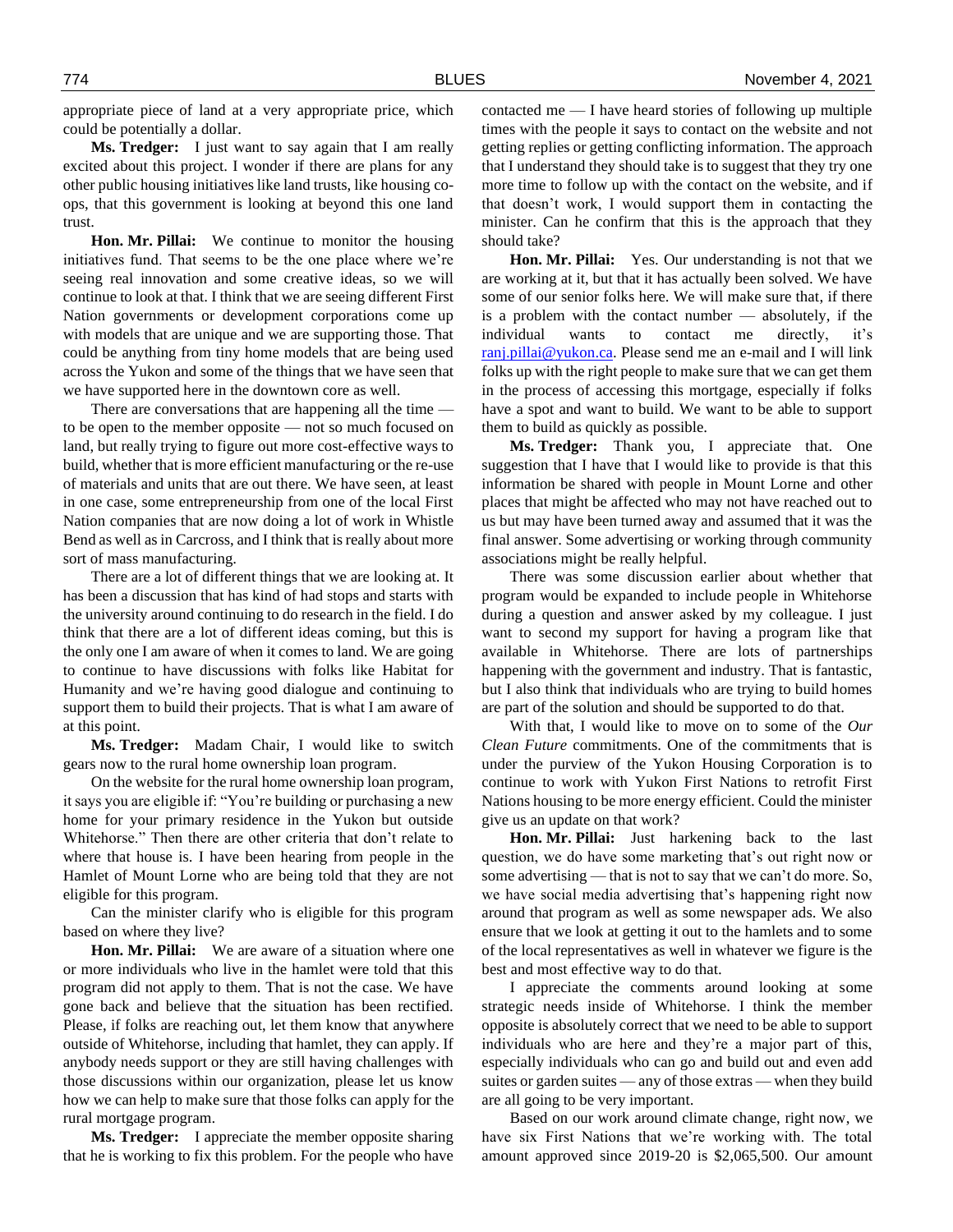appropriate piece of land at a very appropriate price, which could be potentially a dollar.

**Ms. Tredger:** I just want to say again that I am really excited about this project. I wonder if there are plans for any other public housing initiatives like land trusts, like housing co-ops, that this government is looking at beyond this one land trust.

**Hon. Mr. Pillai:** We continue to monitor the housing initiatives fund. That seems to be the one place where we're seeing real innovation and some creative ideas, so we will continue to look at that. I think that we are seeing different First Nation governments or development corporations come up with models that are unique and we are supporting those. That could be anything from tiny home models that are being used across the Yukon and some of the things that we have seen that we have supported here in the downtown core as well.

There are conversations that are happening all the time — to be open to the member opposite — not so much focused on land, but really trying to figure out more cost-effective ways to build, whether that is more efficient manufacturing or the re-use of materials and units that are out there. We have seen, at least in one case, some entrepreneurship from one of the local First Nation companies that are now doing a lot of work in Whistle Bend as well as in Carcross, and I think that is really about more sort of mass manufacturing.

There are a lot of different things that we are looking at. It has been a discussion that has kind of had stops and starts with the university around continuing to do research in the field. I do think that there are a lot of different ideas coming, but this is the only one I am aware of when it comes to land. We are going to continue to have discussions with folks like Habitat for Humanity and we're having good dialogue and continuing to support them to build their projects. That is what I am aware of at this point.

**Ms. Tredger:** Madam Chair, I would like to switch gears now to the rural home ownership loan program.

On the website for the rural home ownership loan program, it says you are eligible if: "You're building or purchasing a new home for your primary residence in the Yukon but outside Whitehorse." Then there are other criteria that don't relate to where that house is. I have been hearing from people in the Hamlet of Mount Lorne who are being told that they are not eligible for this program.

Can the minister clarify who is eligible for this program based on where they live?

**Hon. Mr. Pillai:** We are aware of a situation where one or more individuals who live in the hamlet were told that this program did not apply to them. That is not the case. We have gone back and believe that the situation has been rectified. Please, if folks are reaching out, let them know that anywhere outside of Whitehorse, including that hamlet, they can apply. If anybody needs support or they are still having challenges with those discussions within our organization, please let us know how we can help to make sure that those folks can apply for the rural mortgage program.

**Ms. Tredger:** I appreciate the member opposite sharing that he is working to fix this problem. For the people who have contacted me — I have heard stories of following up multiple times with the people it says to contact on the website and not getting replies or getting conflicting information. The approach that I understand they should take is to suggest that they try one more time to follow up with the contact on the website, and if that doesn't work, I would support them in contacting the minister. Can he confirm that this is the approach that they should take?

**Hon. Mr. Pillai:** Yes. Our understanding is not that we are working at it, but that it has actually been solved. We have some of our senior folks here. We will make sure that, if there is a problem with the contact number — absolutely, if the individual wants to contact me directly, it's ranj.pillai@yukon.ca. Please send me an e-mail and I will link folks up with the right people to make sure that we can get them in the process of accessing this mortgage, especially if folks have a spot and want to build. We want to be able to support them to build as quickly as possible.

**Ms. Tredger:** Thank you, I appreciate that. One suggestion that I have that I would like to provide is that this information be shared with people in Mount Lorne and other places that might be affected who may not have reached out to us but may have been turned away and assumed that it was the final answer. Some advertising or working through community associations might be really helpful.

There was some discussion earlier about whether that program would be expanded to include people in Whitehorse during a question and answer asked by my colleague. I just want to second my support for having a program like that available in Whitehorse. There are lots of partnerships happening with the government and industry. That is fantastic, but I also think that individuals who are trying to build homes are part of the solution and should be supported to do that.

With that, I would like to move on to some of the *Our Clean Future* commitments. One of the commitments that is under the purview of the Yukon Housing Corporation is to continue to work with Yukon First Nations to retrofit First Nations housing to be more energy efficient. Could the minister give us an update on that work?

**Hon. Mr. Pillai:** Just harkening back to the last question, we do have some marketing that's out right now or some advertising — that is not to say that we can't do more. So, we have social media advertising that's happening right now around that program as well as some newspaper ads. We also ensure that we look at getting it out to the hamlets and to some of the local representatives as well in whatever we figure is the best and most effective way to do that.

I appreciate the comments around looking at some strategic needs inside of Whitehorse. I think the member opposite is absolutely correct that we need to be able to support individuals who are here and they're a major part of this, especially individuals who can go and build out and even add suites or garden suites — any of those extras — when they build are all going to be very important.

Based on our work around climate change, right now, we have six First Nations that we're working with. The total amount approved since 2019-20 is $2,065,500. Our amount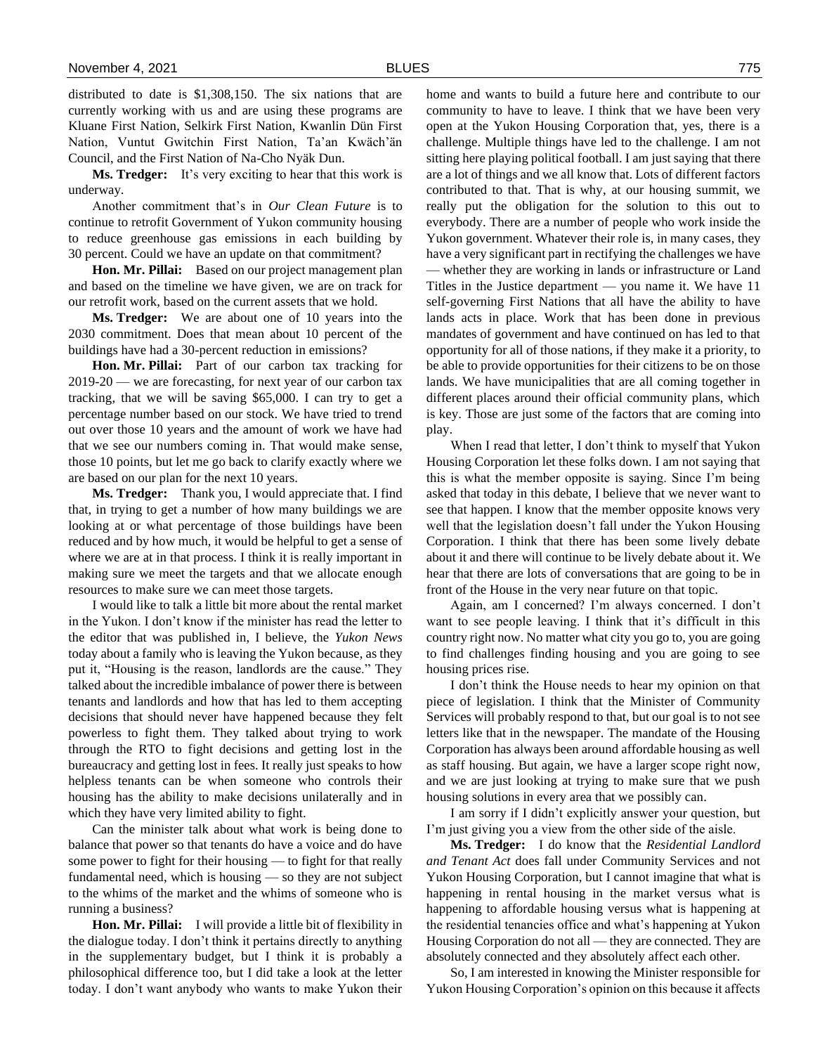distributed to date is $1,308,150. The six nations that are currently working with us and are using these programs are Kluane First Nation, Selkirk First Nation, Kwanlin Dün First Nation, Vuntut Gwitchin First Nation, Ta'an Kwäch'än Council, and the First Nation of Na-Cho Nyäk Dun.

**Ms. Tredger:** It's very exciting to hear that this work is underway.

Another commitment that's in *Our Clean Future* is to continue to retrofit Government of Yukon community housing to reduce greenhouse gas emissions in each building by 30 percent. Could we have an update on that commitment?

**Hon. Mr. Pillai:** Based on our project management plan and based on the timeline we have given, we are on track for our retrofit work, based on the current assets that we hold.

**Ms. Tredger:** We are about one of 10 years into the 2030 commitment. Does that mean about 10 percent of the buildings have had a 30-percent reduction in emissions?

**Hon. Mr. Pillai:** Part of our carbon tax tracking for 2019-20 — we are forecasting, for next year of our carbon tax tracking, that we will be saving $65,000. I can try to get a percentage number based on our stock. We have tried to trend out over those 10 years and the amount of work we have had that we see our numbers coming in. That would make sense, those 10 points, but let me go back to clarify exactly where we are based on our plan for the next 10 years.

**Ms. Tredger:** Thank you, I would appreciate that. I find that, in trying to get a number of how many buildings we are looking at or what percentage of those buildings have been reduced and by how much, it would be helpful to get a sense of where we are at in that process. I think it is really important in making sure we meet the targets and that we allocate enough resources to make sure we can meet those targets.

I would like to talk a little bit more about the rental market in the Yukon. I don't know if the minister has read the letter to the editor that was published in, I believe, the *Yukon News* today about a family who is leaving the Yukon because, as they put it, "Housing is the reason, landlords are the cause." They talked about the incredible imbalance of power there is between tenants and landlords and how that has led to them accepting decisions that should never have happened because they felt powerless to fight them. They talked about trying to work through the RTO to fight decisions and getting lost in the bureaucracy and getting lost in fees. It really just speaks to how helpless tenants can be when someone who controls their housing has the ability to make decisions unilaterally and in which they have very limited ability to fight.

Can the minister talk about what work is being done to balance that power so that tenants do have a voice and do have some power to fight for their housing — to fight for that really fundamental need, which is housing — so they are not subject to the whims of the market and the whims of someone who is running a business?

**Hon. Mr. Pillai:** I will provide a little bit of flexibility in the dialogue today. I don't think it pertains directly to anything in the supplementary budget, but I think it is probably a philosophical difference too, but I did take a look at the letter today. I don't want anybody who wants to make Yukon their home and wants to build a future here and contribute to our community to have to leave. I think that we have been very open at the Yukon Housing Corporation that, yes, there is a challenge. Multiple things have led to the challenge. I am not sitting here playing political football. I am just saying that there are a lot of things and we all know that. Lots of different factors contributed to that. That is why, at our housing summit, we really put the obligation for the solution to this out to everybody. There are a number of people who work inside the Yukon government. Whatever their role is, in many cases, they have a very significant part in rectifying the challenges we have — whether they are working in lands or infrastructure or Land Titles in the Justice department — you name it. We have 11 self-governing First Nations that all have the ability to have lands acts in place. Work that has been done in previous mandates of government and have continued on has led to that opportunity for all of those nations, if they make it a priority, to be able to provide opportunities for their citizens to be on those lands. We have municipalities that are all coming together in different places around their official community plans, which is key. Those are just some of the factors that are coming into play.

When I read that letter, I don't think to myself that Yukon Housing Corporation let these folks down. I am not saying that this is what the member opposite is saying. Since I'm being asked that today in this debate, I believe that we never want to see that happen. I know that the member opposite knows very well that the legislation doesn't fall under the Yukon Housing Corporation. I think that there has been some lively debate about it and there will continue to be lively debate about it. We hear that there are lots of conversations that are going to be in front of the House in the very near future on that topic.

Again, am I concerned? I'm always concerned. I don't want to see people leaving. I think that it's difficult in this country right now. No matter what city you go to, you are going to find challenges finding housing and you are going to see housing prices rise.

I don't think the House needs to hear my opinion on that piece of legislation. I think that the Minister of Community Services will probably respond to that, but our goal is to not see letters like that in the newspaper. The mandate of the Housing Corporation has always been around affordable housing as well as staff housing. But again, we have a larger scope right now, and we are just looking at trying to make sure that we push housing solutions in every area that we possibly can.

I am sorry if I didn't explicitly answer your question, but I'm just giving you a view from the other side of the aisle.

**Ms. Tredger:** I do know that the *Residential Landlord and Tenant Act* does fall under Community Services and not Yukon Housing Corporation, but I cannot imagine that what is happening in rental housing in the market versus what is happening to affordable housing versus what is happening at the residential tenancies office and what's happening at Yukon Housing Corporation do not all — they are connected. They are absolutely connected and they absolutely affect each other.

So, I am interested in knowing the Minister responsible for Yukon Housing Corporation's opinion on this because it affects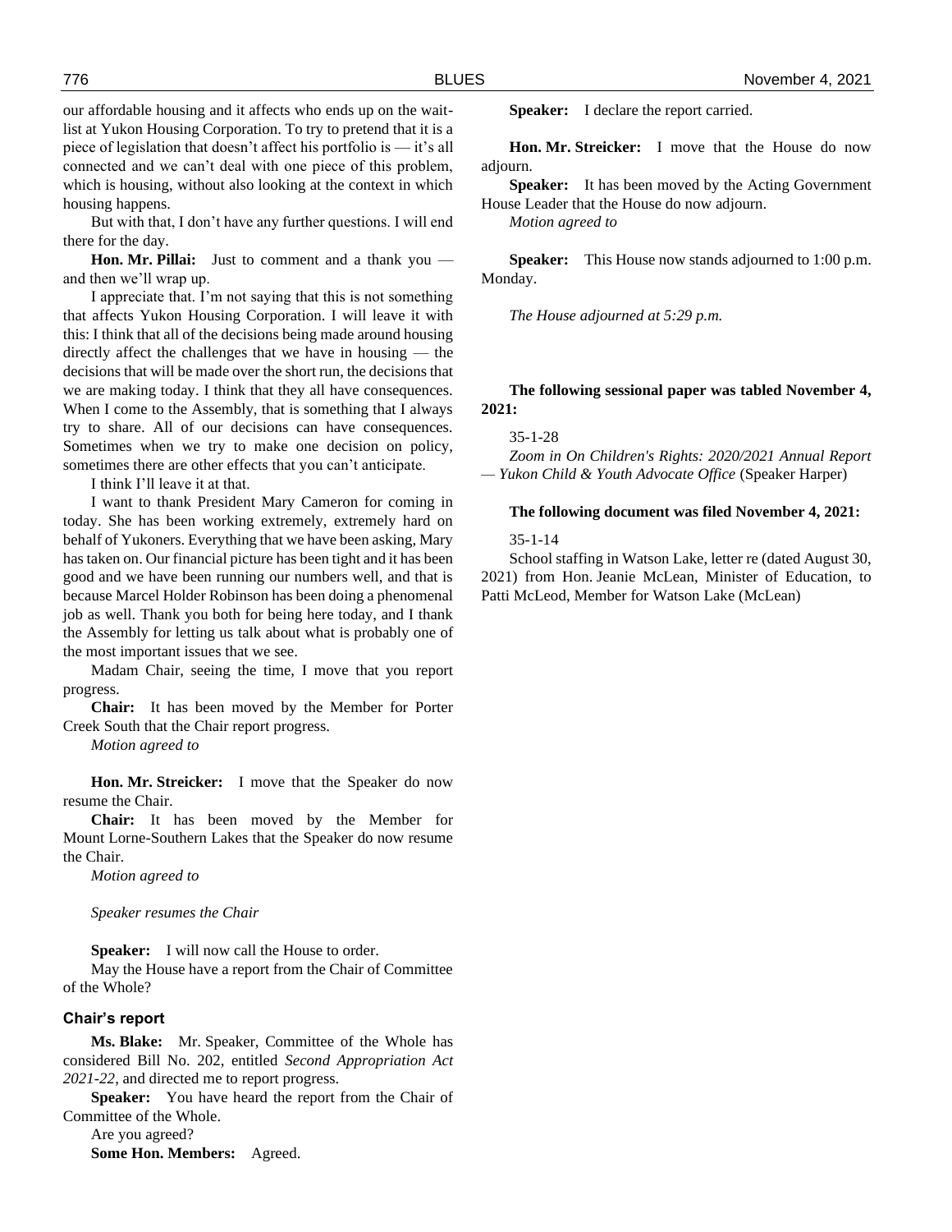our affordable housing and it affects who ends up on the waitlist at Yukon Housing Corporation. To try to pretend that it is a piece of legislation that doesn't affect his portfolio is — it's all connected and we can't deal with one piece of this problem, which is housing, without also looking at the context in which housing happens.

But with that, I don't have any further questions. I will end there for the day.

**Hon. Mr. Pillai:** Just to comment and a thank you — and then we'll wrap up.

I appreciate that. I'm not saying that this is not something that affects Yukon Housing Corporation. I will leave it with this: I think that all of the decisions being made around housing directly affect the challenges that we have in housing — the decisions that will be made over the short run, the decisions that we are making today. I think that they all have consequences. When I come to the Assembly, that is something that I always try to share. All of our decisions can have consequences. Sometimes when we try to make one decision on policy, sometimes there are other effects that you can't anticipate.

I think I'll leave it at that.

I want to thank President Mary Cameron for coming in today. She has been working extremely, extremely hard on behalf of Yukoners. Everything that we have been asking, Mary has taken on. Our financial picture has been tight and it has been good and we have been running our numbers well, and that is because Marcel Holder Robinson has been doing a phenomenal job as well. Thank you both for being here today, and I thank the Assembly for letting us talk about what is probably one of the most important issues that we see.

Madam Chair, seeing the time, I move that you report progress.

**Chair:** It has been moved by the Member for Porter Creek South that the Chair report progress.

*Motion agreed to*

**Hon. Mr. Streicker:** I move that the Speaker do now resume the Chair.

**Chair:** It has been moved by the Member for Mount Lorne-Southern Lakes that the Speaker do now resume the Chair.

*Motion agreed to*

*Speaker resumes the Chair*

**Speaker:** I will now call the House to order.

May the House have a report from the Chair of Committee of the Whole?

### Chair's report

**Ms. Blake:** Mr. Speaker, Committee of the Whole has considered Bill No. 202, entitled *Second Appropriation Act 2021-22*, and directed me to report progress.

**Speaker:** You have heard the report from the Chair of Committee of the Whole.

Are you agreed?

**Some Hon. Members:** Agreed.

**Speaker:** I declare the report carried.

**Hon. Mr. Streicker:** I move that the House do now adjourn.

**Speaker:** It has been moved by the Acting Government House Leader that the House do now adjourn.

*Motion agreed to*

**Speaker:** This House now stands adjourned to 1:00 p.m. Monday.

*The House adjourned at 5:29 p.m.*

**The following sessional paper was tabled November 4, 2021:**

35-1-28

*Zoom in On Children's Rights: 2020/2021 Annual Report — Yukon Child & Youth Advocate Office* (Speaker Harper)

**The following document was filed November 4, 2021:**

35-1-14

School staffing in Watson Lake, letter re (dated August 30, 2021) from Hon. Jeanie McLean, Minister of Education, to Patti McLeod, Member for Watson Lake (McLean)